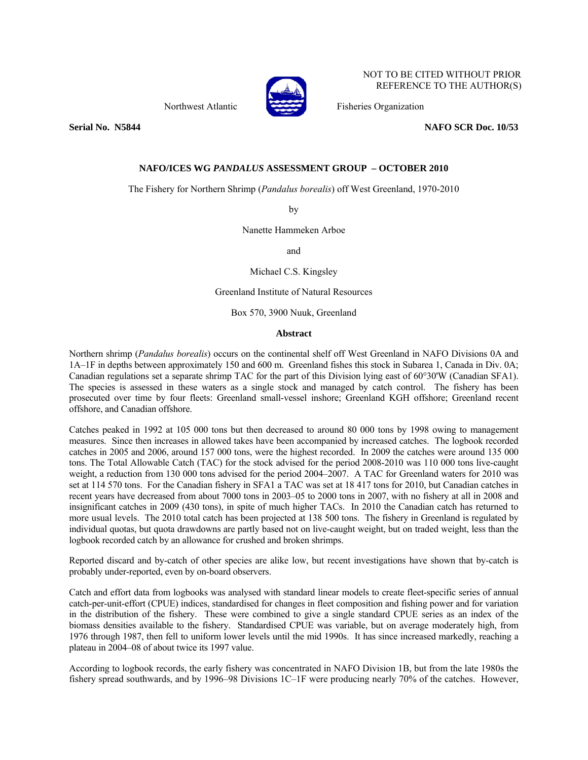NOT TO BE CITED WITHOUT PRIOR REFERENCE TO THE AUTHOR(S)

Northwest Atlantic Fisheries Organization

**Serial No. N5844** **NAFO SCR Doc. 10/53**

**NAFO/ICES WG *PANDALUS* ASSESSMENT GROUP – OCTOBER 2010**

The Fishery for Northern Shrimp (*Pandalus borealis*) off West Greenland, 1970-2010

by

Nanette Hammeken Arboe

and

Michael C.S. Kingsley

Greenland Institute of Natural Resources

Box 570, 3900 Nuuk, Greenland

**Abstract**

Northern shrimp (*Pandalus borealis*) occurs on the continental shelf off West Greenland in NAFO Divisions 0A and 1A–1F in depths between approximately 150 and 600 m. Greenland fishes this stock in Subarea 1, Canada in Div. 0A; Canadian regulations set a separate shrimp TAC for the part of this Division lying east of 60°30'W (Canadian SFA1). The species is assessed in these waters as a single stock and managed by catch control. The fishery has been prosecuted over time by four fleets: Greenland small-vessel inshore; Greenland KGH offshore; Greenland recent offshore, and Canadian offshore.

Catches peaked in 1992 at 105 000 tons but then decreased to around 80 000 tons by 1998 owing to management measures. Since then increases in allowed takes have been accompanied by increased catches. The logbook recorded catches in 2005 and 2006, around 157 000 tons, were the highest recorded. In 2009 the catches were around 135 000 tons. The Total Allowable Catch (TAC) for the stock advised for the period 2008-2010 was 110 000 tons live-caught weight, a reduction from 130 000 tons advised for the period 2004–2007. A TAC for Greenland waters for 2010 was set at 114 570 tons. For the Canadian fishery in SFA1 a TAC was set at 18 417 tons for 2010, but Canadian catches in recent years have decreased from about 7000 tons in 2003–05 to 2000 tons in 2007, with no fishery at all in 2008 and insignificant catches in 2009 (430 tons), in spite of much higher TACs. In 2010 the Canadian catch has returned to more usual levels. The 2010 total catch has been projected at 138 500 tons. The fishery in Greenland is regulated by individual quotas, but quota drawdowns are partly based not on live-caught weight, but on traded weight, less than the logbook recorded catch by an allowance for crushed and broken shrimps.

Reported discard and by-catch of other species are alike low, but recent investigations have shown that by-catch is probably under-reported, even by on-board observers.

Catch and effort data from logbooks was analysed with standard linear models to create fleet-specific series of annual catch-per-unit-effort (CPUE) indices, standardised for changes in fleet composition and fishing power and for variation in the distribution of the fishery. These were combined to give a single standard CPUE series as an index of the biomass densities available to the fishery. Standardised CPUE was variable, but on average moderately high, from 1976 through 1987, then fell to uniform lower levels until the mid 1990s. It has since increased markedly, reaching a plateau in 2004–08 of about twice its 1997 value.

According to logbook records, the early fishery was concentrated in NAFO Division 1B, but from the late 1980s the fishery spread southwards, and by 1996–98 Divisions 1C–1F were producing nearly 70% of the catches. However,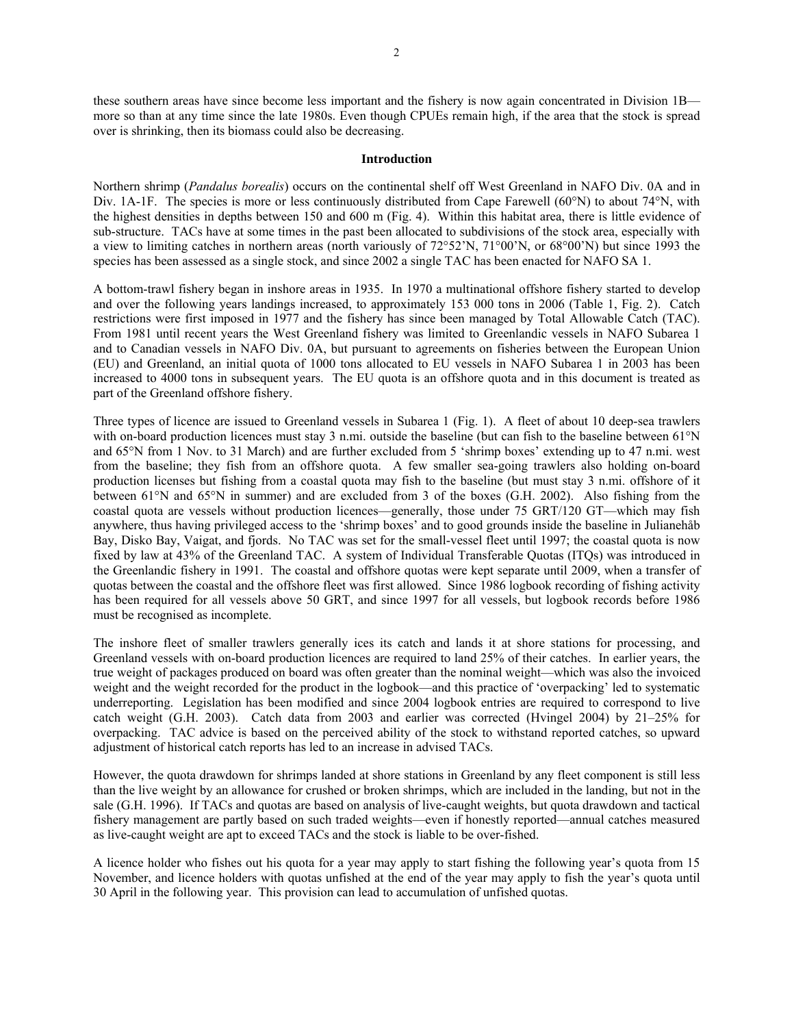these southern areas have since become less important and the fishery is now again concentrated in Division 1B—more so than at any time since the late 1980s. Even though CPUEs remain high, if the area that the stock is spread over is shrinking, then its biomass could also be decreasing.

## Introduction

Northern shrimp (*Pandalus borealis*) occurs on the continental shelf off West Greenland in NAFO Div. 0A and in Div. 1A-1F. The species is more or less continuously distributed from Cape Farewell (60°N) to about 74°N, with the highest densities in depths between 150 and 600 m (Fig. 4). Within this habitat area, there is little evidence of sub-structure. TACs have at some times in the past been allocated to subdivisions of the stock area, especially with a view to limiting catches in northern areas (north variously of 72°52'N, 71°00'N, or 68°00'N) but since 1993 the species has been assessed as a single stock, and since 2002 a single TAC has been enacted for NAFO SA 1.

A bottom-trawl fishery began in inshore areas in 1935. In 1970 a multinational offshore fishery started to develop and over the following years landings increased, to approximately 153 000 tons in 2006 (Table 1, Fig. 2). Catch restrictions were first imposed in 1977 and the fishery has since been managed by Total Allowable Catch (TAC). From 1981 until recent years the West Greenland fishery was limited to Greenlandic vessels in NAFO Subarea 1 and to Canadian vessels in NAFO Div. 0A, but pursuant to agreements on fisheries between the European Union (EU) and Greenland, an initial quota of 1000 tons allocated to EU vessels in NAFO Subarea 1 in 2003 has been increased to 4000 tons in subsequent years. The EU quota is an offshore quota and in this document is treated as part of the Greenland offshore fishery.

Three types of licence are issued to Greenland vessels in Subarea 1 (Fig. 1). A fleet of about 10 deep-sea trawlers with on-board production licences must stay 3 n.mi. outside the baseline (but can fish to the baseline between 61°N and 65°N from 1 Nov. to 31 March) and are further excluded from 5 'shrimp boxes' extending up to 47 n.mi. west from the baseline; they fish from an offshore quota. A few smaller sea-going trawlers also holding on-board production licenses but fishing from a coastal quota may fish to the baseline (but must stay 3 n.mi. offshore of it between 61°N and 65°N in summer) and are excluded from 3 of the boxes (G.H. 2002). Also fishing from the coastal quota are vessels without production licences—generally, those under 75 GRT/120 GT—which may fish anywhere, thus having privileged access to the 'shrimp boxes' and to good grounds inside the baseline in Julianehåb Bay, Disko Bay, Vaigat, and fjords. No TAC was set for the small-vessel fleet until 1997; the coastal quota is now fixed by law at 43% of the Greenland TAC. A system of Individual Transferable Quotas (ITQs) was introduced in the Greenlandic fishery in 1991. The coastal and offshore quotas were kept separate until 2009, when a transfer of quotas between the coastal and the offshore fleet was first allowed. Since 1986 logbook recording of fishing activity has been required for all vessels above 50 GRT, and since 1997 for all vessels, but logbook records before 1986 must be recognised as incomplete.

The inshore fleet of smaller trawlers generally ices its catch and lands it at shore stations for processing, and Greenland vessels with on-board production licences are required to land 25% of their catches. In earlier years, the true weight of packages produced on board was often greater than the nominal weight—which was also the invoiced weight and the weight recorded for the product in the logbook—and this practice of 'overpacking' led to systematic underreporting. Legislation has been modified and since 2004 logbook entries are required to correspond to live catch weight (G.H. 2003). Catch data from 2003 and earlier was corrected (Hvingel 2004) by 21–25% for overpacking. TAC advice is based on the perceived ability of the stock to withstand reported catches, so upward adjustment of historical catch reports has led to an increase in advised TACs.

However, the quota drawdown for shrimps landed at shore stations in Greenland by any fleet component is still less than the live weight by an allowance for crushed or broken shrimps, which are included in the landing, but not in the sale (G.H. 1996). If TACs and quotas are based on analysis of live-caught weights, but quota drawdown and tactical fishery management are partly based on such traded weights—even if honestly reported—annual catches measured as live-caught weight are apt to exceed TACs and the stock is liable to be over-fished.

A licence holder who fishes out his quota for a year may apply to start fishing the following year's quota from 15 November, and licence holders with quotas unfished at the end of the year may apply to fish the year's quota until 30 April in the following year. This provision can lead to accumulation of unfished quotas.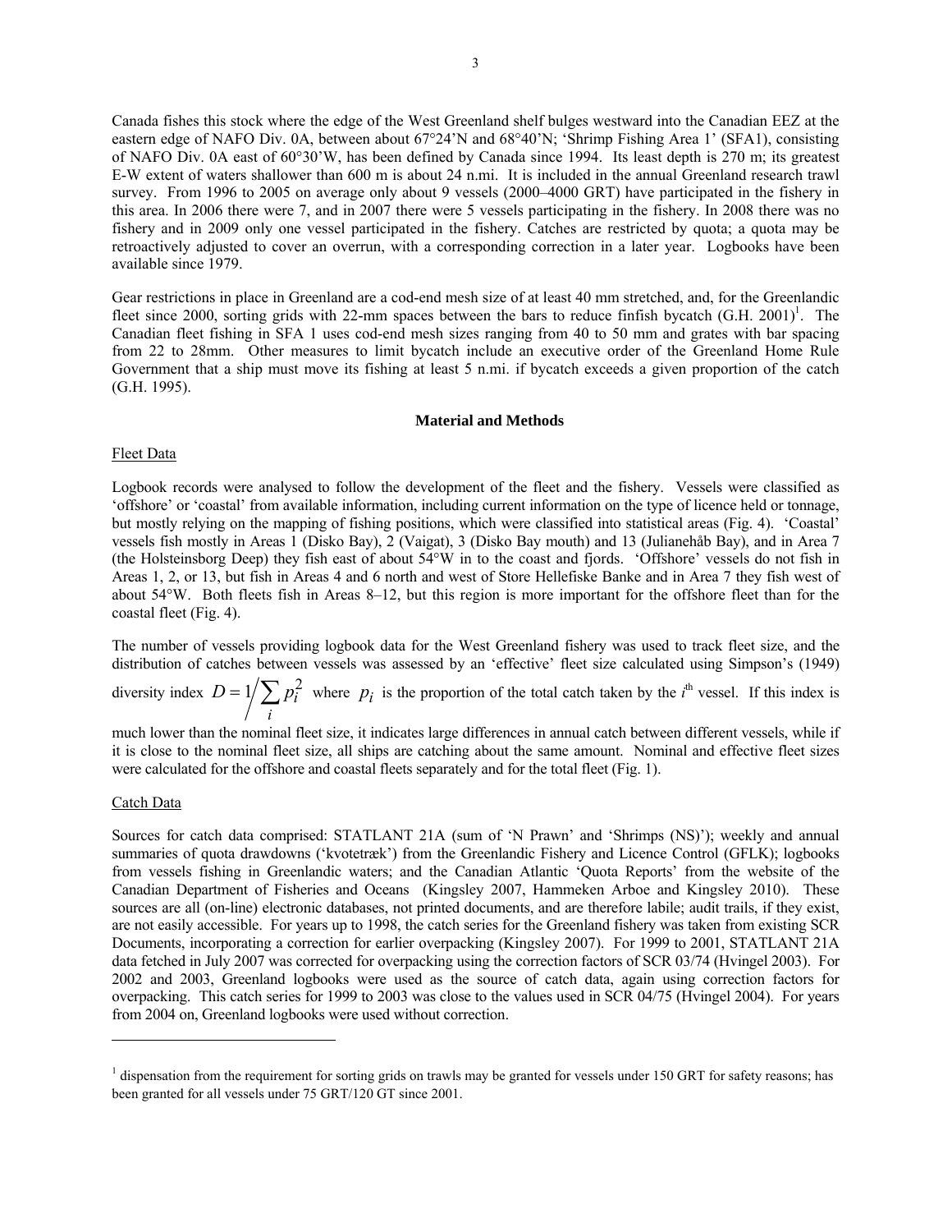Canada fishes this stock where the edge of the West Greenland shelf bulges westward into the Canadian EEZ at the eastern edge of NAFO Div. 0A, between about 67°24'N and 68°40'N; 'Shrimp Fishing Area 1' (SFA1), consisting of NAFO Div. 0A east of 60°30'W, has been defined by Canada since 1994. Its least depth is 270 m; its greatest E-W extent of waters shallower than 600 m is about 24 n.mi. It is included in the annual Greenland research trawl survey. From 1996 to 2005 on average only about 9 vessels (2000–4000 GRT) have participated in the fishery in this area. In 2006 there were 7, and in 2007 there were 5 vessels participating in the fishery. In 2008 there was no fishery and in 2009 only one vessel participated in the fishery. Catches are restricted by quota; a quota may be retroactively adjusted to cover an overrun, with a corresponding correction in a later year. Logbooks have been available since 1979.

Gear restrictions in place in Greenland are a cod-end mesh size of at least 40 mm stretched, and, for the Greenlandic fleet since 2000, sorting grids with 22-mm spaces between the bars to reduce finfish bycatch (G.H. 2001)[1]. The Canadian fleet fishing in SFA 1 uses cod-end mesh sizes ranging from 40 to 50 mm and grates with bar spacing from 22 to 28mm. Other measures to limit bycatch include an executive order of the Greenland Home Rule Government that a ship must move its fishing at least 5 n.mi. if bycatch exceeds a given proportion of the catch (G.H. 1995).

## Material and Methods

### Fleet Data

Logbook records were analysed to follow the development of the fleet and the fishery. Vessels were classified as 'offshore' or 'coastal' from available information, including current information on the type of licence held or tonnage, but mostly relying on the mapping of fishing positions, which were classified into statistical areas (Fig. 4). 'Coastal' vessels fish mostly in Areas 1 (Disko Bay), 2 (Vaigat), 3 (Disko Bay mouth) and 13 (Julianehåb Bay), and in Area 7 (the Holsteinsborg Deep) they fish east of about 54°W in to the coast and fjords. 'Offshore' vessels do not fish in Areas 1, 2, or 13, but fish in Areas 4 and 6 north and west of Store Hellefiske Banke and in Area 7 they fish west of about 54°W. Both fleets fish in Areas 8–12, but this region is more important for the offshore fleet than for the coastal fleet (Fig. 4).

The number of vessels providing logbook data for the West Greenland fishery was used to track fleet size, and the distribution of catches between vessels was assessed by an 'effective' fleet size calculated using Simpson's (1949) diversity index $D = 1 \big/ \sum_i p_i^2$ where $p_i$ is the proportion of the total catch taken by the $i^{\text{th}}$ vessel. If this index is much lower than the nominal fleet size, it indicates large differences in annual catch between different vessels, while if it is close to the nominal fleet size, all ships are catching about the same amount. Nominal and effective fleet sizes were calculated for the offshore and coastal fleets separately and for the total fleet (Fig. 1).

### Catch Data

Sources for catch data comprised: STATLANT 21A (sum of 'N Prawn' and 'Shrimps (NS)'); weekly and annual summaries of quota drawdowns ('kvotetræk') from the Greenlandic Fishery and Licence Control (GFLK); logbooks from vessels fishing in Greenlandic waters; and the Canadian Atlantic 'Quota Reports' from the website of the Canadian Department of Fisheries and Oceans (Kingsley 2007, Hammeken Arboe and Kingsley 2010). These sources are all (on-line) electronic databases, not printed documents, and are therefore labile; audit trails, if they exist, are not easily accessible. For years up to 1998, the catch series for the Greenland fishery was taken from existing SCR Documents, incorporating a correction for earlier overpacking (Kingsley 2007). For 1999 to 2001, STATLANT 21A data fetched in July 2007 was corrected for overpacking using the correction factors of SCR 03/74 (Hvingel 2003). For 2002 and 2003, Greenland logbooks were used as the source of catch data, again using correction factors for overpacking. This catch series for 1999 to 2003 was close to the values used in SCR 04/75 (Hvingel 2004). For years from 2004 on, Greenland logbooks were used without correction.

---

[1] dispensation from the requirement for sorting grids on trawls may be granted for vessels under 150 GRT for safety reasons; has been granted for all vessels under 75 GRT/120 GT since 2001.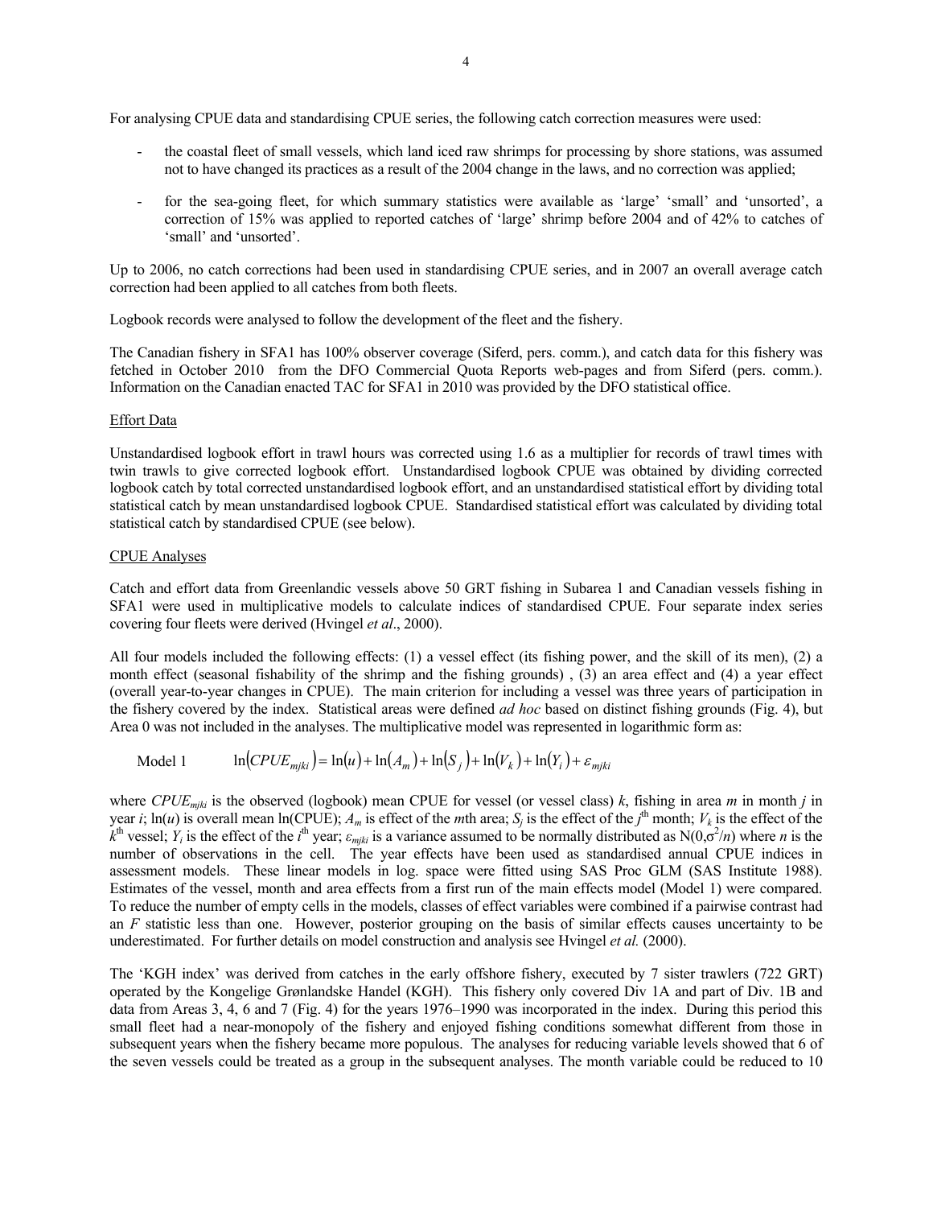For analysing CPUE data and standardising CPUE series, the following catch correction measures were used:

- the coastal fleet of small vessels, which land iced raw shrimps for processing by shore stations, was assumed not to have changed its practices as a result of the 2004 change in the laws, and no correction was applied;
- for the sea-going fleet, for which summary statistics were available as 'large' 'small' and 'unsorted', a correction of 15% was applied to reported catches of 'large' shrimp before 2004 and of 42% to catches of 'small' and 'unsorted'.

Up to 2006, no catch corrections had been used in standardising CPUE series, and in 2007 an overall average catch correction had been applied to all catches from both fleets.

Logbook records were analysed to follow the development of the fleet and the fishery.

The Canadian fishery in SFA1 has 100% observer coverage (Siferd, pers. comm.), and catch data for this fishery was fetched in October 2010 from the DFO Commercial Quota Reports web-pages and from Siferd (pers. comm.). Information on the Canadian enacted TAC for SFA1 in 2010 was provided by the DFO statistical office.

### Effort Data

Unstandardised logbook effort in trawl hours was corrected using 1.6 as a multiplier for records of trawl times with twin trawls to give corrected logbook effort. Unstandardised logbook CPUE was obtained by dividing corrected logbook catch by total corrected unstandardised logbook effort, and an unstandardised statistical effort by dividing total statistical catch by mean unstandardised logbook CPUE. Standardised statistical effort was calculated by dividing total statistical catch by standardised CPUE (see below).

### CPUE Analyses

Catch and effort data from Greenlandic vessels above 50 GRT fishing in Subarea 1 and Canadian vessels fishing in SFA1 were used in multiplicative models to calculate indices of standardised CPUE. Four separate index series covering four fleets were derived (Hvingel *et al*., 2000).

All four models included the following effects: (1) a vessel effect (its fishing power, and the skill of its men), (2) a month effect (seasonal fishability of the shrimp and the fishing grounds) , (3) an area effect and (4) a year effect (overall year-to-year changes in CPUE). The main criterion for including a vessel was three years of participation in the fishery covered by the index. Statistical areas were defined *ad hoc* based on distinct fishing grounds (Fig. 4), but Area 0 was not included in the analyses. The multiplicative model was represented in logarithmic form as:

Model 1
$$\ln(CPUE_{mjki}) = \ln(u) + \ln(A_m) + \ln(S_j) + \ln(V_k) + \ln(Y_i) + \varepsilon_{mjki}$$

where $CPUE_{mjki}$ is the observed (logbook) mean CPUE for vessel (or vessel class) $k$, fishing in area $m$ in month $j$ in year $i$; $\ln(u)$ is overall mean ln(CPUE); $A_m$ is effect of the $m$th area; $S_j$ is the effect of the $j^{th}$ month; $V_k$ is the effect of the $k^{th}$ vessel; $Y_i$ is the effect of the $i^{th}$ year; $\varepsilon_{mjki}$ is a variance assumed to be normally distributed as $N(0,\sigma^2/n)$ where $n$ is the number of observations in the cell. The year effects have been used as standardised annual CPUE indices in assessment models. These linear models in log. space were fitted using SAS Proc GLM (SAS Institute 1988). Estimates of the vessel, month and area effects from a first run of the main effects model (Model 1) were compared. To reduce the number of empty cells in the models, classes of effect variables were combined if a pairwise contrast had an $F$ statistic less than one. However, posterior grouping on the basis of similar effects causes uncertainty to be underestimated. For further details on model construction and analysis see Hvingel *et al.* (2000).

The 'KGH index' was derived from catches in the early offshore fishery, executed by 7 sister trawlers (722 GRT) operated by the Kongelige Grønlandske Handel (KGH). This fishery only covered Div 1A and part of Div. 1B and data from Areas 3, 4, 6 and 7 (Fig. 4) for the years 1976–1990 was incorporated in the index. During this period this small fleet had a near-monopoly of the fishery and enjoyed fishing conditions somewhat different from those in subsequent years when the fishery became more populous. The analyses for reducing variable levels showed that 6 of the seven vessels could be treated as a group in the subsequent analyses. The month variable could be reduced to 10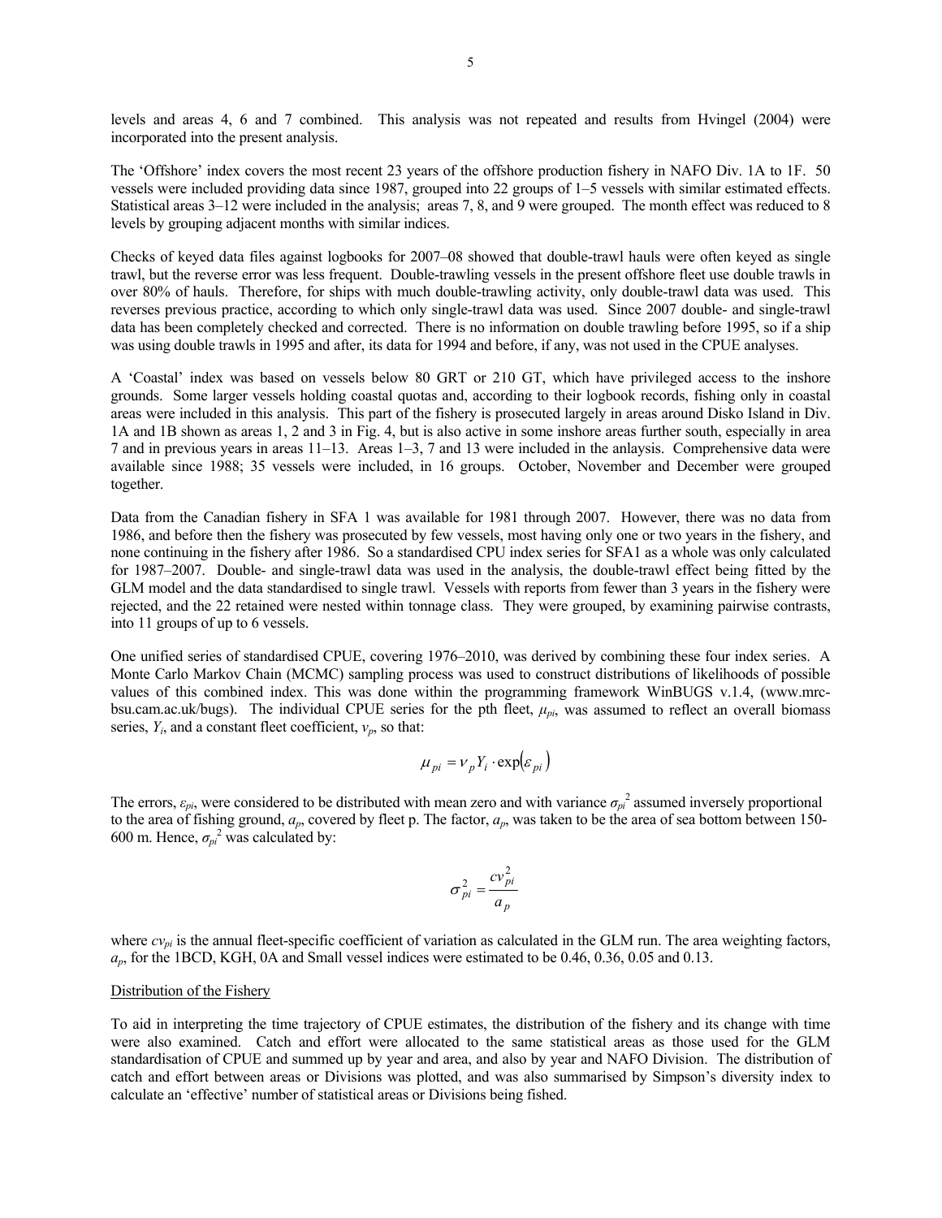levels and areas 4, 6 and 7 combined. This analysis was not repeated and results from Hvingel (2004) were incorporated into the present analysis.

The 'Offshore' index covers the most recent 23 years of the offshore production fishery in NAFO Div. 1A to 1F. 50 vessels were included providing data since 1987, grouped into 22 groups of 1–5 vessels with similar estimated effects. Statistical areas 3–12 were included in the analysis; areas 7, 8, and 9 were grouped. The month effect was reduced to 8 levels by grouping adjacent months with similar indices.

Checks of keyed data files against logbooks for 2007–08 showed that double-trawl hauls were often keyed as single trawl, but the reverse error was less frequent. Double-trawling vessels in the present offshore fleet use double trawls in over 80% of hauls. Therefore, for ships with much double-trawling activity, only double-trawl data was used. This reverses previous practice, according to which only single-trawl data was used. Since 2007 double- and single-trawl data has been completely checked and corrected. There is no information on double trawling before 1995, so if a ship was using double trawls in 1995 and after, its data for 1994 and before, if any, was not used in the CPUE analyses.

A 'Coastal' index was based on vessels below 80 GRT or 210 GT, which have privileged access to the inshore grounds. Some larger vessels holding coastal quotas and, according to their logbook records, fishing only in coastal areas were included in this analysis. This part of the fishery is prosecuted largely in areas around Disko Island in Div. 1A and 1B shown as areas 1, 2 and 3 in Fig. 4, but is also active in some inshore areas further south, especially in area 7 and in previous years in areas 11–13. Areas 1–3, 7 and 13 were included in the anlaysis. Comprehensive data were available since 1988; 35 vessels were included, in 16 groups. October, November and December were grouped together.

Data from the Canadian fishery in SFA 1 was available for 1981 through 2007. However, there was no data from 1986, and before then the fishery was prosecuted by few vessels, most having only one or two years in the fishery, and none continuing in the fishery after 1986. So a standardised CPU index series for SFA1 as a whole was only calculated for 1987–2007. Double- and single-trawl data was used in the analysis, the double-trawl effect being fitted by the GLM model and the data standardised to single trawl. Vessels with reports from fewer than 3 years in the fishery were rejected, and the 22 retained were nested within tonnage class. They were grouped, by examining pairwise contrasts, into 11 groups of up to 6 vessels.

One unified series of standardised CPUE, covering 1976–2010, was derived by combining these four index series. A Monte Carlo Markov Chain (MCMC) sampling process was used to construct distributions of likelihoods of possible values of this combined index. This was done within the programming framework WinBUGS v.1.4, (www.mrc-bsu.cam.ac.uk/bugs). The individual CPUE series for the pth fleet, $\mu_{pi}$, was assumed to reflect an overall biomass series, $Y_i$, and a constant fleet coefficient, $v_p$, so that:

$$\mu_{pi} = \nu_p Y_i \cdot \exp(\varepsilon_{pi})$$

The errors, $\varepsilon_{pi}$, were considered to be distributed with mean zero and with variance $\sigma_{pi}^2$ assumed inversely proportional to the area of fishing ground, $a_p$, covered by fleet p. The factor, $a_p$, was taken to be the area of sea bottom between 150-600 m. Hence, $\sigma_{pi}^2$ was calculated by:

$$\sigma_{pi}^2 = \frac{cv_{pi}^2}{a_p}$$

where $cv_{pi}$ is the annual fleet-specific coefficient of variation as calculated in the GLM run. The area weighting factors, $a_p$, for the 1BCD, KGH, 0A and Small vessel indices were estimated to be 0.46, 0.36, 0.05 and 0.13.

Distribution of the Fishery

To aid in interpreting the time trajectory of CPUE estimates, the distribution of the fishery and its change with time were also examined. Catch and effort were allocated to the same statistical areas as those used for the GLM standardisation of CPUE and summed up by year and area, and also by year and NAFO Division. The distribution of catch and effort between areas or Divisions was plotted, and was also summarised by Simpson's diversity index to calculate an 'effective' number of statistical areas or Divisions being fished.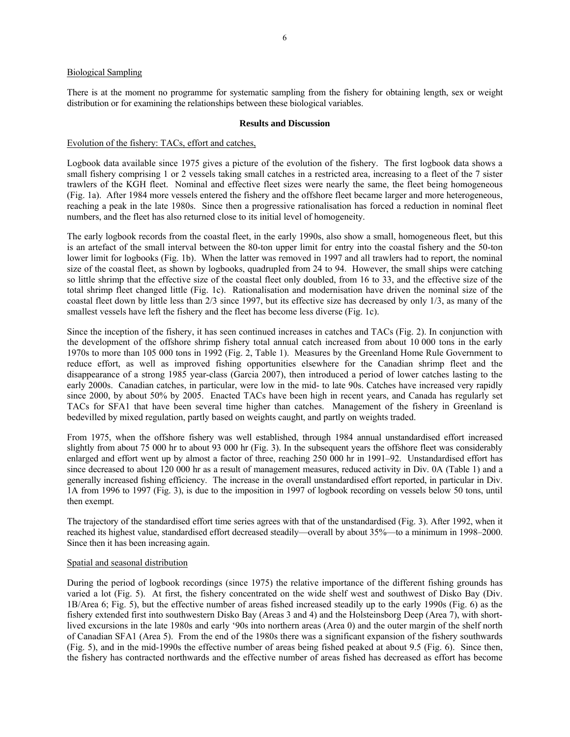Biological Sampling

There is at the moment no programme for systematic sampling from the fishery for obtaining length, sex or weight distribution or for examining the relationships between these biological variables.

## Results and Discussion

Evolution of the fishery: TACs, effort and catches,

Logbook data available since 1975 gives a picture of the evolution of the fishery. The first logbook data shows a small fishery comprising 1 or 2 vessels taking small catches in a restricted area, increasing to a fleet of the 7 sister trawlers of the KGH fleet. Nominal and effective fleet sizes were nearly the same, the fleet being homogeneous (Fig. 1a). After 1984 more vessels entered the fishery and the offshore fleet became larger and more heterogeneous, reaching a peak in the late 1980s. Since then a progressive rationalisation has forced a reduction in nominal fleet numbers, and the fleet has also returned close to its initial level of homogeneity.

The early logbook records from the coastal fleet, in the early 1990s, also show a small, homogeneous fleet, but this is an artefact of the small interval between the 80-ton upper limit for entry into the coastal fishery and the 50-ton lower limit for logbooks (Fig. 1b). When the latter was removed in 1997 and all trawlers had to report, the nominal size of the coastal fleet, as shown by logbooks, quadrupled from 24 to 94. However, the small ships were catching so little shrimp that the effective size of the coastal fleet only doubled, from 16 to 33, and the effective size of the total shrimp fleet changed little (Fig. 1c). Rationalisation and modernisation have driven the nominal size of the coastal fleet down by little less than 2/3 since 1997, but its effective size has decreased by only 1/3, as many of the smallest vessels have left the fishery and the fleet has become less diverse (Fig. 1c).

Since the inception of the fishery, it has seen continued increases in catches and TACs (Fig. 2). In conjunction with the development of the offshore shrimp fishery total annual catch increased from about 10 000 tons in the early 1970s to more than 105 000 tons in 1992 (Fig. 2, Table 1). Measures by the Greenland Home Rule Government to reduce effort, as well as improved fishing opportunities elsewhere for the Canadian shrimp fleet and the disappearance of a strong 1985 year-class (Garcia 2007), then introduced a period of lower catches lasting to the early 2000s. Canadian catches, in particular, were low in the mid- to late 90s. Catches have increased very rapidly since 2000, by about 50% by 2005. Enacted TACs have been high in recent years, and Canada has regularly set TACs for SFA1 that have been several time higher than catches. Management of the fishery in Greenland is bedevilled by mixed regulation, partly based on weights caught, and partly on weights traded.

From 1975, when the offshore fishery was well established, through 1984 annual unstandardised effort increased slightly from about 75 000 hr to about 93 000 hr (Fig. 3). In the subsequent years the offshore fleet was considerably enlarged and effort went up by almost a factor of three, reaching 250 000 hr in 1991–92. Unstandardised effort has since decreased to about 120 000 hr as a result of management measures, reduced activity in Div. 0A (Table 1) and a generally increased fishing efficiency. The increase in the overall unstandardised effort reported, in particular in Div. 1A from 1996 to 1997 (Fig. 3), is due to the imposition in 1997 of logbook recording on vessels below 50 tons, until then exempt.

The trajectory of the standardised effort time series agrees with that of the unstandardised (Fig. 3). After 1992, when it reached its highest value, standardised effort decreased steadily—overall by about 35%—to a minimum in 1998–2000. Since then it has been increasing again.

Spatial and seasonal distribution

During the period of logbook recordings (since 1975) the relative importance of the different fishing grounds has varied a lot (Fig. 5). At first, the fishery concentrated on the wide shelf west and southwest of Disko Bay (Div. 1B/Area 6; Fig. 5), but the effective number of areas fished increased steadily up to the early 1990s (Fig. 6) as the fishery extended first into southwestern Disko Bay (Areas 3 and 4) and the Holsteinsborg Deep (Area 7), with short-lived excursions in the late 1980s and early '90s into northern areas (Area 0) and the outer margin of the shelf north of Canadian SFA1 (Area 5). From the end of the 1980s there was a significant expansion of the fishery southwards (Fig. 5), and in the mid-1990s the effective number of areas being fished peaked at about 9.5 (Fig. 6). Since then, the fishery has contracted northwards and the effective number of areas fished has decreased as effort has become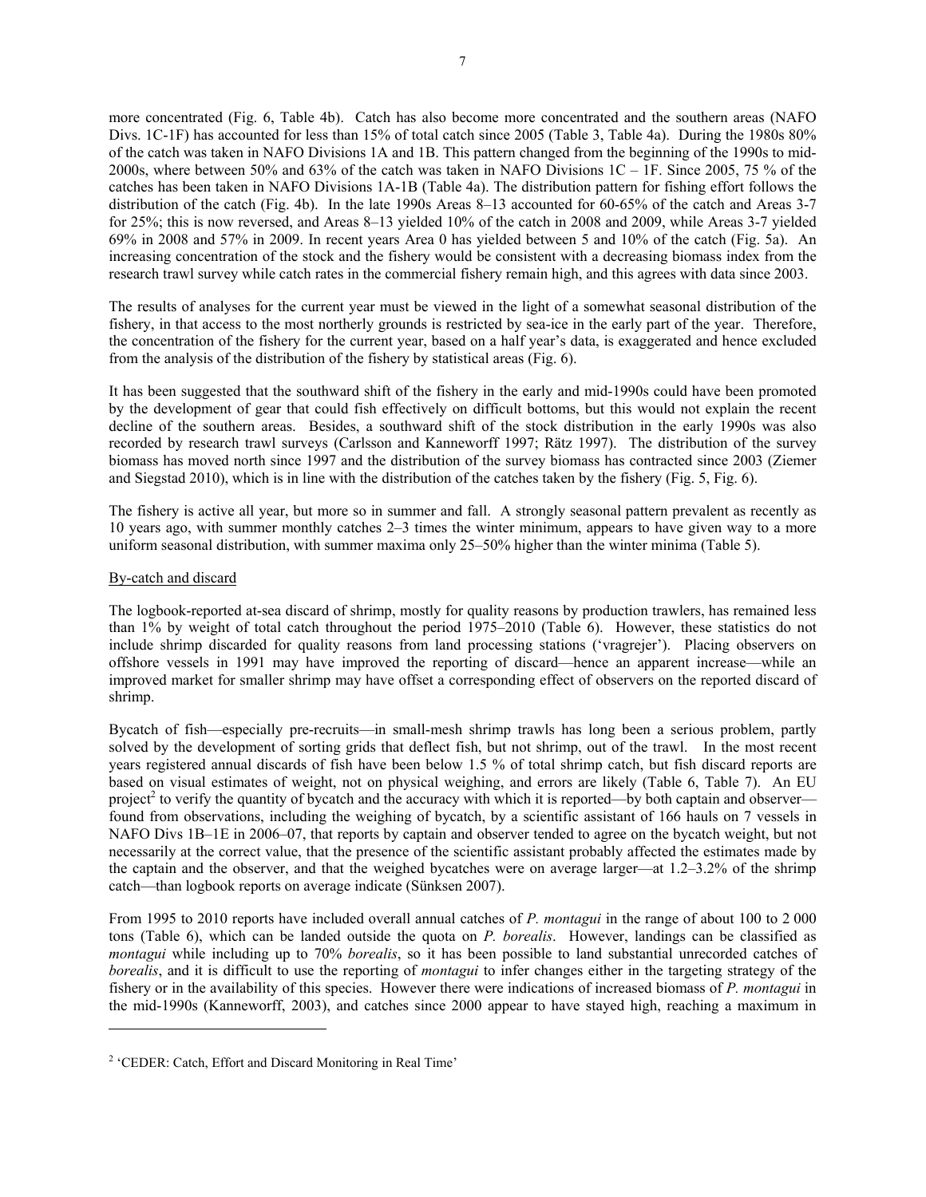more concentrated (Fig. 6, Table 4b). Catch has also become more concentrated and the southern areas (NAFO Divs. 1C-1F) has accounted for less than 15% of total catch since 2005 (Table 3, Table 4a). During the 1980s 80% of the catch was taken in NAFO Divisions 1A and 1B. This pattern changed from the beginning of the 1990s to mid-2000s, where between 50% and 63% of the catch was taken in NAFO Divisions 1C – 1F. Since 2005, 75 % of the catches has been taken in NAFO Divisions 1A-1B (Table 4a). The distribution pattern for fishing effort follows the distribution of the catch (Fig. 4b). In the late 1990s Areas 8–13 accounted for 60-65% of the catch and Areas 3-7 for 25%; this is now reversed, and Areas 8–13 yielded 10% of the catch in 2008 and 2009, while Areas 3-7 yielded 69% in 2008 and 57% in 2009. In recent years Area 0 has yielded between 5 and 10% of the catch (Fig. 5a). An increasing concentration of the stock and the fishery would be consistent with a decreasing biomass index from the research trawl survey while catch rates in the commercial fishery remain high, and this agrees with data since 2003.

The results of analyses for the current year must be viewed in the light of a somewhat seasonal distribution of the fishery, in that access to the most northerly grounds is restricted by sea-ice in the early part of the year. Therefore, the concentration of the fishery for the current year, based on a half year's data, is exaggerated and hence excluded from the analysis of the distribution of the fishery by statistical areas (Fig. 6).

It has been suggested that the southward shift of the fishery in the early and mid-1990s could have been promoted by the development of gear that could fish effectively on difficult bottoms, but this would not explain the recent decline of the southern areas. Besides, a southward shift of the stock distribution in the early 1990s was also recorded by research trawl surveys (Carlsson and Kanneworff 1997; Rätz 1997). The distribution of the survey biomass has moved north since 1997 and the distribution of the survey biomass has contracted since 2003 (Ziemer and Siegstad 2010), which is in line with the distribution of the catches taken by the fishery (Fig. 5, Fig. 6).

The fishery is active all year, but more so in summer and fall. A strongly seasonal pattern prevalent as recently as 10 years ago, with summer monthly catches 2–3 times the winter minimum, appears to have given way to a more uniform seasonal distribution, with summer maxima only 25–50% higher than the winter minima (Table 5).

By-catch and discard

The logbook-reported at-sea discard of shrimp, mostly for quality reasons by production trawlers, has remained less than 1% by weight of total catch throughout the period 1975–2010 (Table 6). However, these statistics do not include shrimp discarded for quality reasons from land processing stations ('vragrejer'). Placing observers on offshore vessels in 1991 may have improved the reporting of discard—hence an apparent increase—while an improved market for smaller shrimp may have offset a corresponding effect of observers on the reported discard of shrimp.

Bycatch of fish—especially pre-recruits—in small-mesh shrimp trawls has long been a serious problem, partly solved by the development of sorting grids that deflect fish, but not shrimp, out of the trawl. In the most recent years registered annual discards of fish have been below 1.5 % of total shrimp catch, but fish discard reports are based on visual estimates of weight, not on physical weighing, and errors are likely (Table 6, Table 7). An EU project[2] to verify the quantity of bycatch and the accuracy with which it is reported—by both captain and observer—found from observations, including the weighing of bycatch, by a scientific assistant of 166 hauls on 7 vessels in NAFO Divs 1B–1E in 2006–07, that reports by captain and observer tended to agree on the bycatch weight, but not necessarily at the correct value, that the presence of the scientific assistant probably affected the estimates made by the captain and the observer, and that the weighed bycatches were on average larger—at 1.2–3.2% of the shrimp catch—than logbook reports on average indicate (Sünksen 2007).

From 1995 to 2010 reports have included overall annual catches of *P. montagui* in the range of about 100 to 2 000 tons (Table 6), which can be landed outside the quota on *P. borealis*. However, landings can be classified as *montagui* while including up to 70% *borealis*, so it has been possible to land substantial unrecorded catches of *borealis*, and it is difficult to use the reporting of *montagui* to infer changes either in the targeting strategy of the fishery or in the availability of this species. However there were indications of increased biomass of *P. montagui* in the mid-1990s (Kanneworff, 2003), and catches since 2000 appear to have stayed high, reaching a maximum in

[2] 'CEDER: Catch, Effort and Discard Monitoring in Real Time'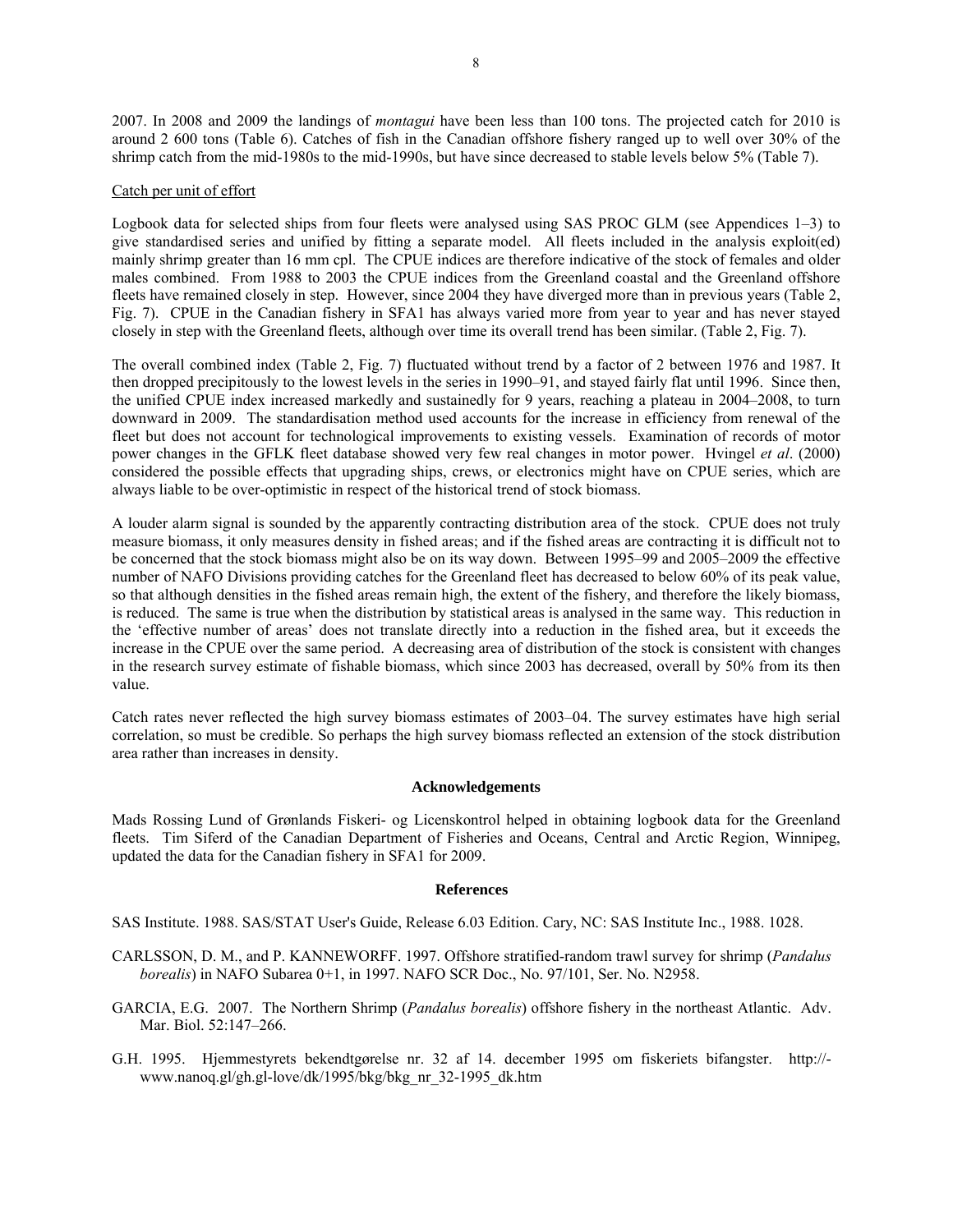2007. In 2008 and 2009 the landings of *montagui* have been less than 100 tons. The projected catch for 2010 is around 2 600 tons (Table 6). Catches of fish in the Canadian offshore fishery ranged up to well over 30% of the shrimp catch from the mid-1980s to the mid-1990s, but have since decreased to stable levels below 5% (Table 7).

Catch per unit of effort

Logbook data for selected ships from four fleets were analysed using SAS PROC GLM (see Appendices 1–3) to give standardised series and unified by fitting a separate model. All fleets included in the analysis exploit(ed) mainly shrimp greater than 16 mm cpl. The CPUE indices are therefore indicative of the stock of females and older males combined. From 1988 to 2003 the CPUE indices from the Greenland coastal and the Greenland offshore fleets have remained closely in step. However, since 2004 they have diverged more than in previous years (Table 2, Fig. 7). CPUE in the Canadian fishery in SFA1 has always varied more from year to year and has never stayed closely in step with the Greenland fleets, although over time its overall trend has been similar. (Table 2, Fig. 7).

The overall combined index (Table 2, Fig. 7) fluctuated without trend by a factor of 2 between 1976 and 1987. It then dropped precipitously to the lowest levels in the series in 1990–91, and stayed fairly flat until 1996. Since then, the unified CPUE index increased markedly and sustainedly for 9 years, reaching a plateau in 2004–2008, to turn downward in 2009. The standardisation method used accounts for the increase in efficiency from renewal of the fleet but does not account for technological improvements to existing vessels. Examination of records of motor power changes in the GFLK fleet database showed very few real changes in motor power. Hvingel *et al*. (2000) considered the possible effects that upgrading ships, crews, or electronics might have on CPUE series, which are always liable to be over-optimistic in respect of the historical trend of stock biomass.

A louder alarm signal is sounded by the apparently contracting distribution area of the stock. CPUE does not truly measure biomass, it only measures density in fished areas; and if the fished areas are contracting it is difficult not to be concerned that the stock biomass might also be on its way down. Between 1995–99 and 2005–2009 the effective number of NAFO Divisions providing catches for the Greenland fleet has decreased to below 60% of its peak value, so that although densities in the fished areas remain high, the extent of the fishery, and therefore the likely biomass, is reduced. The same is true when the distribution by statistical areas is analysed in the same way. This reduction in the 'effective number of areas' does not translate directly into a reduction in the fished area, but it exceeds the increase in the CPUE over the same period. A decreasing area of distribution of the stock is consistent with changes in the research survey estimate of fishable biomass, which since 2003 has decreased, overall by 50% from its then value.

Catch rates never reflected the high survey biomass estimates of 2003–04. The survey estimates have high serial correlation, so must be credible. So perhaps the high survey biomass reflected an extension of the stock distribution area rather than increases in density.

## Acknowledgements

Mads Rossing Lund of Grønlands Fiskeri- og Licenskontrol helped in obtaining logbook data for the Greenland fleets. Tim Siferd of the Canadian Department of Fisheries and Oceans, Central and Arctic Region, Winnipeg, updated the data for the Canadian fishery in SFA1 for 2009.

## References

SAS Institute. 1988. SAS/STAT User's Guide, Release 6.03 Edition. Cary, NC: SAS Institute Inc., 1988. 1028.

CARLSSON, D. M., and P. KANNEWORFF. 1997. Offshore stratified-random trawl survey for shrimp (*Pandalus borealis*) in NAFO Subarea 0+1, in 1997. NAFO SCR Doc., No. 97/101, Ser. No. N2958.

GARCIA, E.G. 2007. The Northern Shrimp (*Pandalus borealis*) offshore fishery in the northeast Atlantic. Adv. Mar. Biol. 52:147–266.

G.H. 1995. Hjemmestyrets bekendtgørelse nr. 32 af 14. december 1995 om fiskeriets bifangster. http://-www.nanoq.gl/gh.gl-love/dk/1995/bkg/bkg_nr_32-1995_dk.htm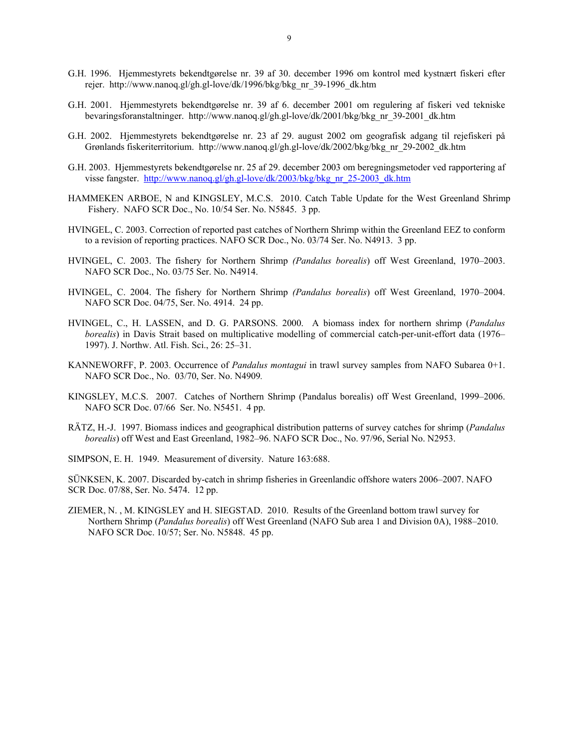G.H. 1996. Hjemmestyrets bekendtgørelse nr. 39 af 30. december 1996 om kontrol med kystnært fiskeri efter rejer. http://www.nanoq.gl/gh.gl-love/dk/1996/bkg/bkg_nr_39-1996_dk.htm

G.H. 2001. Hjemmestyrets bekendtgørelse nr. 39 af 6. december 2001 om regulering af fiskeri ved tekniske bevaringsforanstaltninger. http://www.nanoq.gl/gh.gl-love/dk/2001/bkg/bkg_nr_39-2001_dk.htm

G.H. 2002. Hjemmestyrets bekendtgørelse nr. 23 af 29. august 2002 om geografisk adgang til rejefiskeri på Grønlands fiskeriterritorium. http://www.nanoq.gl/gh.gl-love/dk/2002/bkg/bkg_nr_29-2002_dk.htm

G.H. 2003. Hjemmestyrets bekendtgørelse nr. 25 af 29. december 2003 om beregningsmetoder ved rapportering af visse fangster. http://www.nanoq.gl/gh.gl-love/dk/2003/bkg/bkg_nr_25-2003_dk.htm

HAMMEKEN ARBOE, N and KINGSLEY, M.C.S. 2010. Catch Table Update for the West Greenland Shrimp Fishery. NAFO SCR Doc., No. 10/54 Ser. No. N5845. 3 pp.

HVINGEL, C. 2003. Correction of reported past catches of Northern Shrimp within the Greenland EEZ to conform to a revision of reporting practices. NAFO SCR Doc., No. 03/74 Ser. No. N4913. 3 pp.

HVINGEL, C. 2003. The fishery for Northern Shrimp *(Pandalus borealis*) off West Greenland, 1970–2003. NAFO SCR Doc., No. 03/75 Ser. No. N4914.

HVINGEL, C. 2004. The fishery for Northern Shrimp *(Pandalus borealis*) off West Greenland, 1970–2004. NAFO SCR Doc. 04/75, Ser. No. 4914. 24 pp.

HVINGEL, C., H. LASSEN, and D. G. PARSONS. 2000. A biomass index for northern shrimp (*Pandalus borealis*) in Davis Strait based on multiplicative modelling of commercial catch-per-unit-effort data (1976–1997). J. Northw. Atl. Fish. Sci., 26: 25–31.

KANNEWORFF, P. 2003. Occurrence of *Pandalus montagui* in trawl survey samples from NAFO Subarea 0+1. NAFO SCR Doc., No. 03/70, Ser. No. N4909*.*

KINGSLEY, M.C.S. 2007. Catches of Northern Shrimp (Pandalus borealis) off West Greenland, 1999–2006. NAFO SCR Doc. 07/66 Ser. No. N5451. 4 pp.

RÄTZ, H.-J. 1997. Biomass indices and geographical distribution patterns of survey catches for shrimp (*Pandalus borealis*) off West and East Greenland, 1982–96. NAFO SCR Doc., No. 97/96, Serial No. N2953.

SIMPSON, E. H. 1949. Measurement of diversity. Nature 163:688.

SÜNKSEN, K. 2007. Discarded by-catch in shrimp fisheries in Greenlandic offshore waters 2006–2007. NAFO SCR Doc. 07/88, Ser. No. 5474. 12 pp.

ZIEMER, N. , M. KINGSLEY and H. SIEGSTAD. 2010. Results of the Greenland bottom trawl survey for Northern Shrimp (*Pandalus borealis*) off West Greenland (NAFO Sub area 1 and Division 0A), 1988–2010. NAFO SCR Doc. 10/57; Ser. No. N5848. 45 pp.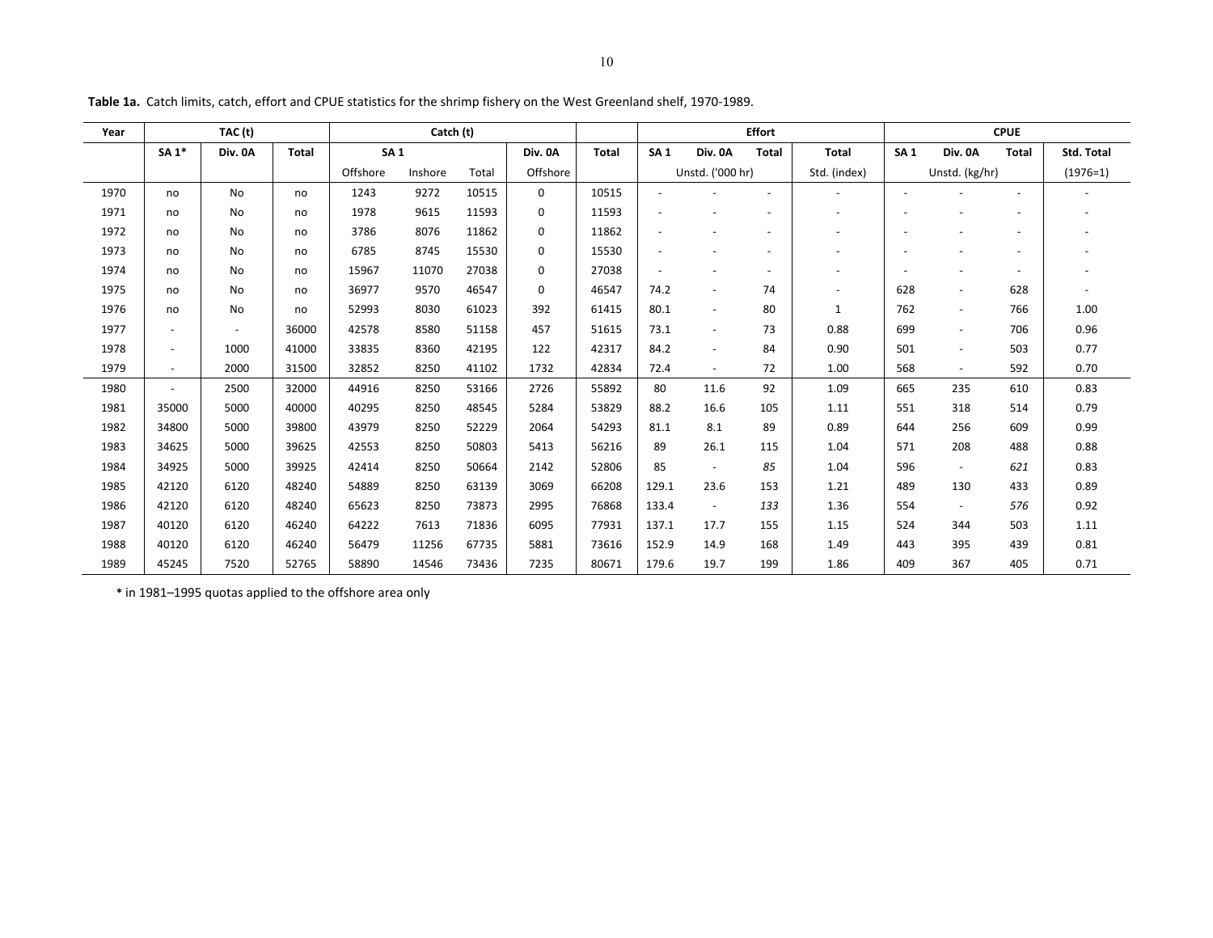**Table 1a.** Catch limits, catch, effort and CPUE statistics for the shrimp fishery on the West Greenland shelf, 1970-1989.

| Year | TAC (t) | | | Catch (t) | | | | | Effort | | | | CPUE | | | |
|---|---|---|---|---|---|---|---|---|---|---|---|---|---|---|---|---|
| | SA 1* | Div. 0A | Total | SA 1 | | | Div. 0A | Total | SA 1 | Div. 0A | Total | Total | SA 1 | Div. 0A | Total | Std. Total |
| | | | | Offshore | Inshore | Total | Offshore | | Unstd. ('000 hr) | | | Std. (index) | Unstd. (kg/hr) | | | (1976=1) |
| 1970 | no | No | no | 1243 | 9272 | 10515 | 0 | 10515 | - | - | - | - | - | - | - | - |
| 1971 | no | No | no | 1978 | 9615 | 11593 | 0 | 11593 | - | - | - | - | - | - | - | - |
| 1972 | no | No | no | 3786 | 8076 | 11862 | 0 | 11862 | - | - | - | - | - | - | - | - |
| 1973 | no | No | no | 6785 | 8745 | 15530 | 0 | 15530 | - | - | - | - | - | - | - | - |
| 1974 | no | No | no | 15967 | 11070 | 27038 | 0 | 27038 | - | - | - | - | - | - | - | - |
| 1975 | no | No | no | 36977 | 9570 | 46547 | 0 | 46547 | 74.2 | - | 74 | - | 628 | - | 628 | - |
| 1976 | no | No | no | 52993 | 8030 | 61023 | 392 | 61415 | 80.1 | - | 80 | 1 | 762 | - | 766 | 1.00 |
| 1977 | - | - | 36000 | 42578 | 8580 | 51158 | 457 | 51615 | 73.1 | - | 73 | 0.88 | 699 | - | 706 | 0.96 |
| 1978 | - | 1000 | 41000 | 33835 | 8360 | 42195 | 122 | 42317 | 84.2 | - | 84 | 0.90 | 501 | - | 503 | 0.77 |
| 1979 | - | 2000 | 31500 | 32852 | 8250 | 41102 | 1732 | 42834 | 72.4 | - | 72 | 1.00 | 568 | - | 592 | 0.70 |
| 1980 | - | 2500 | 32000 | 44916 | 8250 | 53166 | 2726 | 55892 | 80 | 11.6 | 92 | 1.09 | 665 | 235 | 610 | 0.83 |
| 1981 | 35000 | 5000 | 40000 | 40295 | 8250 | 48545 | 5284 | 53829 | 88.2 | 16.6 | 105 | 1.11 | 551 | 318 | 514 | 0.79 |
| 1982 | 34800 | 5000 | 39800 | 43979 | 8250 | 52229 | 2064 | 54293 | 81.1 | 8.1 | 89 | 0.89 | 644 | 256 | 609 | 0.99 |
| 1983 | 34625 | 5000 | 39625 | 42553 | 8250 | 50803 | 5413 | 56216 | 89 | 26.1 | 115 | 1.04 | 571 | 208 | 488 | 0.88 |
| 1984 | 34925 | 5000 | 39925 | 42414 | 8250 | 50664 | 2142 | 52806 | 85 | - | *85* | 1.04 | 596 | - | *621* | 0.83 |
| 1985 | 42120 | 6120 | 48240 | 54889 | 8250 | 63139 | 3069 | 66208 | 129.1 | 23.6 | 153 | 1.21 | 489 | 130 | 433 | 0.89 |
| 1986 | 42120 | 6120 | 48240 | 65623 | 8250 | 73873 | 2995 | 76868 | 133.4 | - | *133* | 1.36 | 554 | - | *576* | 0.92 |
| 1987 | 40120 | 6120 | 46240 | 64222 | 7613 | 71836 | 6095 | 77931 | 137.1 | 17.7 | 155 | 1.15 | 524 | 344 | 503 | 1.11 |
| 1988 | 40120 | 6120 | 46240 | 56479 | 11256 | 67735 | 5881 | 73616 | 152.9 | 14.9 | 168 | 1.49 | 443 | 395 | 439 | 0.81 |
| 1989 | 45245 | 7520 | 52765 | 58890 | 14546 | 73436 | 7235 | 80671 | 179.6 | 19.7 | 199 | 1.86 | 409 | 367 | 405 | 0.71 |

**\*** in 1981–1995 quotas applied to the offshore area only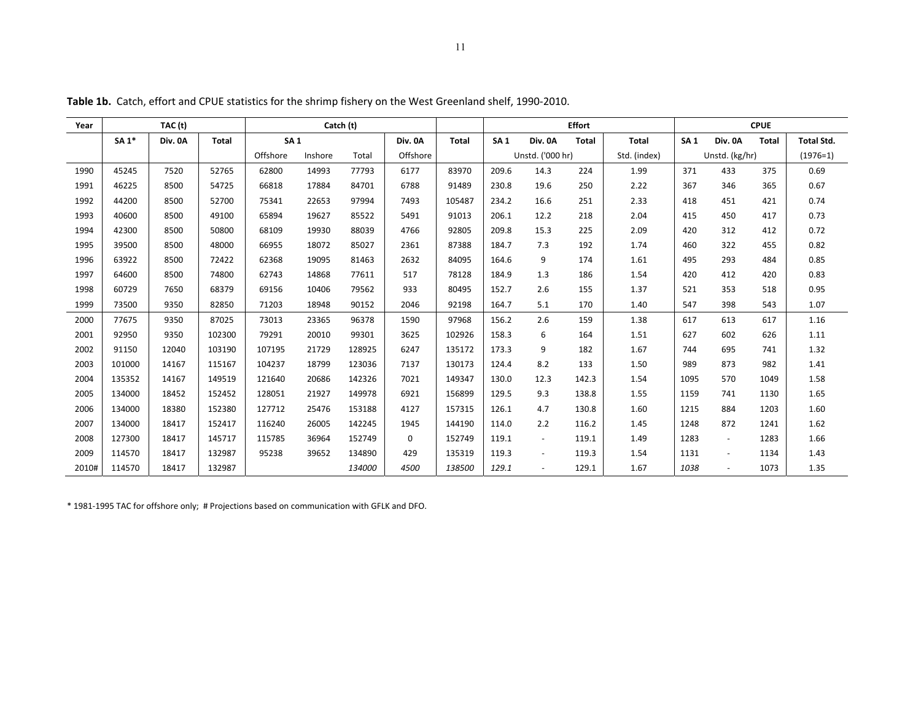**Table 1b.** Catch, effort and CPUE statistics for the shrimp fishery on the West Greenland shelf, 1990-2010.

| Year | TAC (t) | | | Catch (t) | | | | | Effort | | | | CPUE | | | |
|---|---|---|---|---|---|---|---|---|---|---|---|---|---|---|---|---|
| | SA 1* | Div. 0A | Total | SA 1 | | | Div. 0A | Total | SA 1 | Div. 0A | Total | Total | SA 1 | Div. 0A | Total | Total Std. |
| | | | | Offshore | Inshore | Total | Offshore | | Unstd. ('000 hr) | | | Std. (index) | Unstd. (kg/hr) | | | (1976=1) |
| 1990 | 45245 | 7520 | 52765 | 62800 | 14993 | 77793 | 6177 | 83970 | 209.6 | 14.3 | 224 | 1.99 | 371 | 433 | 375 | 0.69 |
| 1991 | 46225 | 8500 | 54725 | 66818 | 17884 | 84701 | 6788 | 91489 | 230.8 | 19.6 | 250 | 2.22 | 367 | 346 | 365 | 0.67 |
| 1992 | 44200 | 8500 | 52700 | 75341 | 22653 | 97994 | 7493 | 105487 | 234.2 | 16.6 | 251 | 2.33 | 418 | 451 | 421 | 0.74 |
| 1993 | 40600 | 8500 | 49100 | 65894 | 19627 | 85522 | 5491 | 91013 | 206.1 | 12.2 | 218 | 2.04 | 415 | 450 | 417 | 0.73 |
| 1994 | 42300 | 8500 | 50800 | 68109 | 19930 | 88039 | 4766 | 92805 | 209.8 | 15.3 | 225 | 2.09 | 420 | 312 | 412 | 0.72 |
| 1995 | 39500 | 8500 | 48000 | 66955 | 18072 | 85027 | 2361 | 87388 | 184.7 | 7.3 | 192 | 1.74 | 460 | 322 | 455 | 0.82 |
| 1996 | 63922 | 8500 | 72422 | 62368 | 19095 | 81463 | 2632 | 84095 | 164.6 | 9 | 174 | 1.61 | 495 | 293 | 484 | 0.85 |
| 1997 | 64600 | 8500 | 74800 | 62743 | 14868 | 77611 | 517 | 78128 | 184.9 | 1.3 | 186 | 1.54 | 420 | 412 | 420 | 0.83 |
| 1998 | 60729 | 7650 | 68379 | 69156 | 10406 | 79562 | 933 | 80495 | 152.7 | 2.6 | 155 | 1.37 | 521 | 353 | 518 | 0.95 |
| 1999 | 73500 | 9350 | 82850 | 71203 | 18948 | 90152 | 2046 | 92198 | 164.7 | 5.1 | 170 | 1.40 | 547 | 398 | 543 | 1.07 |
| 2000 | 77675 | 9350 | 87025 | 73013 | 23365 | 96378 | 1590 | 97968 | 156.2 | 2.6 | 159 | 1.38 | 617 | 613 | 617 | 1.16 |
| 2001 | 92950 | 9350 | 102300 | 79291 | 20010 | 99301 | 3625 | 102926 | 158.3 | 6 | 164 | 1.51 | 627 | 602 | 626 | 1.11 |
| 2002 | 91150 | 12040 | 103190 | 107195 | 21729 | 128925 | 6247 | 135172 | 173.3 | 9 | 182 | 1.67 | 744 | 695 | 741 | 1.32 |
| 2003 | 101000 | 14167 | 115167 | 104237 | 18799 | 123036 | 7137 | 130173 | 124.4 | 8.2 | 133 | 1.50 | 989 | 873 | 982 | 1.41 |
| 2004 | 135352 | 14167 | 149519 | 121640 | 20686 | 142326 | 7021 | 149347 | 130.0 | 12.3 | 142.3 | 1.54 | 1095 | 570 | 1049 | 1.58 |
| 2005 | 134000 | 18452 | 152452 | 128051 | 21927 | 149978 | 6921 | 156899 | 129.5 | 9.3 | 138.8 | 1.55 | 1159 | 741 | 1130 | 1.65 |
| 2006 | 134000 | 18380 | 152380 | 127712 | 25476 | 153188 | 4127 | 157315 | 126.1 | 4.7 | 130.8 | 1.60 | 1215 | 884 | 1203 | 1.60 |
| 2007 | 134000 | 18417 | 152417 | 116240 | 26005 | 142245 | 1945 | 144190 | 114.0 | 2.2 | 116.2 | 1.45 | 1248 | 872 | 1241 | 1.62 |
| 2008 | 127300 | 18417 | 145717 | 115785 | 36964 | 152749 | 0 | 152749 | 119.1 | - | 119.1 | 1.49 | 1283 | - | 1283 | 1.66 |
| 2009 | 114570 | 18417 | 132987 | 95238 | 39652 | 134890 | 429 | 135319 | 119.3 | - | 119.3 | 1.54 | 1131 | - | 1134 | 1.43 |
| 2010# | 114570 | 18417 | 132987 | | | *134000* | *4500* | *138500* | *129.1* | - | 129.1 | 1.67 | *1038* | - | 1073 | 1.35 |

\* 1981-1995 TAC for offshore only; # Projections based on communication with GFLK and DFO.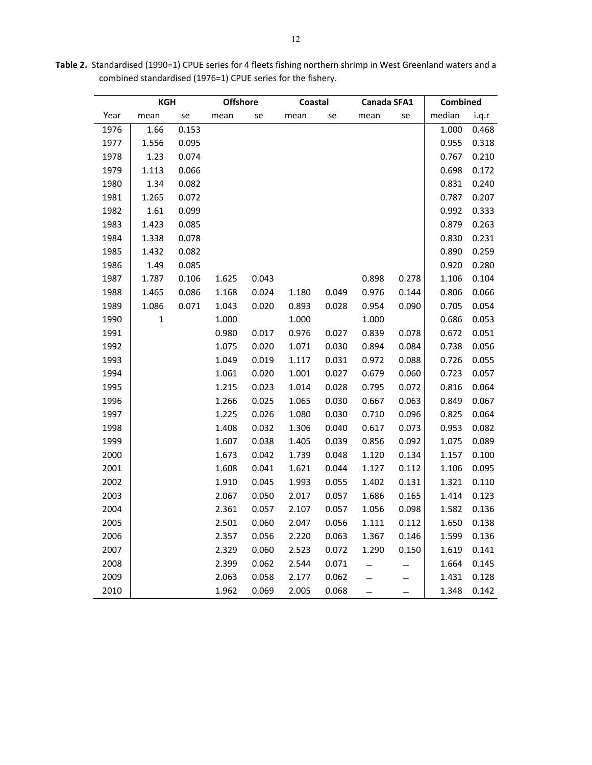**Table 2.** Standardised (1990=1) CPUE series for 4 fleets fishing northern shrimp in West Greenland waters and a combined standardised (1976=1) CPUE series for the fishery.

| | KGH | | Offshore | | Coastal | | Canada SFA1 | | Combined | |
|---|---|---|---|---|---|---|---|---|---|---|
| Year | mean | se | mean | se | mean | se | mean | se | median | i.q.r |
| 1976 | 1.66 | 0.153 | | | | | | | 1.000 | 0.468 |
| 1977 | 1.556 | 0.095 | | | | | | | 0.955 | 0.318 |
| 1978 | 1.23 | 0.074 | | | | | | | 0.767 | 0.210 |
| 1979 | 1.113 | 0.066 | | | | | | | 0.698 | 0.172 |
| 1980 | 1.34 | 0.082 | | | | | | | 0.831 | 0.240 |
| 1981 | 1.265 | 0.072 | | | | | | | 0.787 | 0.207 |
| 1982 | 1.61 | 0.099 | | | | | | | 0.992 | 0.333 |
| 1983 | 1.423 | 0.085 | | | | | | | 0.879 | 0.263 |
| 1984 | 1.338 | 0.078 | | | | | | | 0.830 | 0.231 |
| 1985 | 1.432 | 0.082 | | | | | | | 0.890 | 0.259 |
| 1986 | 1.49 | 0.085 | | | | | | | 0.920 | 0.280 |
| 1987 | 1.787 | 0.106 | 1.625 | 0.043 | | | 0.898 | 0.278 | 1.106 | 0.104 |
| 1988 | 1.465 | 0.086 | 1.168 | 0.024 | 1.180 | 0.049 | 0.976 | 0.144 | 0.806 | 0.066 |
| 1989 | 1.086 | 0.071 | 1.043 | 0.020 | 0.893 | 0.028 | 0.954 | 0.090 | 0.705 | 0.054 |
| 1990 | 1 | | 1.000 | | 1.000 | | 1.000 | | 0.686 | 0.053 |
| 1991 | | | 0.980 | 0.017 | 0.976 | 0.027 | 0.839 | 0.078 | 0.672 | 0.051 |
| 1992 | | | 1.075 | 0.020 | 1.071 | 0.030 | 0.894 | 0.084 | 0.738 | 0.056 |
| 1993 | | | 1.049 | 0.019 | 1.117 | 0.031 | 0.972 | 0.088 | 0.726 | 0.055 |
| 1994 | | | 1.061 | 0.020 | 1.001 | 0.027 | 0.679 | 0.060 | 0.723 | 0.057 |
| 1995 | | | 1.215 | 0.023 | 1.014 | 0.028 | 0.795 | 0.072 | 0.816 | 0.064 |
| 1996 | | | 1.266 | 0.025 | 1.065 | 0.030 | 0.667 | 0.063 | 0.849 | 0.067 |
| 1997 | | | 1.225 | 0.026 | 1.080 | 0.030 | 0.710 | 0.096 | 0.825 | 0.064 |
| 1998 | | | 1.408 | 0.032 | 1.306 | 0.040 | 0.617 | 0.073 | 0.953 | 0.082 |
| 1999 | | | 1.607 | 0.038 | 1.405 | 0.039 | 0.856 | 0.092 | 1.075 | 0.089 |
| 2000 | | | 1.673 | 0.042 | 1.739 | 0.048 | 1.120 | 0.134 | 1.157 | 0.100 |
| 2001 | | | 1.608 | 0.041 | 1.621 | 0.044 | 1.127 | 0.112 | 1.106 | 0.095 |
| 2002 | | | 1.910 | 0.045 | 1.993 | 0.055 | 1.402 | 0.131 | 1.321 | 0.110 |
| 2003 | | | 2.067 | 0.050 | 2.017 | 0.057 | 1.686 | 0.165 | 1.414 | 0.123 |
| 2004 | | | 2.361 | 0.057 | 2.107 | 0.057 | 1.056 | 0.098 | 1.582 | 0.136 |
| 2005 | | | 2.501 | 0.060 | 2.047 | 0.056 | 1.111 | 0.112 | 1.650 | 0.138 |
| 2006 | | | 2.357 | 0.056 | 2.220 | 0.063 | 1.367 | 0.146 | 1.599 | 0.136 |
| 2007 | | | 2.329 | 0.060 | 2.523 | 0.072 | 1.290 | 0.150 | 1.619 | 0.141 |
| 2008 | | | 2.399 | 0.062 | 2.544 | 0.071 | – | – | 1.664 | 0.145 |
| 2009 | | | 2.063 | 0.058 | 2.177 | 0.062 | – | – | 1.431 | 0.128 |
| 2010 | | | 1.962 | 0.069 | 2.005 | 0.068 | – | – | 1.348 | 0.142 |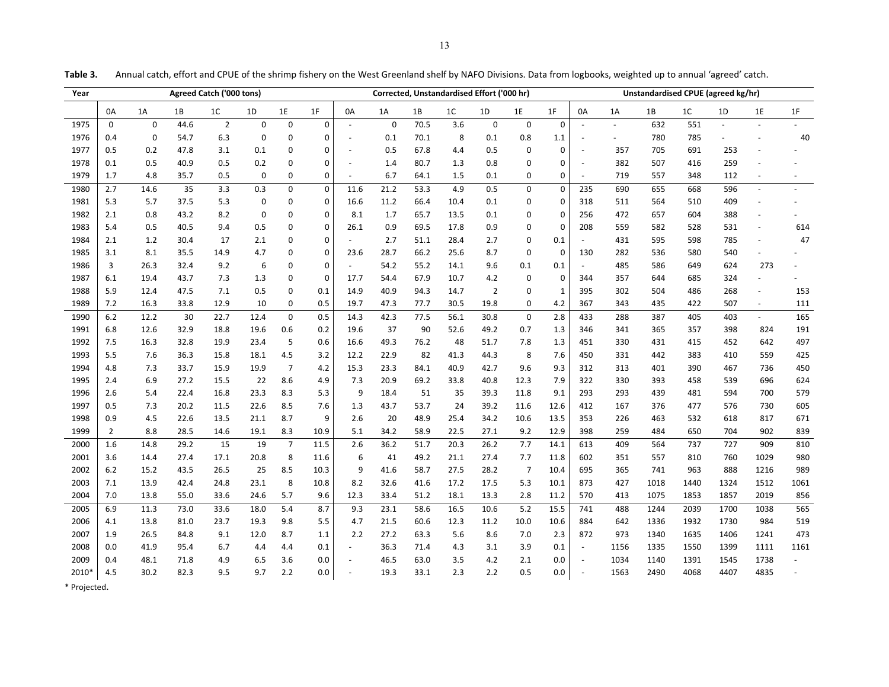**Table 3.** Annual catch, effort and CPUE of the shrimp fishery on the West Greenland shelf by NAFO Divisions. Data from logbooks, weighted up to annual 'agreed' catch.

| Year | Agreed Catch ('000 tons) | | | | | | | Corrected, Unstandardised Effort ('000 hr) | | | | | | | Unstandardised CPUE (agreed kg/hr) | | | | | | |
|---|---|---|---|---|---|---|---|---|---|---|---|---|---|---|---|---|---|---|---|---|---|
| | 0A | 1A | 1B | 1C | 1D | 1E | 1F | 0A | 1A | 1B | 1C | 1D | 1E | 1F | 0A | 1A | 1B | 1C | 1D | 1E | 1F |
| 1975 | 0 | 0 | 44.6 | 2 | 0 | 0 | 0 | - | 0 | 70.5 | 3.6 | 0 | 0 | 0 | - | - | 632 | 551 | - | - | - |
| 1976 | 0.4 | 0 | 54.7 | 6.3 | 0 | 0 | 0 | - | 0.1 | 70.1 | 8 | 0.1 | 0.8 | 1.1 | - | - | 780 | 785 | - | - | 40 |
| 1977 | 0.5 | 0.2 | 47.8 | 3.1 | 0.1 | 0 | 0 | - | 0.5 | 67.8 | 4.4 | 0.5 | 0 | 0 | - | 357 | 705 | 691 | 253 | - | - |
| 1978 | 0.1 | 0.5 | 40.9 | 0.5 | 0.2 | 0 | 0 | - | 1.4 | 80.7 | 1.3 | 0.8 | 0 | 0 | - | 382 | 507 | 416 | 259 | - | - |
| 1979 | 1.7 | 4.8 | 35.7 | 0.5 | 0 | 0 | 0 | - | 6.7 | 64.1 | 1.5 | 0.1 | 0 | 0 | - | 719 | 557 | 348 | 112 | - | - |
| 1980 | 2.7 | 14.6 | 35 | 3.3 | 0.3 | 0 | 0 | 11.6 | 21.2 | 53.3 | 4.9 | 0.5 | 0 | 0 | 235 | 690 | 655 | 668 | 596 | - | - |
| 1981 | 5.3 | 5.7 | 37.5 | 5.3 | 0 | 0 | 0 | 16.6 | 11.2 | 66.4 | 10.4 | 0.1 | 0 | 0 | 318 | 511 | 564 | 510 | 409 | - | - |
| 1982 | 2.1 | 0.8 | 43.2 | 8.2 | 0 | 0 | 0 | 8.1 | 1.7 | 65.7 | 13.5 | 0.1 | 0 | 0 | 256 | 472 | 657 | 604 | 388 | - | - |
| 1983 | 5.4 | 0.5 | 40.5 | 9.4 | 0.5 | 0 | 0 | 26.1 | 0.9 | 69.5 | 17.8 | 0.9 | 0 | 0 | 208 | 559 | 582 | 528 | 531 | - | 614 |
| 1984 | 2.1 | 1.2 | 30.4 | 17 | 2.1 | 0 | 0 | - | 2.7 | 51.1 | 28.4 | 2.7 | 0 | 0.1 | - | 431 | 595 | 598 | 785 | - | 47 |
| 1985 | 3.1 | 8.1 | 35.5 | 14.9 | 4.7 | 0 | 0 | 23.6 | 28.7 | 66.2 | 25.6 | 8.7 | 0 | 0 | 130 | 282 | 536 | 580 | 540 | - | - |
| 1986 | 3 | 26.3 | 32.4 | 9.2 | 6 | 0 | 0 | - | 54.2 | 55.2 | 14.1 | 9.6 | 0.1 | 0.1 | - | 485 | 586 | 649 | 624 | 273 | - |
| 1987 | 6.1 | 19.4 | 43.7 | 7.3 | 1.3 | 0 | 0 | 17.7 | 54.4 | 67.9 | 10.7 | 4.2 | 0 | 0 | 344 | 357 | 644 | 685 | 324 | - | - |
| 1988 | 5.9 | 12.4 | 47.5 | 7.1 | 0.5 | 0 | 0.1 | 14.9 | 40.9 | 94.3 | 14.7 | 2 | 0 | 1 | 395 | 302 | 504 | 486 | 268 | - | 153 |
| 1989 | 7.2 | 16.3 | 33.8 | 12.9 | 10 | 0 | 0.5 | 19.7 | 47.3 | 77.7 | 30.5 | 19.8 | 0 | 4.2 | 367 | 343 | 435 | 422 | 507 | - | 111 |
| 1990 | 6.2 | 12.2 | 30 | 22.7 | 12.4 | 0 | 0.5 | 14.3 | 42.3 | 77.5 | 56.1 | 30.8 | 0 | 2.8 | 433 | 288 | 387 | 405 | 403 | - | 165 |
| 1991 | 6.8 | 12.6 | 32.9 | 18.8 | 19.6 | 0.6 | 0.2 | 19.6 | 37 | 90 | 52.6 | 49.2 | 0.7 | 1.3 | 346 | 341 | 365 | 357 | 398 | 824 | 191 |
| 1992 | 7.5 | 16.3 | 32.8 | 19.9 | 23.4 | 5 | 0.6 | 16.6 | 49.3 | 76.2 | 48 | 51.7 | 7.8 | 1.3 | 451 | 330 | 431 | 415 | 452 | 642 | 497 |
| 1993 | 5.5 | 7.6 | 36.3 | 15.8 | 18.1 | 4.5 | 3.2 | 12.2 | 22.9 | 82 | 41.3 | 44.3 | 8 | 7.6 | 450 | 331 | 442 | 383 | 410 | 559 | 425 |
| 1994 | 4.8 | 7.3 | 33.7 | 15.9 | 19.9 | 7 | 4.2 | 15.3 | 23.3 | 84.1 | 40.9 | 42.7 | 9.6 | 9.3 | 312 | 313 | 401 | 390 | 467 | 736 | 450 |
| 1995 | 2.4 | 6.9 | 27.2 | 15.5 | 22 | 8.6 | 4.9 | 7.3 | 20.9 | 69.2 | 33.8 | 40.8 | 12.3 | 7.9 | 322 | 330 | 393 | 458 | 539 | 696 | 624 |
| 1996 | 2.6 | 5.4 | 22.4 | 16.8 | 23.3 | 8.3 | 5.3 | 9 | 18.4 | 51 | 35 | 39.3 | 11.8 | 9.1 | 293 | 293 | 439 | 481 | 594 | 700 | 579 |
| 1997 | 0.5 | 7.3 | 20.2 | 11.5 | 22.6 | 8.5 | 7.6 | 1.3 | 43.7 | 53.7 | 24 | 39.2 | 11.6 | 12.6 | 412 | 167 | 376 | 477 | 576 | 730 | 605 |
| 1998 | 0.9 | 4.5 | 22.6 | 13.5 | 21.1 | 8.7 | 9 | 2.6 | 20 | 48.9 | 25.4 | 34.2 | 10.6 | 13.5 | 353 | 226 | 463 | 532 | 618 | 817 | 671 |
| 1999 | 2 | 8.8 | 28.5 | 14.6 | 19.1 | 8.3 | 10.9 | 5.1 | 34.2 | 58.9 | 22.5 | 27.1 | 9.2 | 12.9 | 398 | 259 | 484 | 650 | 704 | 902 | 839 |
| 2000 | 1.6 | 14.8 | 29.2 | 15 | 19 | 7 | 11.5 | 2.6 | 36.2 | 51.7 | 20.3 | 26.2 | 7.7 | 14.1 | 613 | 409 | 564 | 737 | 727 | 909 | 810 |
| 2001 | 3.6 | 14.4 | 27.4 | 17.1 | 20.8 | 8 | 11.6 | 6 | 41 | 49.2 | 21.1 | 27.4 | 7.7 | 11.8 | 602 | 351 | 557 | 810 | 760 | 1029 | 980 |
| 2002 | 6.2 | 15.2 | 43.5 | 26.5 | 25 | 8.5 | 10.3 | 9 | 41.6 | 58.7 | 27.5 | 28.2 | 7 | 10.4 | 695 | 365 | 741 | 963 | 888 | 1216 | 989 |
| 2003 | 7.1 | 13.9 | 42.4 | 24.8 | 23.1 | 8 | 10.8 | 8.2 | 32.6 | 41.6 | 17.2 | 17.5 | 5.3 | 10.1 | 873 | 427 | 1018 | 1440 | 1324 | 1512 | 1061 |
| 2004 | 7.0 | 13.8 | 55.0 | 33.6 | 24.6 | 5.7 | 9.6 | 12.3 | 33.4 | 51.2 | 18.1 | 13.3 | 2.8 | 11.2 | 570 | 413 | 1075 | 1853 | 1857 | 2019 | 856 |
| 2005 | 6.9 | 11.3 | 73.0 | 33.6 | 18.0 | 5.4 | 8.7 | 9.3 | 23.1 | 58.6 | 16.5 | 10.6 | 5.2 | 15.5 | 741 | 488 | 1244 | 2039 | 1700 | 1038 | 565 |
| 2006 | 4.1 | 13.8 | 81.0 | 23.7 | 19.3 | 9.8 | 5.5 | 4.7 | 21.5 | 60.6 | 12.3 | 11.2 | 10.0 | 10.6 | 884 | 642 | 1336 | 1932 | 1730 | 984 | 519 |
| 2007 | 1.9 | 26.5 | 84.8 | 9.1 | 12.0 | 8.7 | 1.1 | 2.2 | 27.2 | 63.3 | 5.6 | 8.6 | 7.0 | 2.3 | 872 | 973 | 1340 | 1635 | 1406 | 1241 | 473 |
| 2008 | 0.0 | 41.9 | 95.4 | 6.7 | 4.4 | 4.4 | 0.1 | - | 36.3 | 71.4 | 4.3 | 3.1 | 3.9 | 0.1 | - | 1156 | 1335 | 1550 | 1399 | 1111 | 1161 |
| 2009 | 0.4 | 48.1 | 71.8 | 4.9 | 6.5 | 3.6 | 0.0 | - | 46.5 | 63.0 | 3.5 | 4.2 | 2.1 | 0.0 | - | 1034 | 1140 | 1391 | 1545 | 1738 | - |
| 2010* | 4.5 | 30.2 | 82.3 | 9.5 | 9.7 | 2.2 | 0.0 | - | 19.3 | 33.1 | 2.3 | 2.2 | 0.5 | 0.0 | - | 1563 | 2490 | 4068 | 4407 | 4835 | - |

\* Projected.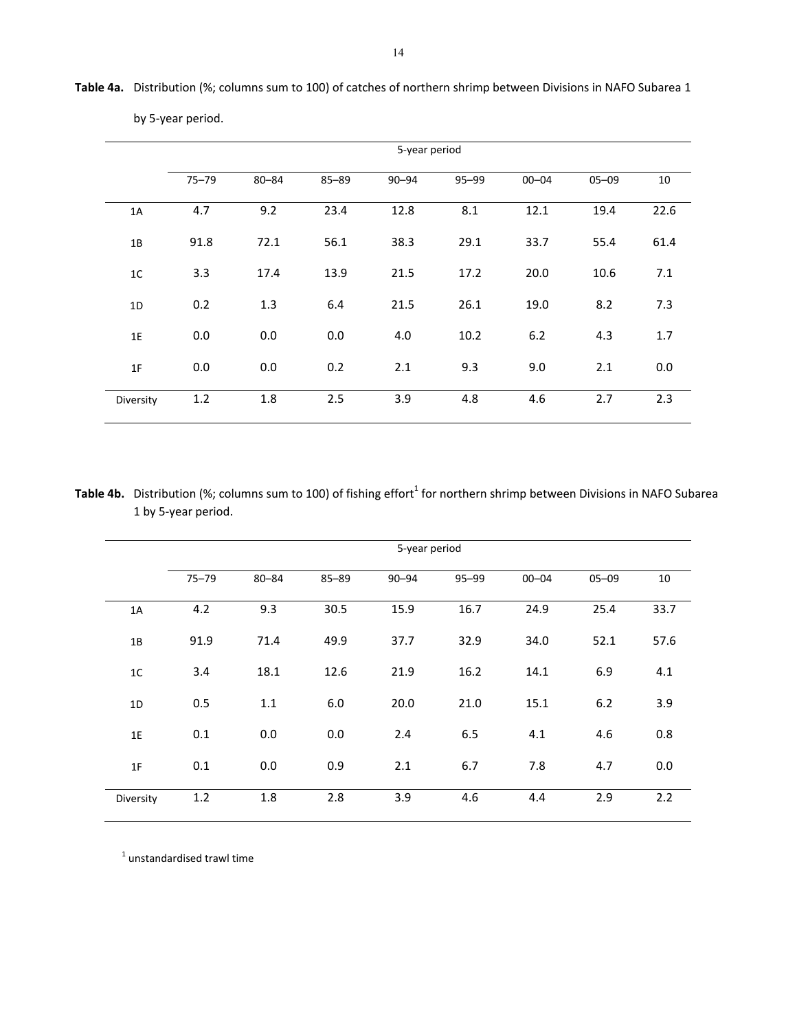**Table 4a.** Distribution (%; columns sum to 100) of catches of northern shrimp between Divisions in NAFO Subarea 1 by 5-year period.

| | 5-year period | | | | | | | |
|---|---|---|---|---|---|---|---|---|
| | 75–79 | 80–84 | 85–89 | 90–94 | 95–99 | 00–04 | 05–09 | 10 |
| 1A | 4.7 | 9.2 | 23.4 | 12.8 | 8.1 | 12.1 | 19.4 | 22.6 |
| 1B | 91.8 | 72.1 | 56.1 | 38.3 | 29.1 | 33.7 | 55.4 | 61.4 |
| 1C | 3.3 | 17.4 | 13.9 | 21.5 | 17.2 | 20.0 | 10.6 | 7.1 |
| 1D | 0.2 | 1.3 | 6.4 | 21.5 | 26.1 | 19.0 | 8.2 | 7.3 |
| 1E | 0.0 | 0.0 | 0.0 | 4.0 | 10.2 | 6.2 | 4.3 | 1.7 |
| 1F | 0.0 | 0.0 | 0.2 | 2.1 | 9.3 | 9.0 | 2.1 | 0.0 |
| Diversity | 1.2 | 1.8 | 2.5 | 3.9 | 4.8 | 4.6 | 2.7 | 2.3 |

**Table 4b.** Distribution (%; columns sum to 100) of fishing effort[1] for northern shrimp between Divisions in NAFO Subarea 1 by 5-year period.

| | 5-year period | | | | | | | |
|---|---|---|---|---|---|---|---|---|
| | 75–79 | 80–84 | 85–89 | 90–94 | 95–99 | 00–04 | 05–09 | 10 |
| 1A | 4.2 | 9.3 | 30.5 | 15.9 | 16.7 | 24.9 | 25.4 | 33.7 |
| 1B | 91.9 | 71.4 | 49.9 | 37.7 | 32.9 | 34.0 | 52.1 | 57.6 |
| 1C | 3.4 | 18.1 | 12.6 | 21.9 | 16.2 | 14.1 | 6.9 | 4.1 |
| 1D | 0.5 | 1.1 | 6.0 | 20.0 | 21.0 | 15.1 | 6.2 | 3.9 |
| 1E | 0.1 | 0.0 | 0.0 | 2.4 | 6.5 | 4.1 | 4.6 | 0.8 |
| 1F | 0.1 | 0.0 | 0.9 | 2.1 | 6.7 | 7.8 | 4.7 | 0.0 |
| Diversity | 1.2 | 1.8 | 2.8 | 3.9 | 4.6 | 4.4 | 2.9 | 2.2 |

[1] unstandardised trawl time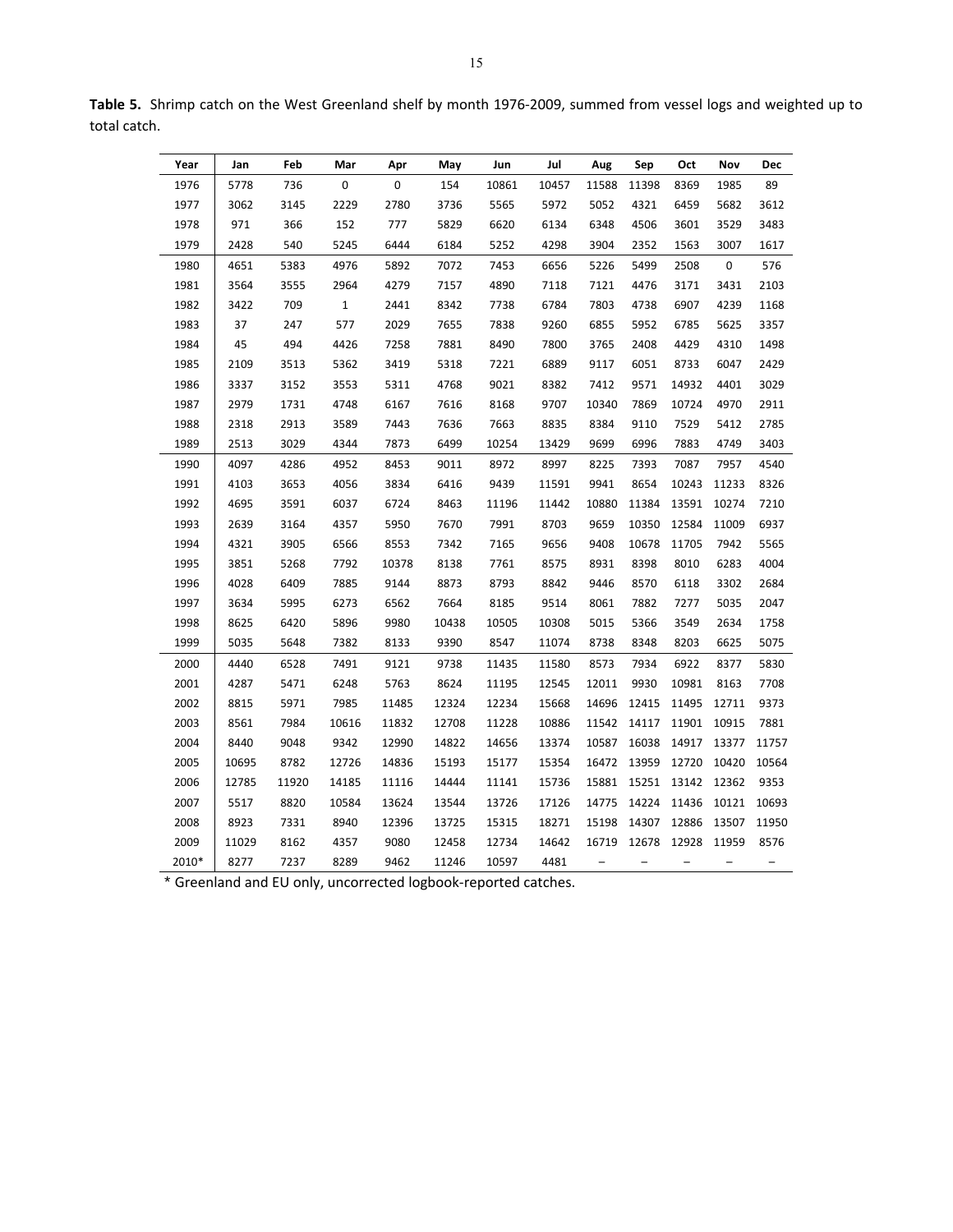**Table 5.** Shrimp catch on the West Greenland shelf by month 1976-2009, summed from vessel logs and weighted up to total catch.

| Year | Jan | Feb | Mar | Apr | May | Jun | Jul | Aug | Sep | Oct | Nov | Dec |
|---|---|---|---|---|---|---|---|---|---|---|---|---|
| 1976 | 5778 | 736 | 0 | 0 | 154 | 10861 | 10457 | 11588 | 11398 | 8369 | 1985 | 89 |
| 1977 | 3062 | 3145 | 2229 | 2780 | 3736 | 5565 | 5972 | 5052 | 4321 | 6459 | 5682 | 3612 |
| 1978 | 971 | 366 | 152 | 777 | 5829 | 6620 | 6134 | 6348 | 4506 | 3601 | 3529 | 3483 |
| 1979 | 2428 | 540 | 5245 | 6444 | 6184 | 5252 | 4298 | 3904 | 2352 | 1563 | 3007 | 1617 |
| 1980 | 4651 | 5383 | 4976 | 5892 | 7072 | 7453 | 6656 | 5226 | 5499 | 2508 | 0 | 576 |
| 1981 | 3564 | 3555 | 2964 | 4279 | 7157 | 4890 | 7118 | 7121 | 4476 | 3171 | 3431 | 2103 |
| 1982 | 3422 | 709 | 1 | 2441 | 8342 | 7738 | 6784 | 7803 | 4738 | 6907 | 4239 | 1168 |
| 1983 | 37 | 247 | 577 | 2029 | 7655 | 7838 | 9260 | 6855 | 5952 | 6785 | 5625 | 3357 |
| 1984 | 45 | 494 | 4426 | 7258 | 7881 | 8490 | 7800 | 3765 | 2408 | 4429 | 4310 | 1498 |
| 1985 | 2109 | 3513 | 5362 | 3419 | 5318 | 7221 | 6889 | 9117 | 6051 | 8733 | 6047 | 2429 |
| 1986 | 3337 | 3152 | 3553 | 5311 | 4768 | 9021 | 8382 | 7412 | 9571 | 14932 | 4401 | 3029 |
| 1987 | 2979 | 1731 | 4748 | 6167 | 7616 | 8168 | 9707 | 10340 | 7869 | 10724 | 4970 | 2911 |
| 1988 | 2318 | 2913 | 3589 | 7443 | 7636 | 7663 | 8835 | 8384 | 9110 | 7529 | 5412 | 2785 |
| 1989 | 2513 | 3029 | 4344 | 7873 | 6499 | 10254 | 13429 | 9699 | 6996 | 7883 | 4749 | 3403 |
| 1990 | 4097 | 4286 | 4952 | 8453 | 9011 | 8972 | 8997 | 8225 | 7393 | 7087 | 7957 | 4540 |
| 1991 | 4103 | 3653 | 4056 | 3834 | 6416 | 9439 | 11591 | 9941 | 8654 | 10243 | 11233 | 8326 |
| 1992 | 4695 | 3591 | 6037 | 6724 | 8463 | 11196 | 11442 | 10880 | 11384 | 13591 | 10274 | 7210 |
| 1993 | 2639 | 3164 | 4357 | 5950 | 7670 | 7991 | 8703 | 9659 | 10350 | 12584 | 11009 | 6937 |
| 1994 | 4321 | 3905 | 6566 | 8553 | 7342 | 7165 | 9656 | 9408 | 10678 | 11705 | 7942 | 5565 |
| 1995 | 3851 | 5268 | 7792 | 10378 | 8138 | 7761 | 8575 | 8931 | 8398 | 8010 | 6283 | 4004 |
| 1996 | 4028 | 6409 | 7885 | 9144 | 8873 | 8793 | 8842 | 9446 | 8570 | 6118 | 3302 | 2684 |
| 1997 | 3634 | 5995 | 6273 | 6562 | 7664 | 8185 | 9514 | 8061 | 7882 | 7277 | 5035 | 2047 |
| 1998 | 8625 | 6420 | 5896 | 9980 | 10438 | 10505 | 10308 | 5015 | 5366 | 3549 | 2634 | 1758 |
| 1999 | 5035 | 5648 | 7382 | 8133 | 9390 | 8547 | 11074 | 8738 | 8348 | 8203 | 6625 | 5075 |
| 2000 | 4440 | 6528 | 7491 | 9121 | 9738 | 11435 | 11580 | 8573 | 7934 | 6922 | 8377 | 5830 |
| 2001 | 4287 | 5471 | 6248 | 5763 | 8624 | 11195 | 12545 | 12011 | 9930 | 10981 | 8163 | 7708 |
| 2002 | 8815 | 5971 | 7985 | 11485 | 12324 | 12234 | 15668 | 14696 | 12415 | 11495 | 12711 | 9373 |
| 2003 | 8561 | 7984 | 10616 | 11832 | 12708 | 11228 | 10886 | 11542 | 14117 | 11901 | 10915 | 7881 |
| 2004 | 8440 | 9048 | 9342 | 12990 | 14822 | 14656 | 13374 | 10587 | 16038 | 14917 | 13377 | 11757 |
| 2005 | 10695 | 8782 | 12726 | 14836 | 15193 | 15177 | 15354 | 16472 | 13959 | 12720 | 10420 | 10564 |
| 2006 | 12785 | 11920 | 14185 | 11116 | 14444 | 11141 | 15736 | 15881 | 15251 | 13142 | 12362 | 9353 |
| 2007 | 5517 | 8820 | 10584 | 13624 | 13544 | 13726 | 17126 | 14775 | 14224 | 11436 | 10121 | 10693 |
| 2008 | 8923 | 7331 | 8940 | 12396 | 13725 | 15315 | 18271 | 15198 | 14307 | 12886 | 13507 | 11950 |
| 2009 | 11029 | 8162 | 4357 | 9080 | 12458 | 12734 | 14642 | 16719 | 12678 | 12928 | 11959 | 8576 |
| 2010* | 8277 | 7237 | 8289 | 9462 | 11246 | 10597 | 4481 | – | – | – | – | – |

\* Greenland and EU only, uncorrected logbook-reported catches.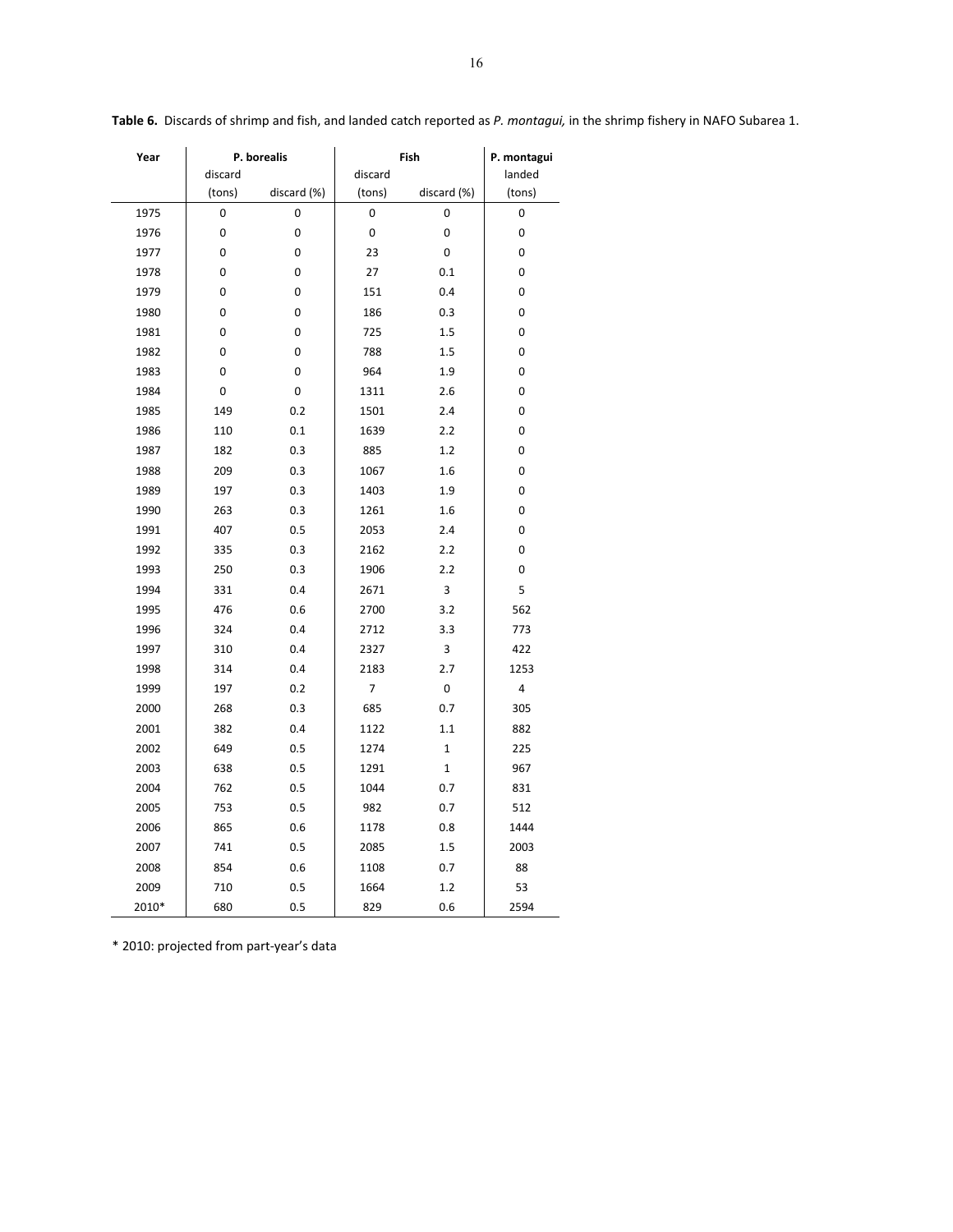**Table 6.** Discards of shrimp and fish, and landed catch reported as *P. montagui,* in the shrimp fishery in NAFO Subarea 1.

| Year | P. borealis | | Fish | | P. montagui |
|---|---|---|---|---|---|
| | discard (tons) | discard (%) | discard (tons) | discard (%) | landed (tons) |
| 1975 | 0 | 0 | 0 | 0 | 0 |
| 1976 | 0 | 0 | 0 | 0 | 0 |
| 1977 | 0 | 0 | 23 | 0 | 0 |
| 1978 | 0 | 0 | 27 | 0.1 | 0 |
| 1979 | 0 | 0 | 151 | 0.4 | 0 |
| 1980 | 0 | 0 | 186 | 0.3 | 0 |
| 1981 | 0 | 0 | 725 | 1.5 | 0 |
| 1982 | 0 | 0 | 788 | 1.5 | 0 |
| 1983 | 0 | 0 | 964 | 1.9 | 0 |
| 1984 | 0 | 0 | 1311 | 2.6 | 0 |
| 1985 | 149 | 0.2 | 1501 | 2.4 | 0 |
| 1986 | 110 | 0.1 | 1639 | 2.2 | 0 |
| 1987 | 182 | 0.3 | 885 | 1.2 | 0 |
| 1988 | 209 | 0.3 | 1067 | 1.6 | 0 |
| 1989 | 197 | 0.3 | 1403 | 1.9 | 0 |
| 1990 | 263 | 0.3 | 1261 | 1.6 | 0 |
| 1991 | 407 | 0.5 | 2053 | 2.4 | 0 |
| 1992 | 335 | 0.3 | 2162 | 2.2 | 0 |
| 1993 | 250 | 0.3 | 1906 | 2.2 | 0 |
| 1994 | 331 | 0.4 | 2671 | 3 | 5 |
| 1995 | 476 | 0.6 | 2700 | 3.2 | 562 |
| 1996 | 324 | 0.4 | 2712 | 3.3 | 773 |
| 1997 | 310 | 0.4 | 2327 | 3 | 422 |
| 1998 | 314 | 0.4 | 2183 | 2.7 | 1253 |
| 1999 | 197 | 0.2 | 7 | 0 | 4 |
| 2000 | 268 | 0.3 | 685 | 0.7 | 305 |
| 2001 | 382 | 0.4 | 1122 | 1.1 | 882 |
| 2002 | 649 | 0.5 | 1274 | 1 | 225 |
| 2003 | 638 | 0.5 | 1291 | 1 | 967 |
| 2004 | 762 | 0.5 | 1044 | 0.7 | 831 |
| 2005 | 753 | 0.5 | 982 | 0.7 | 512 |
| 2006 | 865 | 0.6 | 1178 | 0.8 | 1444 |
| 2007 | 741 | 0.5 | 2085 | 1.5 | 2003 |
| 2008 | 854 | 0.6 | 1108 | 0.7 | 88 |
| 2009 | 710 | 0.5 | 1664 | 1.2 | 53 |
| 2010* | 680 | 0.5 | 829 | 0.6 | 2594 |

* 2010: projected from part-year's data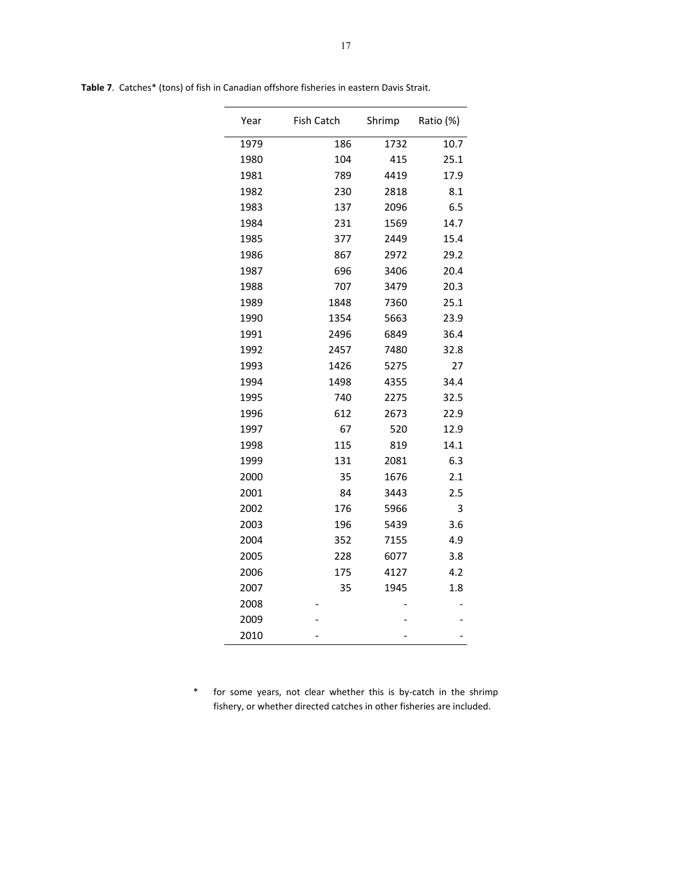**Table 7**. Catches* (tons) of fish in Canadian offshore fisheries in eastern Davis Strait.

| Year | Fish Catch | Shrimp | Ratio (%) |
|---|---|---|---|
| 1979 | 186 | 1732 | 10.7 |
| 1980 | 104 | 415 | 25.1 |
| 1981 | 789 | 4419 | 17.9 |
| 1982 | 230 | 2818 | 8.1 |
| 1983 | 137 | 2096 | 6.5 |
| 1984 | 231 | 1569 | 14.7 |
| 1985 | 377 | 2449 | 15.4 |
| 1986 | 867 | 2972 | 29.2 |
| 1987 | 696 | 3406 | 20.4 |
| 1988 | 707 | 3479 | 20.3 |
| 1989 | 1848 | 7360 | 25.1 |
| 1990 | 1354 | 5663 | 23.9 |
| 1991 | 2496 | 6849 | 36.4 |
| 1992 | 2457 | 7480 | 32.8 |
| 1993 | 1426 | 5275 | 27 |
| 1994 | 1498 | 4355 | 34.4 |
| 1995 | 740 | 2275 | 32.5 |
| 1996 | 612 | 2673 | 22.9 |
| 1997 | 67 | 520 | 12.9 |
| 1998 | 115 | 819 | 14.1 |
| 1999 | 131 | 2081 | 6.3 |
| 2000 | 35 | 1676 | 2.1 |
| 2001 | 84 | 3443 | 2.5 |
| 2002 | 176 | 5966 | 3 |
| 2003 | 196 | 5439 | 3.6 |
| 2004 | 352 | 7155 | 4.9 |
| 2005 | 228 | 6077 | 3.8 |
| 2006 | 175 | 4127 | 4.2 |
| 2007 | 35 | 1945 | 1.8 |
| 2008 | - | - | - |
| 2009 | - | - | - |
| 2010 | - | - | - |

\* for some years, not clear whether this is by-catch in the shrimp fishery, or whether directed catches in other fisheries are included.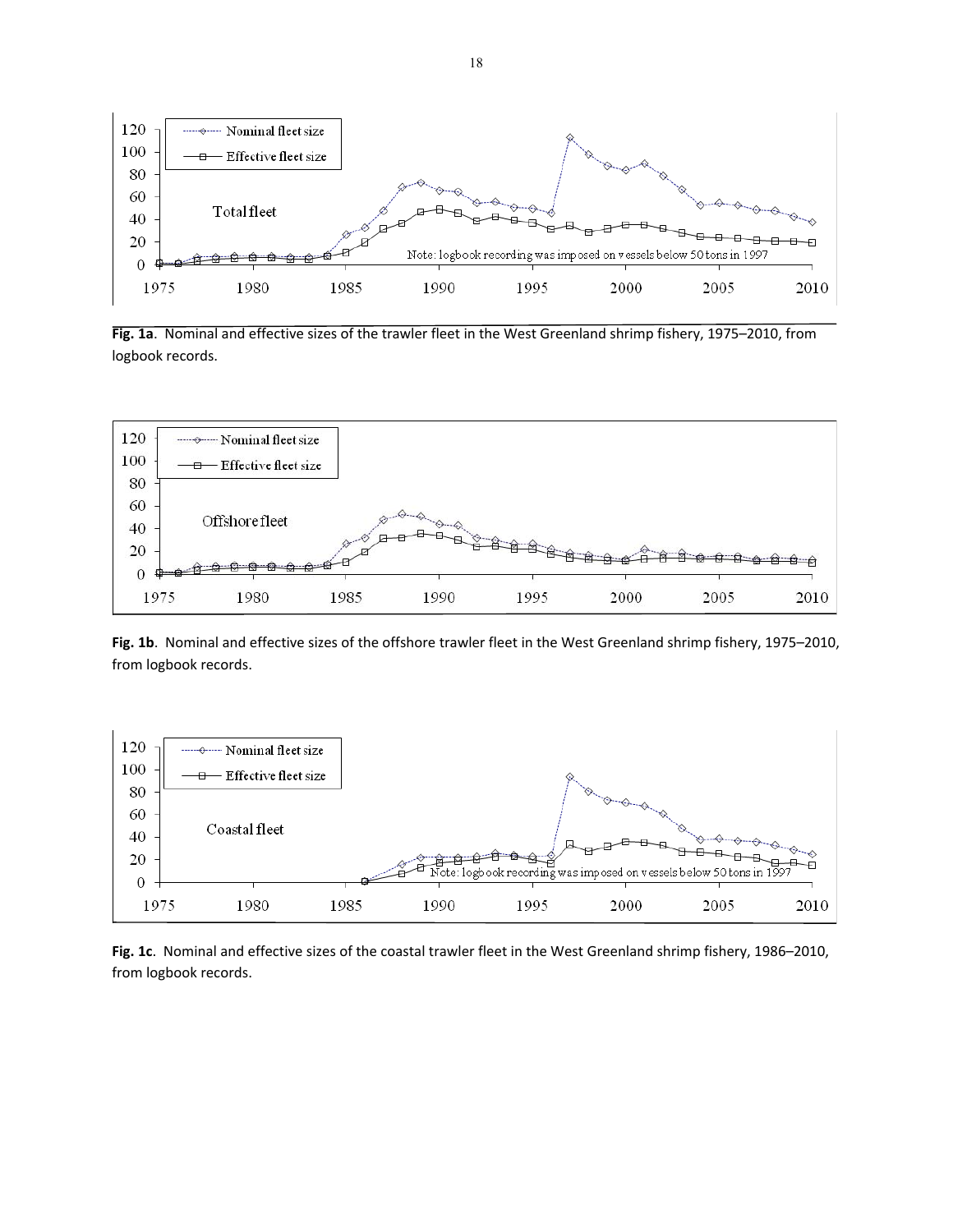**Fig. 1a**. Nominal and effective sizes of the trawler fleet in the West Greenland shrimp fishery, 1975–2010, from logbook records.

**Fig. 1b**. Nominal and effective sizes of the offshore trawler fleet in the West Greenland shrimp fishery, 1975–2010, from logbook records.

**Fig. 1c**. Nominal and effective sizes of the coastal trawler fleet in the West Greenland shrimp fishery, 1986–2010, from logbook records.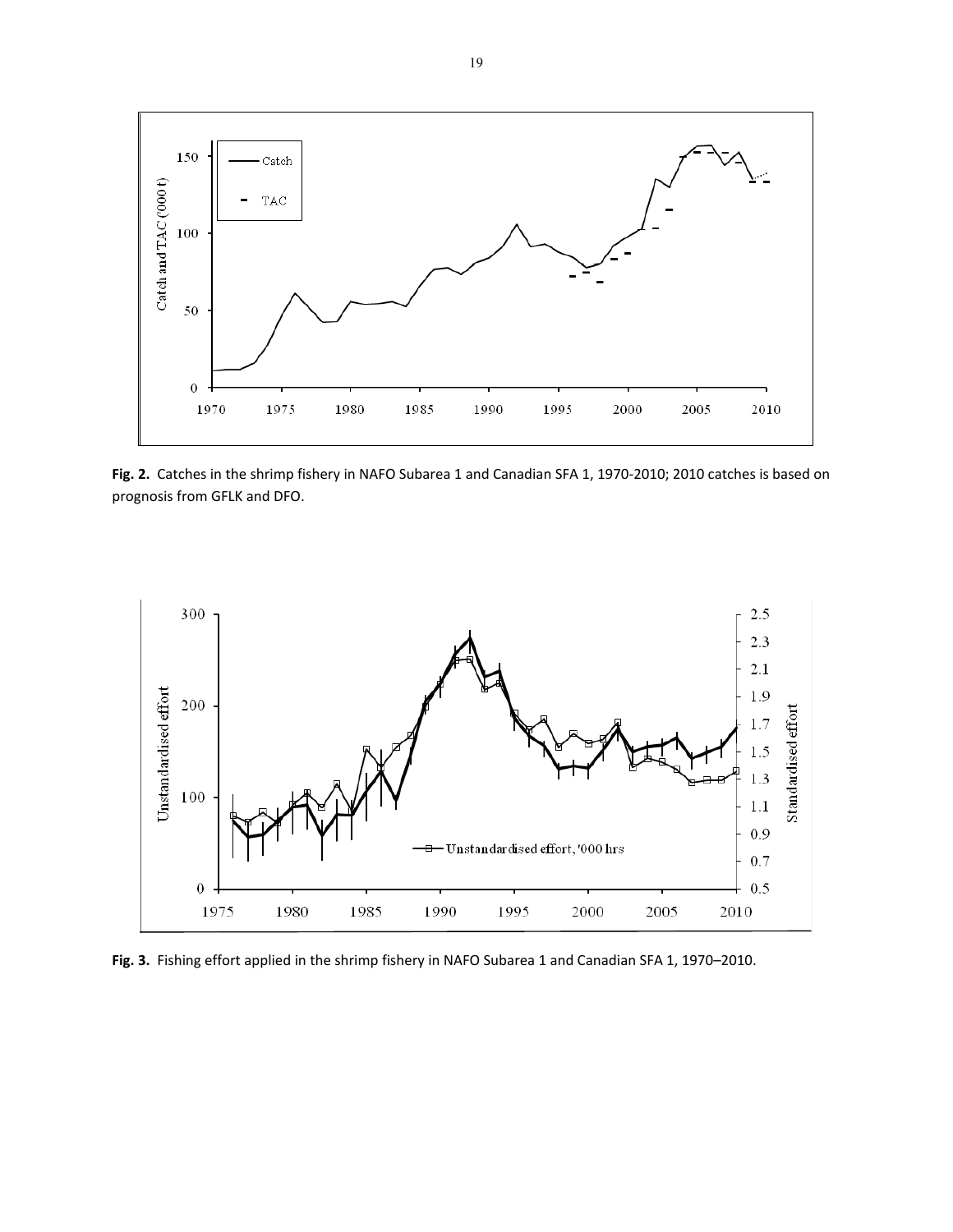**Fig. 2.** Catches in the shrimp fishery in NAFO Subarea 1 and Canadian SFA 1, 1970-2010; 2010 catches is based on prognosis from GFLK and DFO.

**Fig. 3.** Fishing effort applied in the shrimp fishery in NAFO Subarea 1 and Canadian SFA 1, 1970–2010.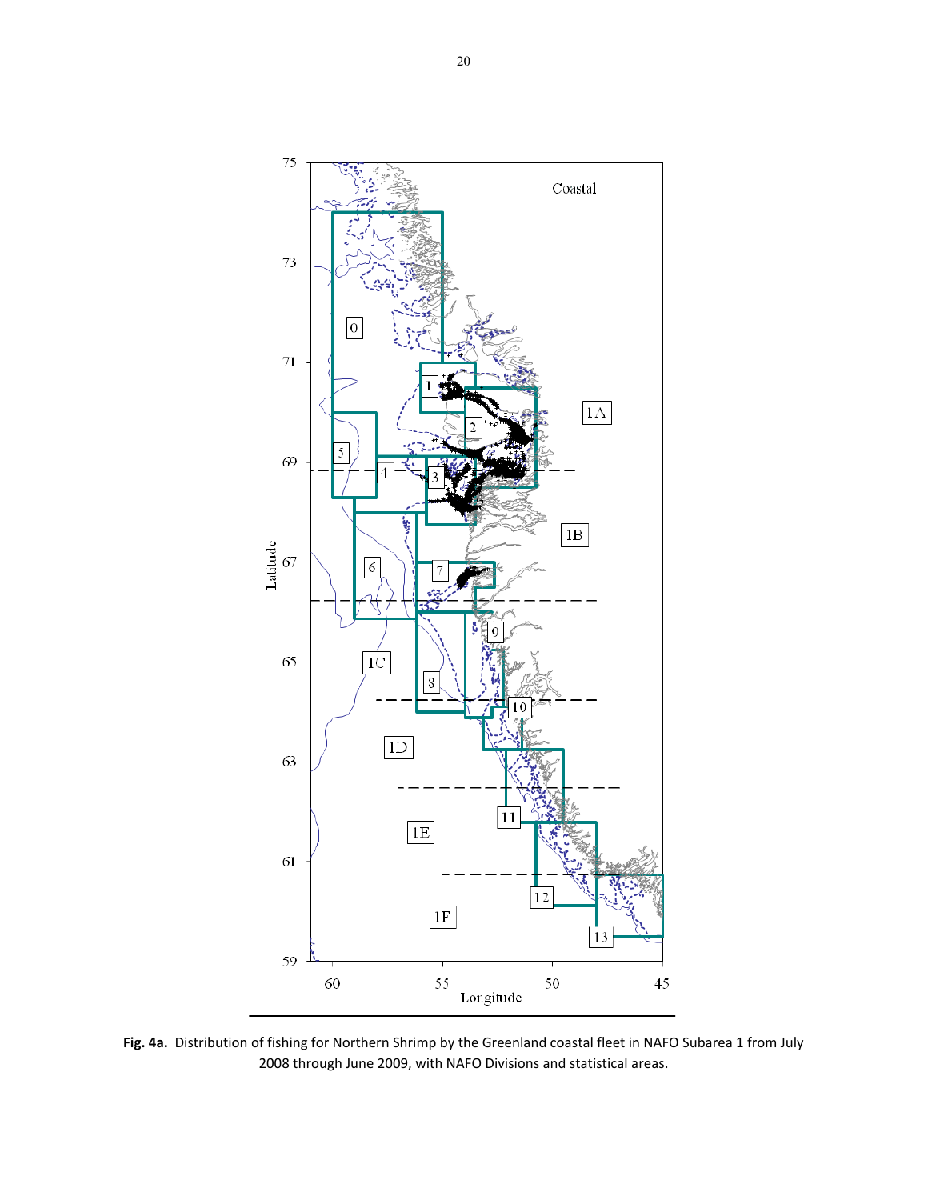**Fig. 4a.** Distribution of fishing for Northern Shrimp by the Greenland coastal fleet in NAFO Subarea 1 from July 2008 through June 2009, with NAFO Divisions and statistical areas.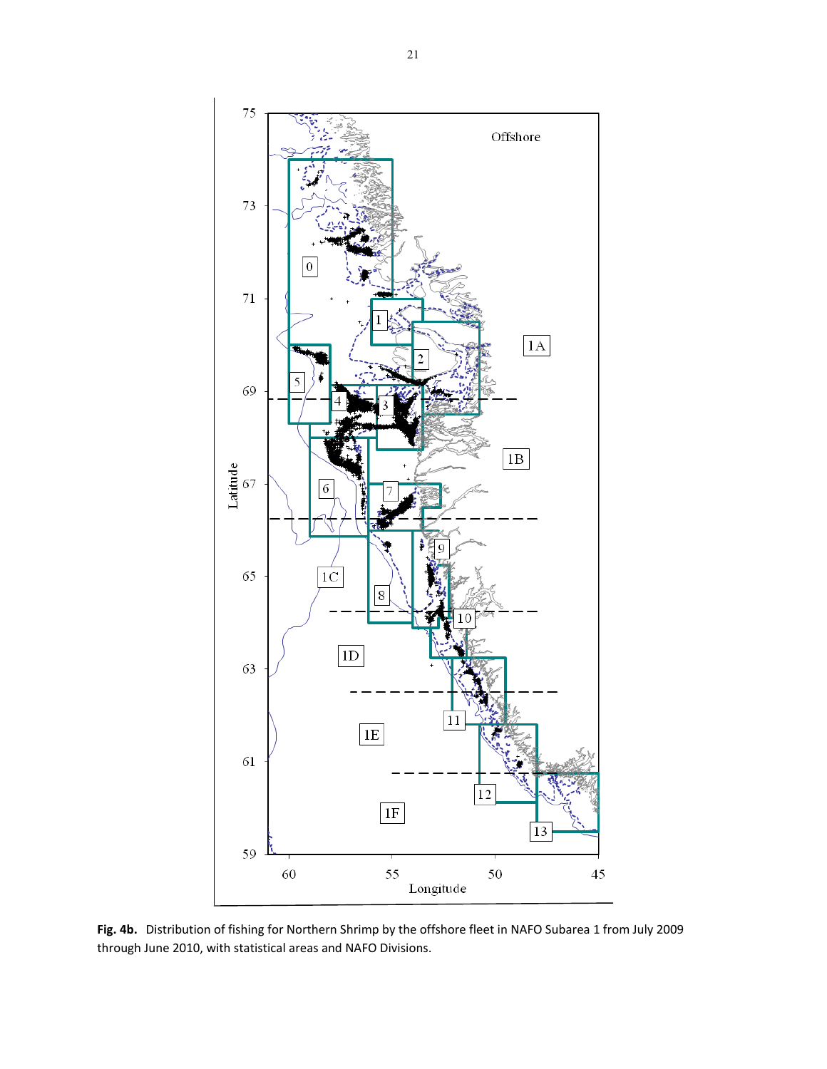**Fig. 4b.** Distribution of fishing for Northern Shrimp by the offshore fleet in NAFO Subarea 1 from July 2009 through June 2010, with statistical areas and NAFO Divisions.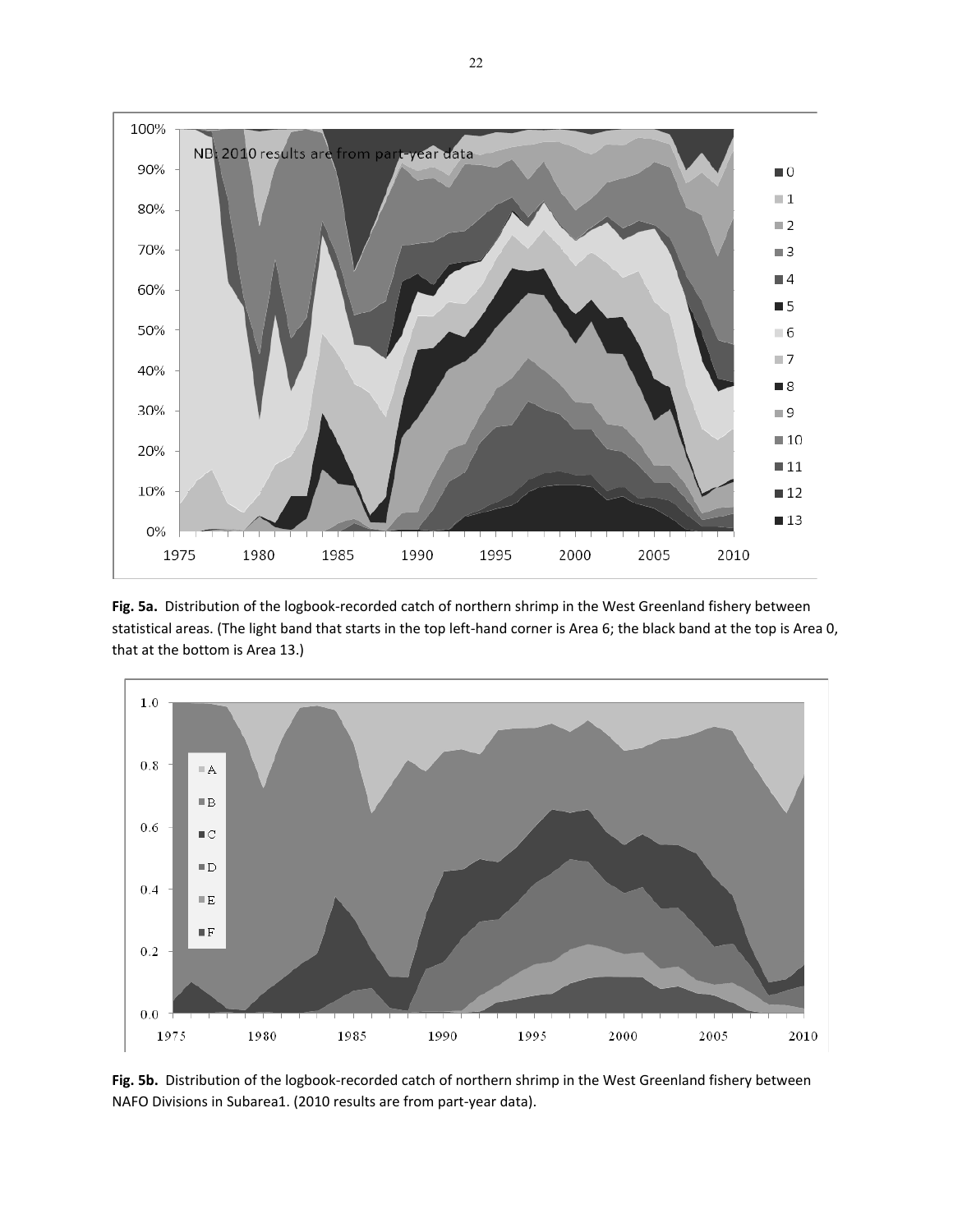**Fig. 5a.** Distribution of the logbook-recorded catch of northern shrimp in the West Greenland fishery between statistical areas. (The light band that starts in the top left-hand corner is Area 6; the black band at the top is Area 0, that at the bottom is Area 13.)

**Fig. 5b.** Distribution of the logbook-recorded catch of northern shrimp in the West Greenland fishery between NAFO Divisions in Subarea1. (2010 results are from part-year data).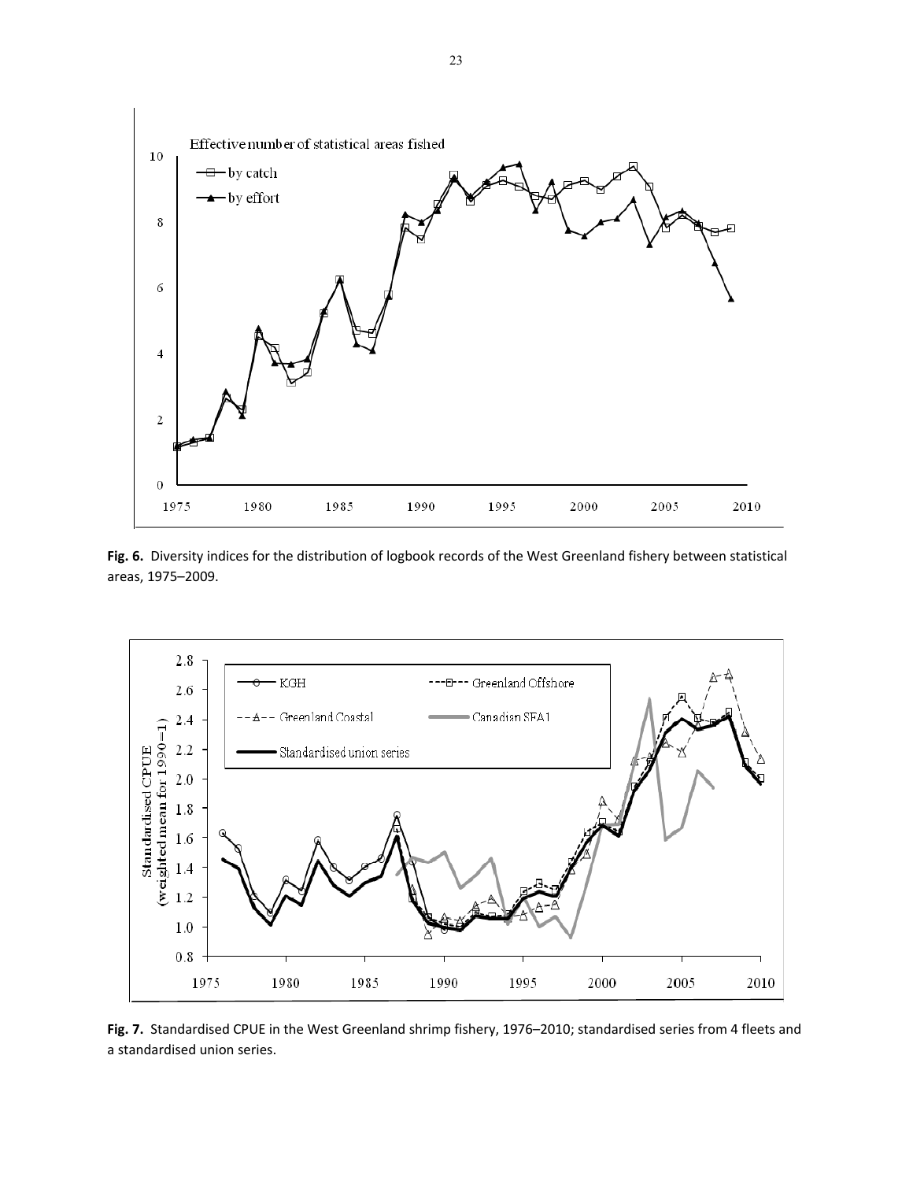**Fig. 6.** Diversity indices for the distribution of logbook records of the West Greenland fishery between statistical areas, 1975–2009.

**Fig. 7.** Standardised CPUE in the West Greenland shrimp fishery, 1976–2010; standardised series from 4 fleets and a standardised union series.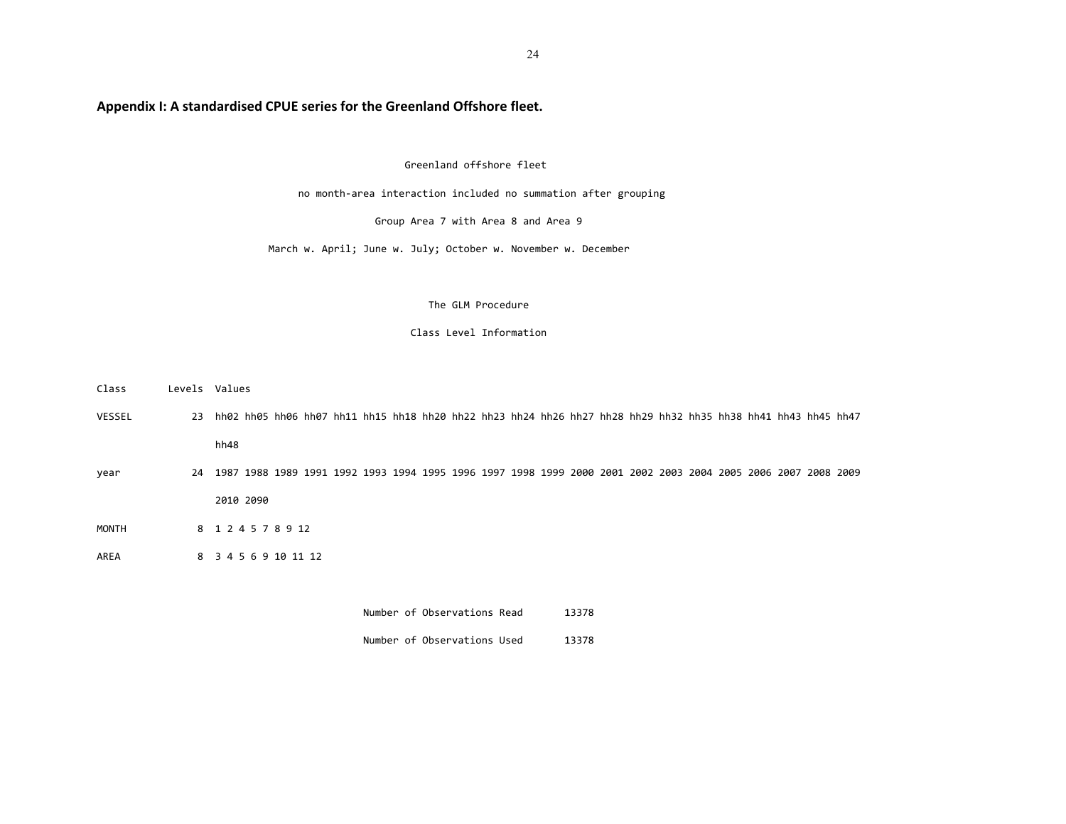## Appendix I: A standardised CPUE series for the Greenland Offshore fleet.

```
                                        Greenland offshore fleet

                         no month-area interaction included no summation after grouping

                                   Group Area 7 with Area 8 and Area 9

                      March w. April; June w. July; October w. November w. December


                                            The GLM Procedure

                                         Class Level Information


Class       Levels  Values

VESSEL          23  hh02 hh05 hh06 hh07 hh11 hh15 hh18 hh20 hh22 hh23 hh24 hh26 hh27 hh28 hh29 hh32 hh35 hh38 hh41 hh43 hh45 hh47
                    hh48

year            24  1987 1988 1989 1991 1992 1993 1994 1995 1996 1997 1998 1999 2000 2001 2002 2003 2004 2005 2006 2007 2008 2009
                    2010 2090

MONTH            8  1 2 4 5 7 8 9 12

AREA             8  3 4 5 6 9 10 11 12


                                   Number of Observations Read       13378

                                   Number of Observations Used       13378
```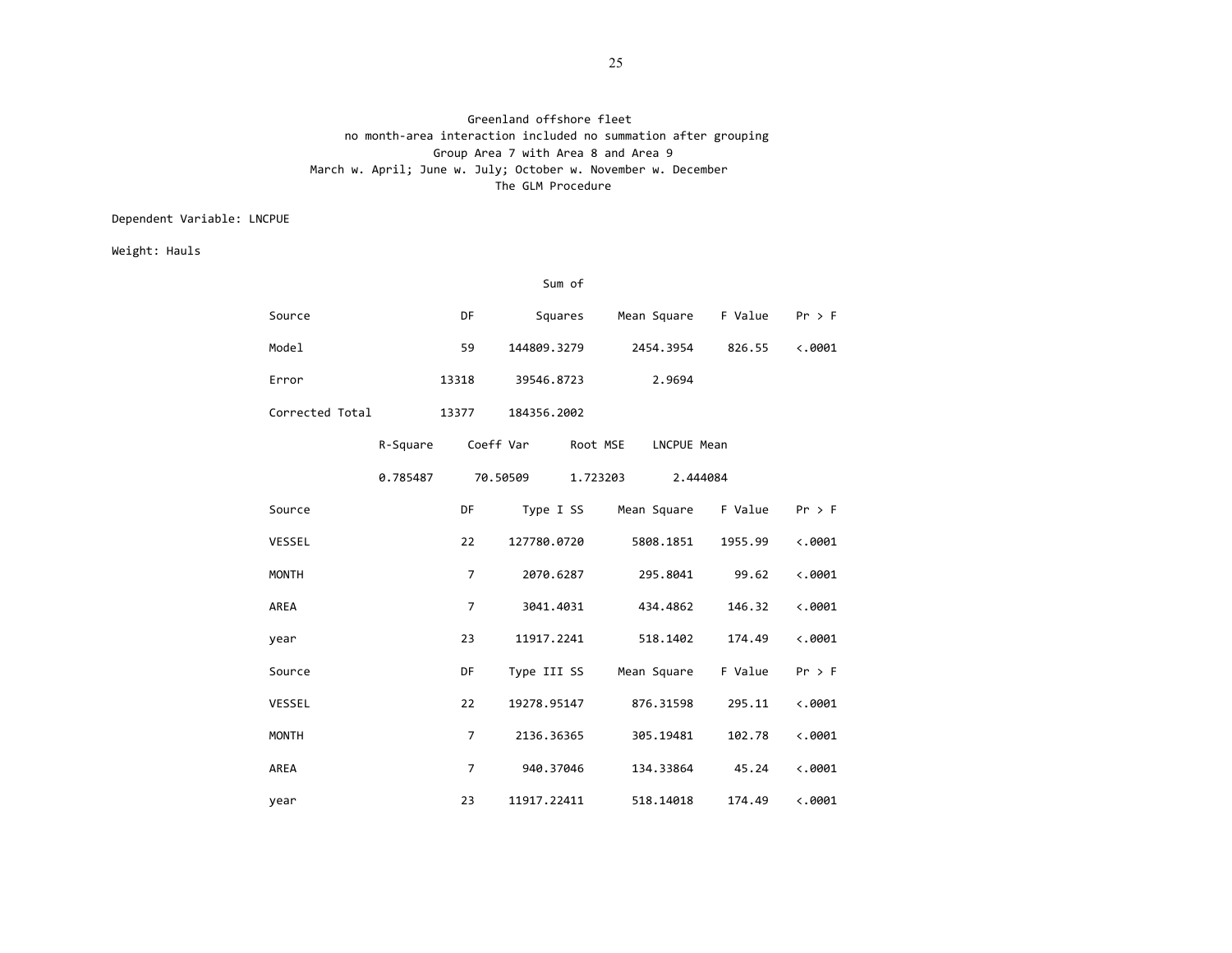Greenland offshore fleet
no month-area interaction included no summation after grouping
Group Area 7 with Area 8 and Area 9
March w. April; June w. July; October w. November w. December
The GLM Procedure

Dependent Variable: LNCPUE

Weight: Hauls

| Source | DF | Sum of Squares | Mean Square | F Value | Pr > F |
|---|---|---|---|---|---|
| Model | 59 | 144809.3279 | 2454.3954 | 826.55 | <.0001 |
| Error | 13318 | 39546.8723 | 2.9694 | | |
| Corrected Total | 13377 | 184356.2002 | | | |

| R-Square | Coeff Var | Root MSE | LNCPUE Mean |
|---|---|---|---|
| 0.785487 | 70.50509 | 1.723203 | 2.444084 |

| Source | DF | Type I SS | Mean Square | F Value | Pr > F |
|---|---|---|---|---|---|
| VESSEL | 22 | 127780.0720 | 5808.1851 | 1955.99 | <.0001 |
| MONTH | 7 | 2070.6287 | 295.8041 | 99.62 | <.0001 |
| AREA | 7 | 3041.4031 | 434.4862 | 146.32 | <.0001 |
| year | 23 | 11917.2241 | 518.1402 | 174.49 | <.0001 |

| Source | DF | Type III SS | Mean Square | F Value | Pr > F |
|---|---|---|---|---|---|
| VESSEL | 22 | 19278.95147 | 876.31598 | 295.11 | <.0001 |
| MONTH | 7 | 2136.36365 | 305.19481 | 102.78 | <.0001 |
| AREA | 7 | 940.37046 | 134.33864 | 45.24 | <.0001 |
| year | 23 | 11917.22411 | 518.14018 | 174.49 | <.0001 |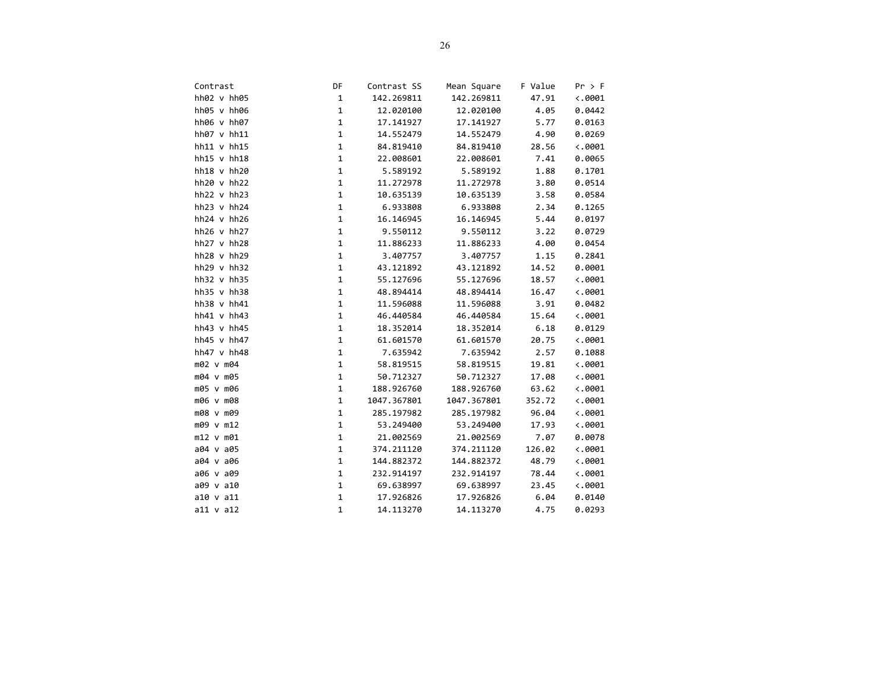| Contrast | DF | Contrast SS | Mean Square | F Value | Pr > F |
|---|---|---|---|---|---|
| hh02 v hh05 | 1 | 142.269811 | 142.269811 | 47.91 | <.0001 |
| hh05 v hh06 | 1 | 12.020100 | 12.020100 | 4.05 | 0.0442 |
| hh06 v hh07 | 1 | 17.141927 | 17.141927 | 5.77 | 0.0163 |
| hh07 v hh11 | 1 | 14.552479 | 14.552479 | 4.90 | 0.0269 |
| hh11 v hh15 | 1 | 84.819410 | 84.819410 | 28.56 | <.0001 |
| hh15 v hh18 | 1 | 22.008601 | 22.008601 | 7.41 | 0.0065 |
| hh18 v hh20 | 1 | 5.589192 | 5.589192 | 1.88 | 0.1701 |
| hh20 v hh22 | 1 | 11.272978 | 11.272978 | 3.80 | 0.0514 |
| hh22 v hh23 | 1 | 10.635139 | 10.635139 | 3.58 | 0.0584 |
| hh23 v hh24 | 1 | 6.933808 | 6.933808 | 2.34 | 0.1265 |
| hh24 v hh26 | 1 | 16.146945 | 16.146945 | 5.44 | 0.0197 |
| hh26 v hh27 | 1 | 9.550112 | 9.550112 | 3.22 | 0.0729 |
| hh27 v hh28 | 1 | 11.886233 | 11.886233 | 4.00 | 0.0454 |
| hh28 v hh29 | 1 | 3.407757 | 3.407757 | 1.15 | 0.2841 |
| hh29 v hh32 | 1 | 43.121892 | 43.121892 | 14.52 | 0.0001 |
| hh32 v hh35 | 1 | 55.127696 | 55.127696 | 18.57 | <.0001 |
| hh35 v hh38 | 1 | 48.894414 | 48.894414 | 16.47 | <.0001 |
| hh38 v hh41 | 1 | 11.596088 | 11.596088 | 3.91 | 0.0482 |
| hh41 v hh43 | 1 | 46.440584 | 46.440584 | 15.64 | <.0001 |
| hh43 v hh45 | 1 | 18.352014 | 18.352014 | 6.18 | 0.0129 |
| hh45 v hh47 | 1 | 61.601570 | 61.601570 | 20.75 | <.0001 |
| hh47 v hh48 | 1 | 7.635942 | 7.635942 | 2.57 | 0.1088 |
| m02 v m04 | 1 | 58.819515 | 58.819515 | 19.81 | <.0001 |
| m04 v m05 | 1 | 50.712327 | 50.712327 | 17.08 | <.0001 |
| m05 v m06 | 1 | 188.926760 | 188.926760 | 63.62 | <.0001 |
| m06 v m08 | 1 | 1047.367801 | 1047.367801 | 352.72 | <.0001 |
| m08 v m09 | 1 | 285.197982 | 285.197982 | 96.04 | <.0001 |
| m09 v m12 | 1 | 53.249400 | 53.249400 | 17.93 | <.0001 |
| m12 v m01 | 1 | 21.002569 | 21.002569 | 7.07 | 0.0078 |
| a04 v a05 | 1 | 374.211120 | 374.211120 | 126.02 | <.0001 |
| a04 v a06 | 1 | 144.882372 | 144.882372 | 48.79 | <.0001 |
| a06 v a09 | 1 | 232.914197 | 232.914197 | 78.44 | <.0001 |
| a09 v a10 | 1 | 69.638997 | 69.638997 | 23.45 | <.0001 |
| a10 v a11 | 1 | 17.926826 | 17.926826 | 6.04 | 0.0140 |
| a11 v a12 | 1 | 14.113270 | 14.113270 | 4.75 | 0.0293 |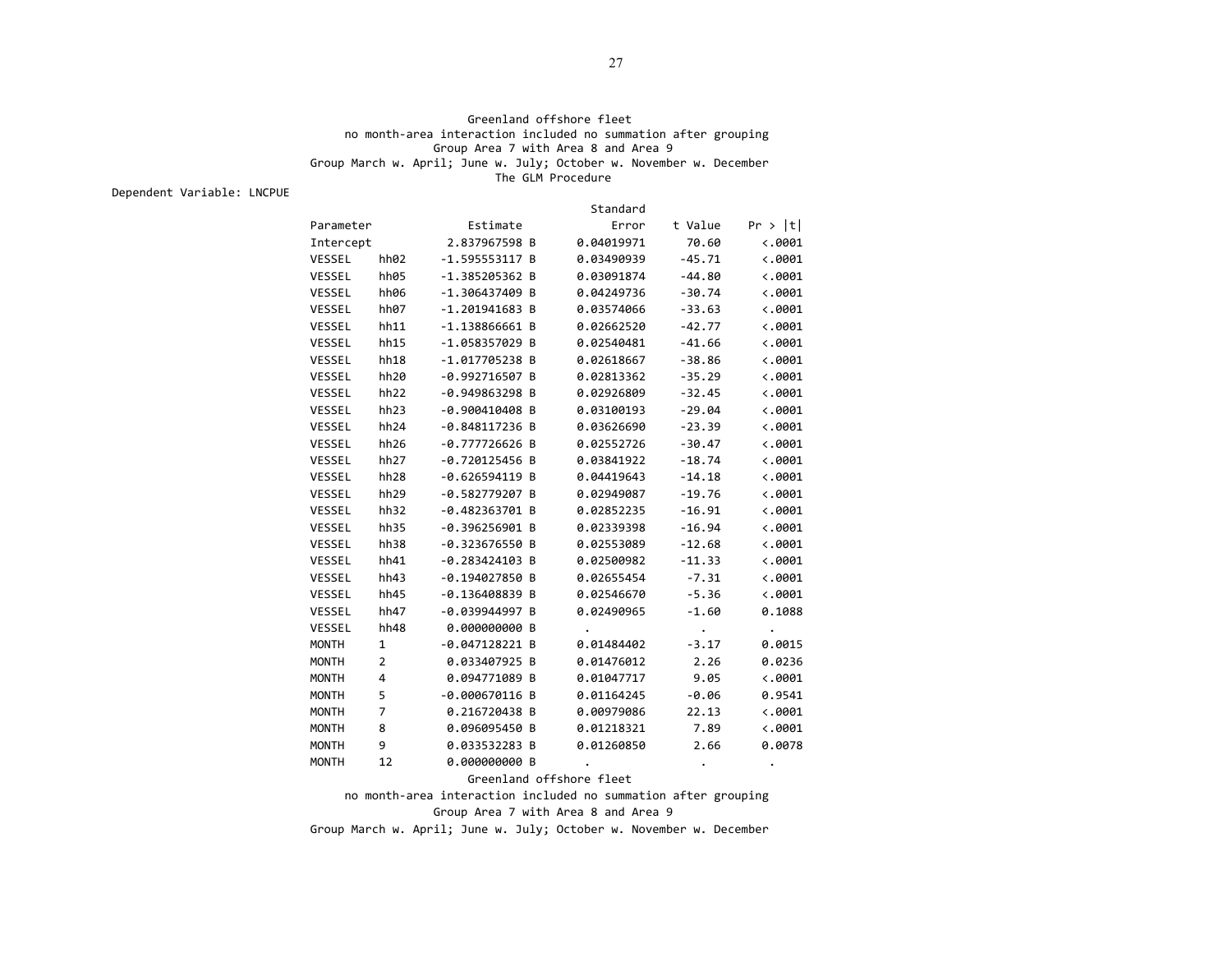Greenland offshore fleet

no month-area interaction included no summation after grouping

Group Area 7 with Area 8 and Area 9

Group March w. April; June w. July; October w. November w. December

The GLM Procedure

Dependent Variable: LNCPUE

| Parameter | | Estimate | | Standard Error | t Value | Pr > \|t\| |
|---|---|---|---|---|---|---|
| Intercept | | 2.837967598 | B | 0.04019971 | 70.60 | <.0001 |
| VESSEL | hh02 | -1.595553117 | B | 0.03490939 | -45.71 | <.0001 |
| VESSEL | hh05 | -1.385205362 | B | 0.03091874 | -44.80 | <.0001 |
| VESSEL | hh06 | -1.306437409 | B | 0.04249736 | -30.74 | <.0001 |
| VESSEL | hh07 | -1.201941683 | B | 0.03574066 | -33.63 | <.0001 |
| VESSEL | hh11 | -1.138866661 | B | 0.02662520 | -42.77 | <.0001 |
| VESSEL | hh15 | -1.058357029 | B | 0.02540481 | -41.66 | <.0001 |
| VESSEL | hh18 | -1.017705238 | B | 0.02618667 | -38.86 | <.0001 |
| VESSEL | hh20 | -0.992716507 | B | 0.02813362 | -35.29 | <.0001 |
| VESSEL | hh22 | -0.949863298 | B | 0.02926809 | -32.45 | <.0001 |
| VESSEL | hh23 | -0.900410408 | B | 0.03100193 | -29.04 | <.0001 |
| VESSEL | hh24 | -0.848117236 | B | 0.03626690 | -23.39 | <.0001 |
| VESSEL | hh26 | -0.777726626 | B | 0.02552726 | -30.47 | <.0001 |
| VESSEL | hh27 | -0.720125456 | B | 0.03841922 | -18.74 | <.0001 |
| VESSEL | hh28 | -0.626594119 | B | 0.04419643 | -14.18 | <.0001 |
| VESSEL | hh29 | -0.582779207 | B | 0.02949087 | -19.76 | <.0001 |
| VESSEL | hh32 | -0.482363701 | B | 0.02852235 | -16.91 | <.0001 |
| VESSEL | hh35 | -0.396256901 | B | 0.02339398 | -16.94 | <.0001 |
| VESSEL | hh38 | -0.323676550 | B | 0.02553089 | -12.68 | <.0001 |
| VESSEL | hh41 | -0.283424103 | B | 0.02500982 | -11.33 | <.0001 |
| VESSEL | hh43 | -0.194027850 | B | 0.02655454 | -7.31 | <.0001 |
| VESSEL | hh45 | -0.136408839 | B | 0.02546670 | -5.36 | <.0001 |
| VESSEL | hh47 | -0.039944997 | B | 0.02490965 | -1.60 | 0.1088 |
| VESSEL | hh48 | 0.000000000 | B | . | . | . |
| MONTH | 1 | -0.047128221 | B | 0.01484402 | -3.17 | 0.0015 |
| MONTH | 2 | 0.033407925 | B | 0.01476012 | 2.26 | 0.0236 |
| MONTH | 4 | 0.094771089 | B | 0.01047717 | 9.05 | <.0001 |
| MONTH | 5 | -0.000670116 | B | 0.01164245 | -0.06 | 0.9541 |
| MONTH | 7 | 0.216720438 | B | 0.00979086 | 22.13 | <.0001 |
| MONTH | 8 | 0.096095450 | B | 0.01218321 | 7.89 | <.0001 |
| MONTH | 9 | 0.033532283 | B | 0.01260850 | 2.66 | 0.0078 |
| MONTH | 12 | 0.000000000 | B | . | . | . |

Greenland offshore fleet

no month-area interaction included no summation after grouping

Group Area 7 with Area 8 and Area 9

Group March w. April; June w. July; October w. November w. December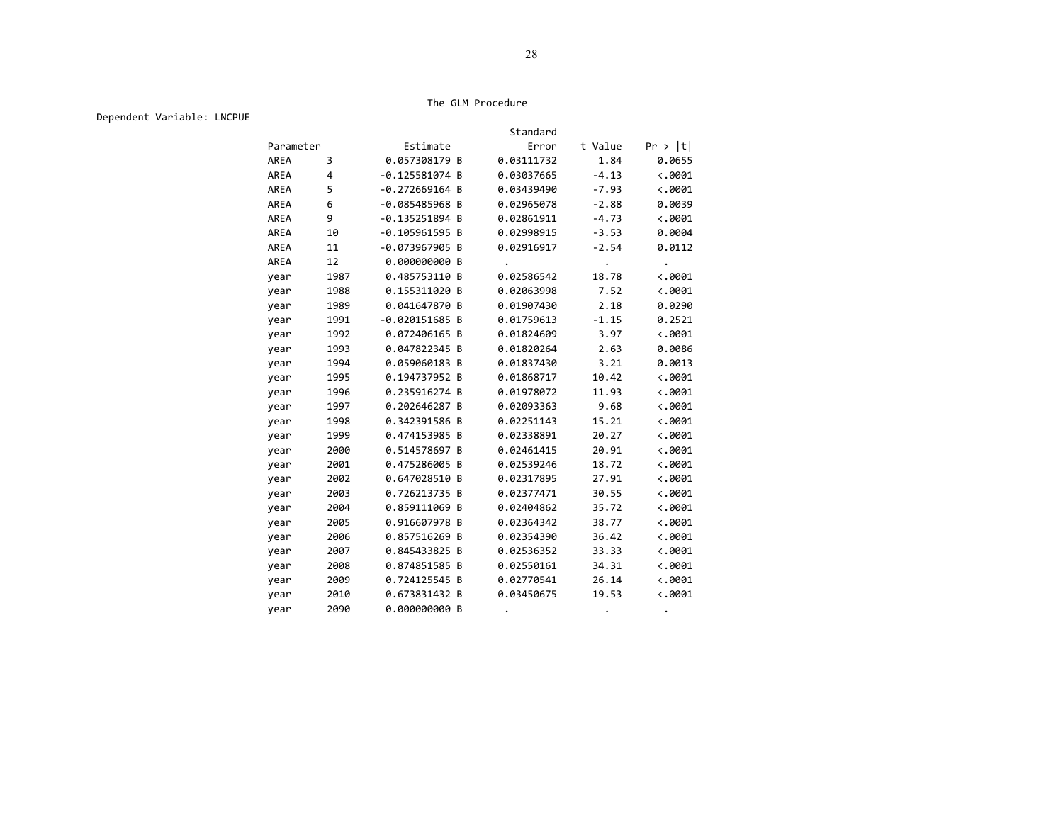The GLM Procedure

Dependent Variable: LNCPUE

| Parameter | | Estimate | | Standard Error | t Value | Pr > \|t\| |
|---|---|---|---|---|---|---|
| AREA | 3 | 0.057308179 | B | 0.03111732 | 1.84 | 0.0655 |
| AREA | 4 | -0.125581074 | B | 0.03037665 | -4.13 | <.0001 |
| AREA | 5 | -0.272669164 | B | 0.03439490 | -7.93 | <.0001 |
| AREA | 6 | -0.085485968 | B | 0.02965078 | -2.88 | 0.0039 |
| AREA | 9 | -0.135251894 | B | 0.02861911 | -4.73 | <.0001 |
| AREA | 10 | -0.105961595 | B | 0.02998915 | -3.53 | 0.0004 |
| AREA | 11 | -0.073967905 | B | 0.02916917 | -2.54 | 0.0112 |
| AREA | 12 | 0.000000000 | B | . | . | . |
| year | 1987 | 0.485753110 | B | 0.02586542 | 18.78 | <.0001 |
| year | 1988 | 0.155311020 | B | 0.02063998 | 7.52 | <.0001 |
| year | 1989 | 0.041647870 | B | 0.01907430 | 2.18 | 0.0290 |
| year | 1991 | -0.020151685 | B | 0.01759613 | -1.15 | 0.2521 |
| year | 1992 | 0.072406165 | B | 0.01824609 | 3.97 | <.0001 |
| year | 1993 | 0.047822345 | B | 0.01820264 | 2.63 | 0.0086 |
| year | 1994 | 0.059060183 | B | 0.01837430 | 3.21 | 0.0013 |
| year | 1995 | 0.194737952 | B | 0.01868717 | 10.42 | <.0001 |
| year | 1996 | 0.235916274 | B | 0.01978072 | 11.93 | <.0001 |
| year | 1997 | 0.202646287 | B | 0.02093363 | 9.68 | <.0001 |
| year | 1998 | 0.342391586 | B | 0.02251143 | 15.21 | <.0001 |
| year | 1999 | 0.474153985 | B | 0.02338891 | 20.27 | <.0001 |
| year | 2000 | 0.514578697 | B | 0.02461415 | 20.91 | <.0001 |
| year | 2001 | 0.475286005 | B | 0.02539246 | 18.72 | <.0001 |
| year | 2002 | 0.647028510 | B | 0.02317895 | 27.91 | <.0001 |
| year | 2003 | 0.726213735 | B | 0.02377471 | 30.55 | <.0001 |
| year | 2004 | 0.859111069 | B | 0.02404862 | 35.72 | <.0001 |
| year | 2005 | 0.916607978 | B | 0.02364342 | 38.77 | <.0001 |
| year | 2006 | 0.857516269 | B | 0.02354390 | 36.42 | <.0001 |
| year | 2007 | 0.845433825 | B | 0.02536352 | 33.33 | <.0001 |
| year | 2008 | 0.874851585 | B | 0.02550161 | 34.31 | <.0001 |
| year | 2009 | 0.724125545 | B | 0.02770541 | 26.14 | <.0001 |
| year | 2010 | 0.673831432 | B | 0.03450675 | 19.53 | <.0001 |
| year | 2090 | 0.000000000 | B | . | . | . |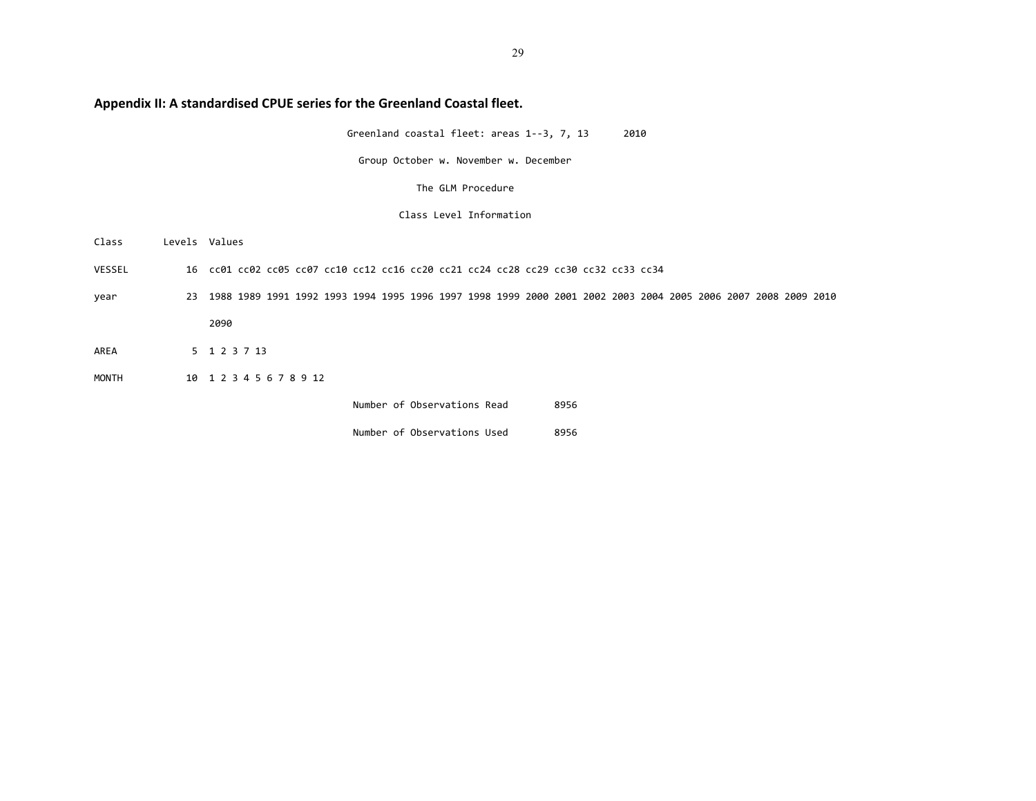## Appendix II: A standardised CPUE series for the Greenland Coastal fleet.

```
                                Greenland coastal fleet: areas 1--3, 7, 13      2010

                                  Group October w. November w. December

                                            The GLM Procedure

                                         Class Level Information

Class       Levels  Values

VESSEL          16  cc01 cc02 cc05 cc07 cc10 cc12 cc16 cc20 cc21 cc24 cc28 cc29 cc30 cc32 cc33 cc34

year            23  1988 1989 1991 1992 1993 1994 1995 1996 1997 1998 1999 2000 2001 2002 2003 2004 2005 2006 2007 2008 2009 2010

                    2090

AREA             5  1 2 3 7 13

MONTH           10  1 2 3 4 5 6 7 8 9 12

                                 Number of Observations Read        8956

                                 Number of Observations Used        8956
```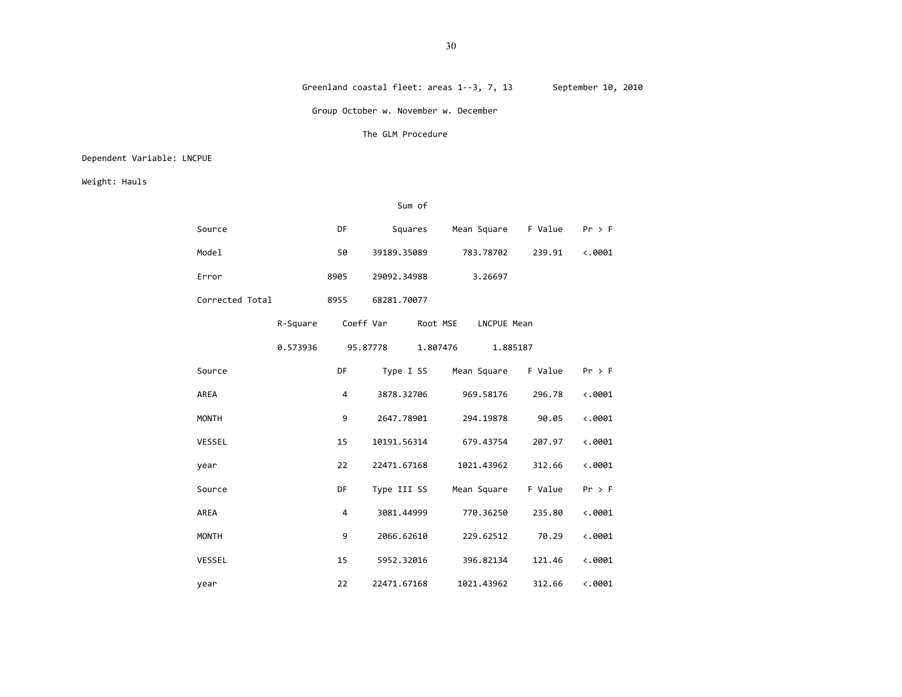Greenland coastal fleet: areas 1--3, 7, 13 September 10, 2010

Group October w. November w. December

The GLM Procedure

Dependent Variable: LNCPUE

Weight: Hauls

| Source | DF | Sum of Squares | Mean Square | F Value | Pr > F |
|---|---|---|---|---|---|
| Model | 50 | 39189.35089 | 783.78702 | 239.91 | <.0001 |
| Error | 8905 | 29092.34988 | 3.26697 | | |
| Corrected Total | 8955 | 68281.70077 | | | |

| R-Square | Coeff Var | Root MSE | LNCPUE Mean |
|---|---|---|---|
| 0.573936 | 95.87778 | 1.807476 | 1.885187 |

| Source | DF | Type I SS | Mean Square | F Value | Pr > F |
|---|---|---|---|---|---|
| AREA | 4 | 3878.32706 | 969.58176 | 296.78 | <.0001 |
| MONTH | 9 | 2647.78901 | 294.19878 | 90.05 | <.0001 |
| VESSEL | 15 | 10191.56314 | 679.43754 | 207.97 | <.0001 |
| year | 22 | 22471.67168 | 1021.43962 | 312.66 | <.0001 |

| Source | DF | Type III SS | Mean Square | F Value | Pr > F |
|---|---|---|---|---|---|
| AREA | 4 | 3081.44999 | 770.36250 | 235.80 | <.0001 |
| MONTH | 9 | 2066.62610 | 229.62512 | 70.29 | <.0001 |
| VESSEL | 15 | 5952.32016 | 396.82134 | 121.46 | <.0001 |
| year | 22 | 22471.67168 | 1021.43962 | 312.66 | <.0001 |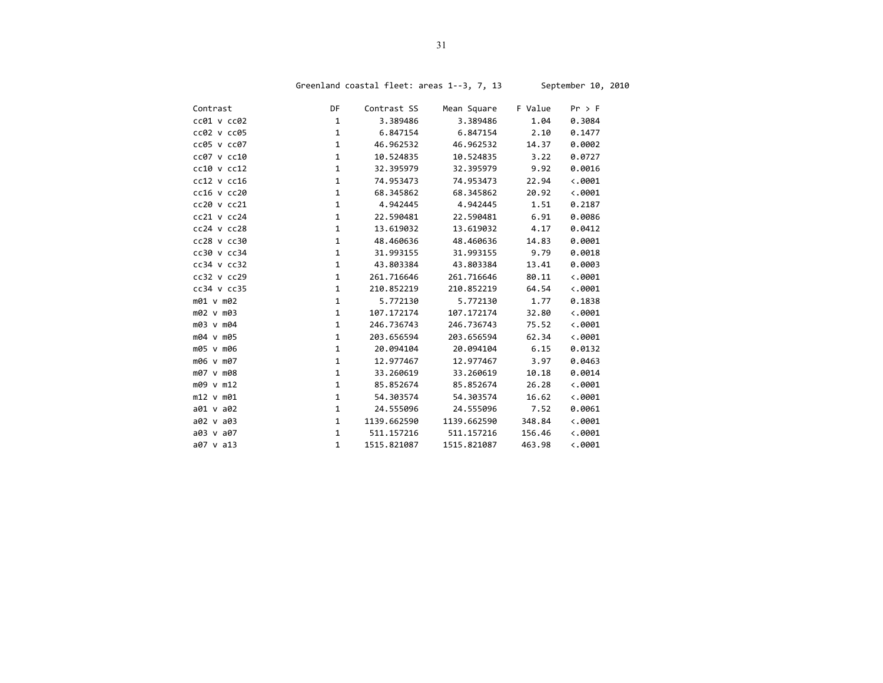Greenland coastal fleet: areas 1--3, 7, 13        September 10, 2010

| Contrast | DF | Contrast SS | Mean Square | F Value | Pr > F |
|---|---|---|---|---|---|
| cc01 v cc02 | 1 | 3.389486 | 3.389486 | 1.04 | 0.3084 |
| cc02 v cc05 | 1 | 6.847154 | 6.847154 | 2.10 | 0.1477 |
| cc05 v cc07 | 1 | 46.962532 | 46.962532 | 14.37 | 0.0002 |
| cc07 v cc10 | 1 | 10.524835 | 10.524835 | 3.22 | 0.0727 |
| cc10 v cc12 | 1 | 32.395979 | 32.395979 | 9.92 | 0.0016 |
| cc12 v cc16 | 1 | 74.953473 | 74.953473 | 22.94 | <.0001 |
| cc16 v cc20 | 1 | 68.345862 | 68.345862 | 20.92 | <.0001 |
| cc20 v cc21 | 1 | 4.942445 | 4.942445 | 1.51 | 0.2187 |
| cc21 v cc24 | 1 | 22.590481 | 22.590481 | 6.91 | 0.0086 |
| cc24 v cc28 | 1 | 13.619032 | 13.619032 | 4.17 | 0.0412 |
| cc28 v cc30 | 1 | 48.460636 | 48.460636 | 14.83 | 0.0001 |
| cc30 v cc34 | 1 | 31.993155 | 31.993155 | 9.79 | 0.0018 |
| cc34 v cc32 | 1 | 43.803384 | 43.803384 | 13.41 | 0.0003 |
| cc32 v cc29 | 1 | 261.716646 | 261.716646 | 80.11 | <.0001 |
| cc34 v cc35 | 1 | 210.852219 | 210.852219 | 64.54 | <.0001 |
| m01 v m02 | 1 | 5.772130 | 5.772130 | 1.77 | 0.1838 |
| m02 v m03 | 1 | 107.172174 | 107.172174 | 32.80 | <.0001 |
| m03 v m04 | 1 | 246.736743 | 246.736743 | 75.52 | <.0001 |
| m04 v m05 | 1 | 203.656594 | 203.656594 | 62.34 | <.0001 |
| m05 v m06 | 1 | 20.094104 | 20.094104 | 6.15 | 0.0132 |
| m06 v m07 | 1 | 12.977467 | 12.977467 | 3.97 | 0.0463 |
| m07 v m08 | 1 | 33.260619 | 33.260619 | 10.18 | 0.0014 |
| m09 v m12 | 1 | 85.852674 | 85.852674 | 26.28 | <.0001 |
| m12 v m01 | 1 | 54.303574 | 54.303574 | 16.62 | <.0001 |
| a01 v a02 | 1 | 24.555096 | 24.555096 | 7.52 | 0.0061 |
| a02 v a03 | 1 | 1139.662590 | 1139.662590 | 348.84 | <.0001 |
| a03 v a07 | 1 | 511.157216 | 511.157216 | 156.46 | <.0001 |
| a07 v a13 | 1 | 1515.821087 | 1515.821087 | 463.98 | <.0001 |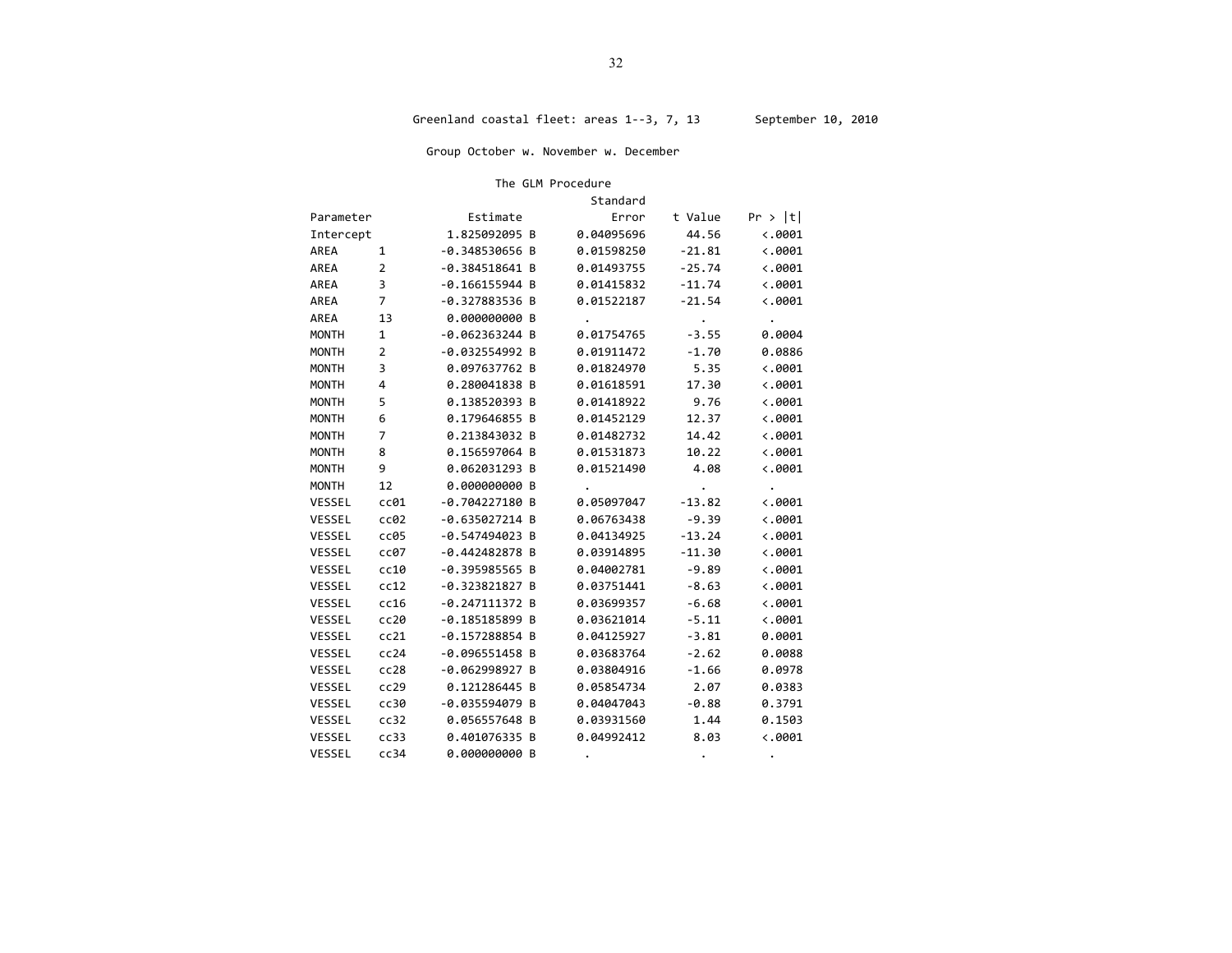Greenland coastal fleet: areas 1--3, 7, 13 September 10, 2010

Group October w. November w. December

The GLM Procedure

| Parameter | | Estimate | | Standard Error | t Value | Pr > \|t\| |
|---|---|---|---|---|---|---|
| Intercept | | 1.825092095 | B | 0.04095696 | 44.56 | <.0001 |
| AREA | 1 | -0.348530656 | B | 0.01598250 | -21.81 | <.0001 |
| AREA | 2 | -0.384518641 | B | 0.01493755 | -25.74 | <.0001 |
| AREA | 3 | -0.166155944 | B | 0.01415832 | -11.74 | <.0001 |
| AREA | 7 | -0.327883536 | B | 0.01522187 | -21.54 | <.0001 |
| AREA | 13 | 0.000000000 | B | . | . | . |
| MONTH | 1 | -0.062363244 | B | 0.01754765 | -3.55 | 0.0004 |
| MONTH | 2 | -0.032554992 | B | 0.01911472 | -1.70 | 0.0886 |
| MONTH | 3 | 0.097637762 | B | 0.01824970 | 5.35 | <.0001 |
| MONTH | 4 | 0.280041838 | B | 0.01618591 | 17.30 | <.0001 |
| MONTH | 5 | 0.138520393 | B | 0.01418922 | 9.76 | <.0001 |
| MONTH | 6 | 0.179646855 | B | 0.01452129 | 12.37 | <.0001 |
| MONTH | 7 | 0.213843032 | B | 0.01482732 | 14.42 | <.0001 |
| MONTH | 8 | 0.156597064 | B | 0.01531873 | 10.22 | <.0001 |
| MONTH | 9 | 0.062031293 | B | 0.01521490 | 4.08 | <.0001 |
| MONTH | 12 | 0.000000000 | B | . | . | . |
| VESSEL | cc01 | -0.704227180 | B | 0.05097047 | -13.82 | <.0001 |
| VESSEL | cc02 | -0.635027214 | B | 0.06763438 | -9.39 | <.0001 |
| VESSEL | cc05 | -0.547494023 | B | 0.04134925 | -13.24 | <.0001 |
| VESSEL | cc07 | -0.442482878 | B | 0.03914895 | -11.30 | <.0001 |
| VESSEL | cc10 | -0.395985565 | B | 0.04002781 | -9.89 | <.0001 |
| VESSEL | cc12 | -0.323821827 | B | 0.03751441 | -8.63 | <.0001 |
| VESSEL | cc16 | -0.247111372 | B | 0.03699357 | -6.68 | <.0001 |
| VESSEL | cc20 | -0.185185899 | B | 0.03621014 | -5.11 | <.0001 |
| VESSEL | cc21 | -0.157288854 | B | 0.04125927 | -3.81 | 0.0001 |
| VESSEL | cc24 | -0.096551458 | B | 0.03683764 | -2.62 | 0.0088 |
| VESSEL | cc28 | -0.062998927 | B | 0.03804916 | -1.66 | 0.0978 |
| VESSEL | cc29 | 0.121286445 | B | 0.05854734 | 2.07 | 0.0383 |
| VESSEL | cc30 | -0.035594079 | B | 0.04047043 | -0.88 | 0.3791 |
| VESSEL | cc32 | 0.056557648 | B | 0.03931560 | 1.44 | 0.1503 |
| VESSEL | cc33 | 0.401076335 | B | 0.04992412 | 8.03 | <.0001 |
| VESSEL | cc34 | 0.000000000 | B | . | . | . |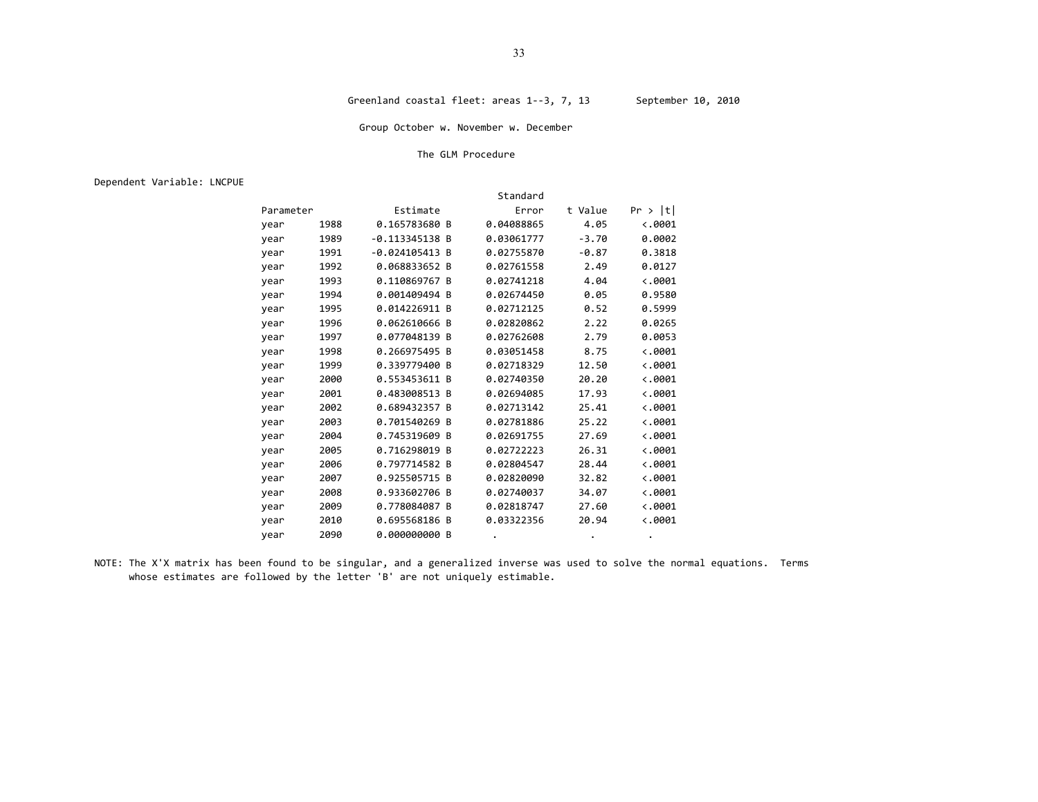Greenland coastal fleet: areas 1--3, 7, 13        September 10, 2010

Group October w. November w. December

The GLM Procedure

Dependent Variable: LNCPUE

| Parameter | | Estimate | Standard Error | t Value | Pr > \|t\| |
|---|---|---|---|---|---|
| year | 1988 | 0.165783680 B | 0.04088865 | 4.05 | <.0001 |
| year | 1989 | -0.113345138 B | 0.03061777 | -3.70 | 0.0002 |
| year | 1991 | -0.024105413 B | 0.02755870 | -0.87 | 0.3818 |
| year | 1992 | 0.068833652 B | 0.02761558 | 2.49 | 0.0127 |
| year | 1993 | 0.110869767 B | 0.02741218 | 4.04 | <.0001 |
| year | 1994 | 0.001409494 B | 0.02674450 | 0.05 | 0.9580 |
| year | 1995 | 0.014226911 B | 0.02712125 | 0.52 | 0.5999 |
| year | 1996 | 0.062610666 B | 0.02820862 | 2.22 | 0.0265 |
| year | 1997 | 0.077048139 B | 0.02762608 | 2.79 | 0.0053 |
| year | 1998 | 0.266975495 B | 0.03051458 | 8.75 | <.0001 |
| year | 1999 | 0.339779400 B | 0.02718329 | 12.50 | <.0001 |
| year | 2000 | 0.553453611 B | 0.02740350 | 20.20 | <.0001 |
| year | 2001 | 0.483008513 B | 0.02694085 | 17.93 | <.0001 |
| year | 2002 | 0.689432357 B | 0.02713142 | 25.41 | <.0001 |
| year | 2003 | 0.701540269 B | 0.02781886 | 25.22 | <.0001 |
| year | 2004 | 0.745319609 B | 0.02691755 | 27.69 | <.0001 |
| year | 2005 | 0.716298019 B | 0.02722223 | 26.31 | <.0001 |
| year | 2006 | 0.797714582 B | 0.02804547 | 28.44 | <.0001 |
| year | 2007 | 0.925505715 B | 0.02820090 | 32.82 | <.0001 |
| year | 2008 | 0.933602706 B | 0.02740037 | 34.07 | <.0001 |
| year | 2009 | 0.778084087 B | 0.02818747 | 27.60 | <.0001 |
| year | 2010 | 0.695568186 B | 0.03322356 | 20.94 | <.0001 |
| year | 2090 | 0.000000000 B | . | . | . |

NOTE: The X'X matrix has been found to be singular, and a generalized inverse was used to solve the normal equations. Terms whose estimates are followed by the letter 'B' are not uniquely estimable.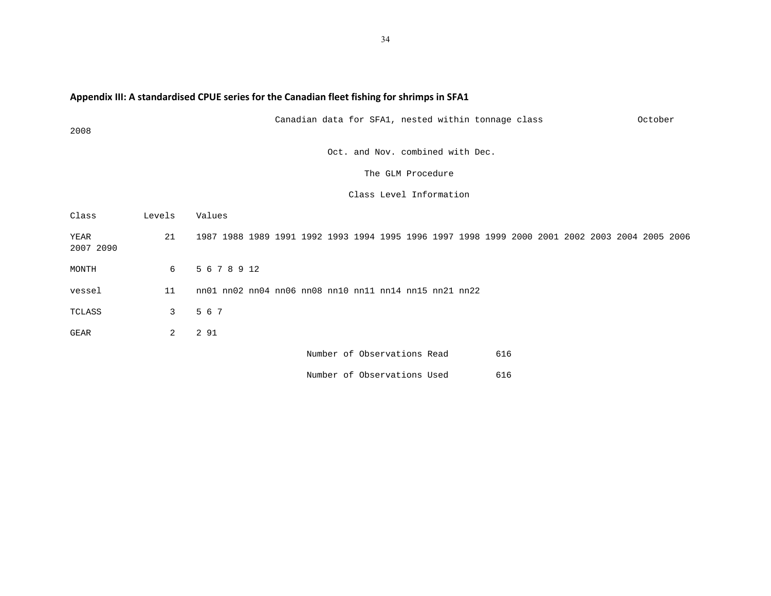### Appendix III: A standardised CPUE series for the Canadian fleet fishing for shrimps in SFA1

```
                              Canadian data for SFA1, nested within tonnage class                  October
2008

                                        Oct. and Nov. combined with Dec.

                                               The GLM Procedure

                                            Class Level Information

Class         Levels    Values

YEAR              21    1987 1988 1989 1991 1992 1993 1994 1995 1996 1997 1998 1999 2000 2001 2002 2003 2004 2005 2006
2007 2090

MONTH              6    5 6 7 8 9 12

vessel            11    nn01 nn02 nn04 nn06 nn08 nn10 nn11 nn14 nn15 nn21 nn22

TCLASS             3    5 6 7

GEAR               2    2 91

                                    Number of Observations Read         616

                                    Number of Observations Used         616
```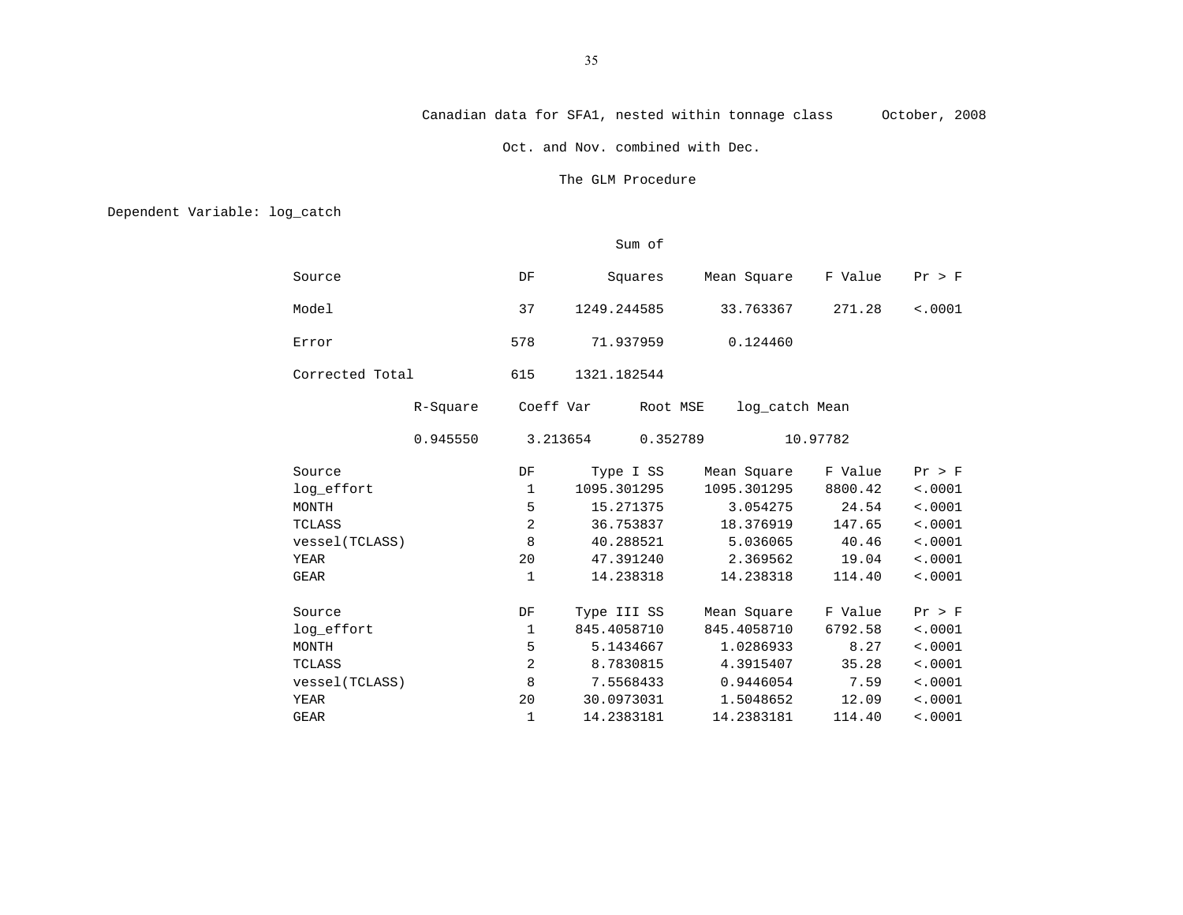Canadian data for SFA1, nested within tonnage class      October, 2008

Oct. and Nov. combined with Dec.

The GLM Procedure

Dependent Variable: log_catch

| Source | DF | Sum of Squares | Mean Square | F Value | Pr > F |
|---|---|---|---|---|---|
| Model | 37 | 1249.244585 | 33.763367 | 271.28 | <.0001 |
| Error | 578 | 71.937959 | 0.124460 | | |
| Corrected Total | 615 | 1321.182544 | | | |

| R-Square | Coeff Var | Root MSE | log_catch Mean |
|---|---|---|---|
| 0.945550 | 3.213654 | 0.352789 | 10.97782 |

| Source | DF | Type I SS | Mean Square | F Value | Pr > F |
|---|---|---|---|---|---|
| log_effort | 1 | 1095.301295 | 1095.301295 | 8800.42 | <.0001 |
| MONTH | 5 | 15.271375 | 3.054275 | 24.54 | <.0001 |
| TCLASS | 2 | 36.753837 | 18.376919 | 147.65 | <.0001 |
| vessel(TCLASS) | 8 | 40.288521 | 5.036065 | 40.46 | <.0001 |
| YEAR | 20 | 47.391240 | 2.369562 | 19.04 | <.0001 |
| GEAR | 1 | 14.238318 | 14.238318 | 114.40 | <.0001 |

| Source | DF | Type III SS | Mean Square | F Value | Pr > F |
|---|---|---|---|---|---|
| log_effort | 1 | 845.4058710 | 845.4058710 | 6792.58 | <.0001 |
| MONTH | 5 | 5.1434667 | 1.0286933 | 8.27 | <.0001 |
| TCLASS | 2 | 8.7830815 | 4.3915407 | 35.28 | <.0001 |
| vessel(TCLASS) | 8 | 7.5568433 | 0.9446054 | 7.59 | <.0001 |
| YEAR | 20 | 30.0973031 | 1.5048652 | 12.09 | <.0001 |
| GEAR | 1 | 14.2383181 | 14.2383181 | 114.40 | <.0001 |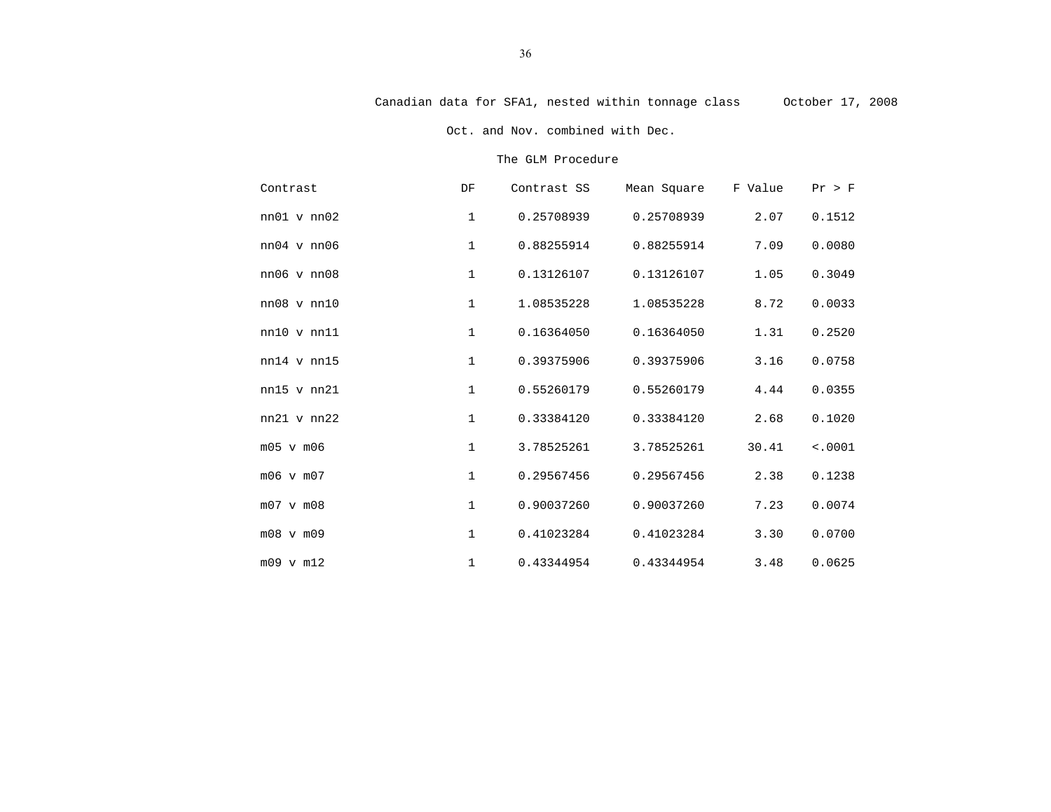Canadian data for SFA1, nested within tonnage class October 17, 2008

Oct. and Nov. combined with Dec.

The GLM Procedure

| Contrast | DF | Contrast SS | Mean Square | F Value | Pr > F |
|---|---|---|---|---|---|
| nn01 v nn02 | 1 | 0.25708939 | 0.25708939 | 2.07 | 0.1512 |
| nn04 v nn06 | 1 | 0.88255914 | 0.88255914 | 7.09 | 0.0080 |
| nn06 v nn08 | 1 | 0.13126107 | 0.13126107 | 1.05 | 0.3049 |
| nn08 v nn10 | 1 | 1.08535228 | 1.08535228 | 8.72 | 0.0033 |
| nn10 v nn11 | 1 | 0.16364050 | 0.16364050 | 1.31 | 0.2520 |
| nn14 v nn15 | 1 | 0.39375906 | 0.39375906 | 3.16 | 0.0758 |
| nn15 v nn21 | 1 | 0.55260179 | 0.55260179 | 4.44 | 0.0355 |
| nn21 v nn22 | 1 | 0.33384120 | 0.33384120 | 2.68 | 0.1020 |
| m05 v m06 | 1 | 3.78525261 | 3.78525261 | 30.41 | <.0001 |
| m06 v m07 | 1 | 0.29567456 | 0.29567456 | 2.38 | 0.1238 |
| m07 v m08 | 1 | 0.90037260 | 0.90037260 | 7.23 | 0.0074 |
| m08 v m09 | 1 | 0.41023284 | 0.41023284 | 3.30 | 0.0700 |
| m09 v m12 | 1 | 0.43344954 | 0.43344954 | 3.48 | 0.0625 |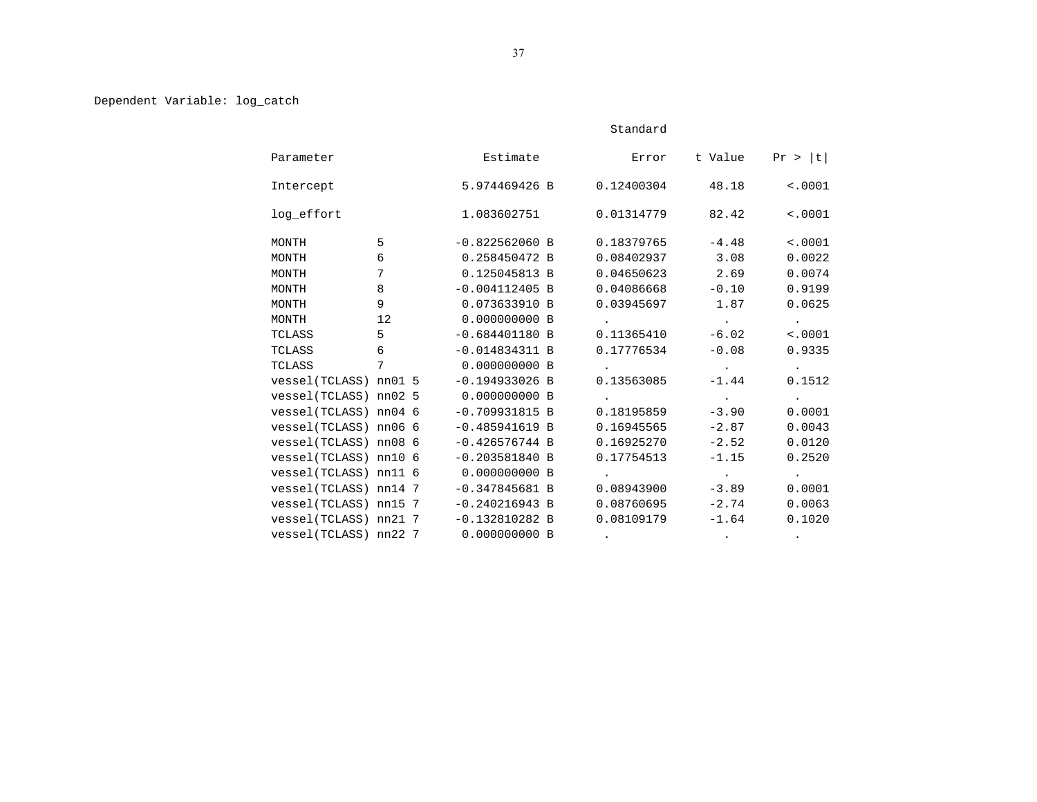Dependent Variable: log_catch

| Parameter | | Estimate | | Standard Error | t Value | Pr > \|t\| |
|---|---|---|---|---|---|---|
| Intercept | | 5.974469426 | B | 0.12400304 | 48.18 | <.0001 |
| log_effort | | 1.083602751 | | 0.01314779 | 82.42 | <.0001 |
| MONTH | 5 | -0.822562060 | B | 0.18379765 | -4.48 | <.0001 |
| MONTH | 6 | 0.258450472 | B | 0.08402937 | 3.08 | 0.0022 |
| MONTH | 7 | 0.125045813 | B | 0.04650623 | 2.69 | 0.0074 |
| MONTH | 8 | -0.004112405 | B | 0.04086668 | -0.10 | 0.9199 |
| MONTH | 9 | 0.073633910 | B | 0.03945697 | 1.87 | 0.0625 |
| MONTH | 12 | 0.000000000 | B | . | . | . |
| TCLASS | 5 | -0.684401180 | B | 0.11365410 | -6.02 | <.0001 |
| TCLASS | 6 | -0.014834311 | B | 0.17776534 | -0.08 | 0.9335 |
| TCLASS | 7 | 0.000000000 | B | . | . | . |
| vessel(TCLASS) | nn01 5 | -0.194933026 | B | 0.13563085 | -1.44 | 0.1512 |
| vessel(TCLASS) | nn02 5 | 0.000000000 | B | . | . | . |
| vessel(TCLASS) | nn04 6 | -0.709931815 | B | 0.18195859 | -3.90 | 0.0001 |
| vessel(TCLASS) | nn06 6 | -0.485941619 | B | 0.16945565 | -2.87 | 0.0043 |
| vessel(TCLASS) | nn08 6 | -0.426576744 | B | 0.16925270 | -2.52 | 0.0120 |
| vessel(TCLASS) | nn10 6 | -0.203581840 | B | 0.17754513 | -1.15 | 0.2520 |
| vessel(TCLASS) | nn11 6 | 0.000000000 | B | . | . | . |
| vessel(TCLASS) | nn14 7 | -0.347845681 | B | 0.08943900 | -3.89 | 0.0001 |
| vessel(TCLASS) | nn15 7 | -0.240216943 | B | 0.08760695 | -2.74 | 0.0063 |
| vessel(TCLASS) | nn21 7 | -0.132810282 | B | 0.08109179 | -1.64 | 0.1020 |
| vessel(TCLASS) | nn22 7 | 0.000000000 | B | . | . | . |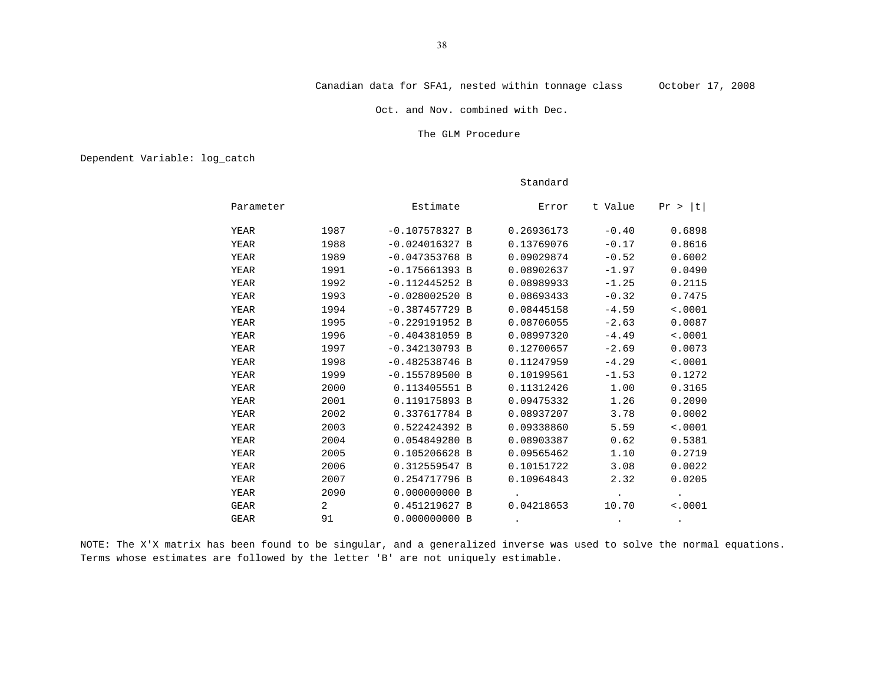Canadian data for SFA1, nested within tonnage class October 17, 2008

Oct. and Nov. combined with Dec.

The GLM Procedure

Dependent Variable: log_catch

| Parameter | | Estimate | Standard Error | t Value | Pr > \|t\| |
|---|---|---|---|---|---|
| YEAR | 1987 | -0.107578327 B | 0.26936173 | -0.40 | 0.6898 |
| YEAR | 1988 | -0.024016327 B | 0.13769076 | -0.17 | 0.8616 |
| YEAR | 1989 | -0.047353768 B | 0.09029874 | -0.52 | 0.6002 |
| YEAR | 1991 | -0.175661393 B | 0.08902637 | -1.97 | 0.0490 |
| YEAR | 1992 | -0.112445252 B | 0.08989933 | -1.25 | 0.2115 |
| YEAR | 1993 | -0.028002520 B | 0.08693433 | -0.32 | 0.7475 |
| YEAR | 1994 | -0.387457729 B | 0.08445158 | -4.59 | <.0001 |
| YEAR | 1995 | -0.229191952 B | 0.08706055 | -2.63 | 0.0087 |
| YEAR | 1996 | -0.404381059 B | 0.08997320 | -4.49 | <.0001 |
| YEAR | 1997 | -0.342130793 B | 0.12700657 | -2.69 | 0.0073 |
| YEAR | 1998 | -0.482538746 B | 0.11247959 | -4.29 | <.0001 |
| YEAR | 1999 | -0.155789500 B | 0.10199561 | -1.53 | 0.1272 |
| YEAR | 2000 | 0.113405551 B | 0.11312426 | 1.00 | 0.3165 |
| YEAR | 2001 | 0.119175893 B | 0.09475332 | 1.26 | 0.2090 |
| YEAR | 2002 | 0.337617784 B | 0.08937207 | 3.78 | 0.0002 |
| YEAR | 2003 | 0.522424392 B | 0.09338860 | 5.59 | <.0001 |
| YEAR | 2004 | 0.054849280 B | 0.08903387 | 0.62 | 0.5381 |
| YEAR | 2005 | 0.105206628 B | 0.09565462 | 1.10 | 0.2719 |
| YEAR | 2006 | 0.312559547 B | 0.10151722 | 3.08 | 0.0022 |
| YEAR | 2007 | 0.254717796 B | 0.10964843 | 2.32 | 0.0205 |
| YEAR | 2090 | 0.000000000 B | . | . | . |
| GEAR | 2 | 0.451219627 B | 0.04218653 | 10.70 | <.0001 |
| GEAR | 91 | 0.000000000 B | . | . | . |

NOTE: The X'X matrix has been found to be singular, and a generalized inverse was used to solve the normal equations. Terms whose estimates are followed by the letter 'B' are not uniquely estimable.